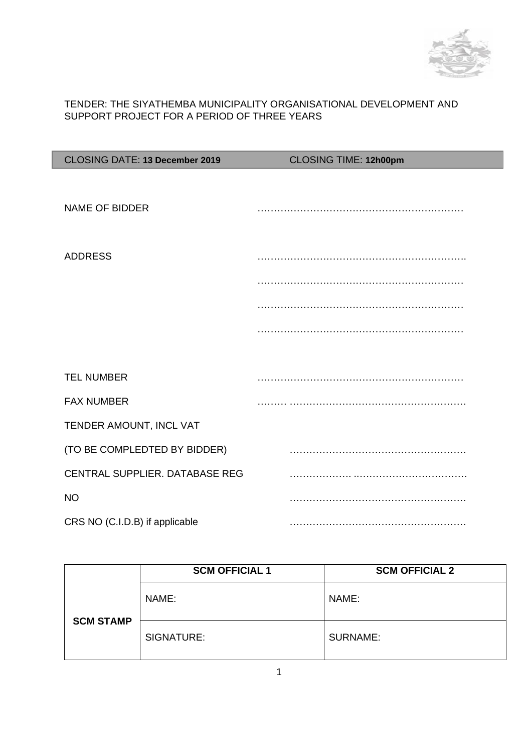TENDER: THE SIYATHEMBA MUNICIPALITY ORGANISATIONAL DEVELOPMENT AND SUPPORT PROJECT FOR A PERIOD OF THREE YEARS

| CLOSING DATE: **13 December 2019** | CLOSING TIME: **12h00pm** |
|---|---|

NAME OF BIDDER ……………………………………………………

ADDRESS …………………………………………………….

……………………………………………………

……………………………………………………

……………………………………………………

TEL NUMBER ……………………………………………………

FAX NUMBER ……… ……………………………………………

TENDER AMOUNT, INCL VAT

(TO BE COMPLEDTED BY BIDDER) ……………………………………………

CENTRAL SUPPLIER. DATABASE REG ………………. ……………………………

NO ……………………………………………

CRS NO (C.I.D.B) if applicable ……………………………………………

| **SCM STAMP** | **SCM OFFICIAL 1** | **SCM OFFICIAL 2** |
|---|---|---|
| | NAME: | NAME: |
| | SIGNATURE: | SURNAME: |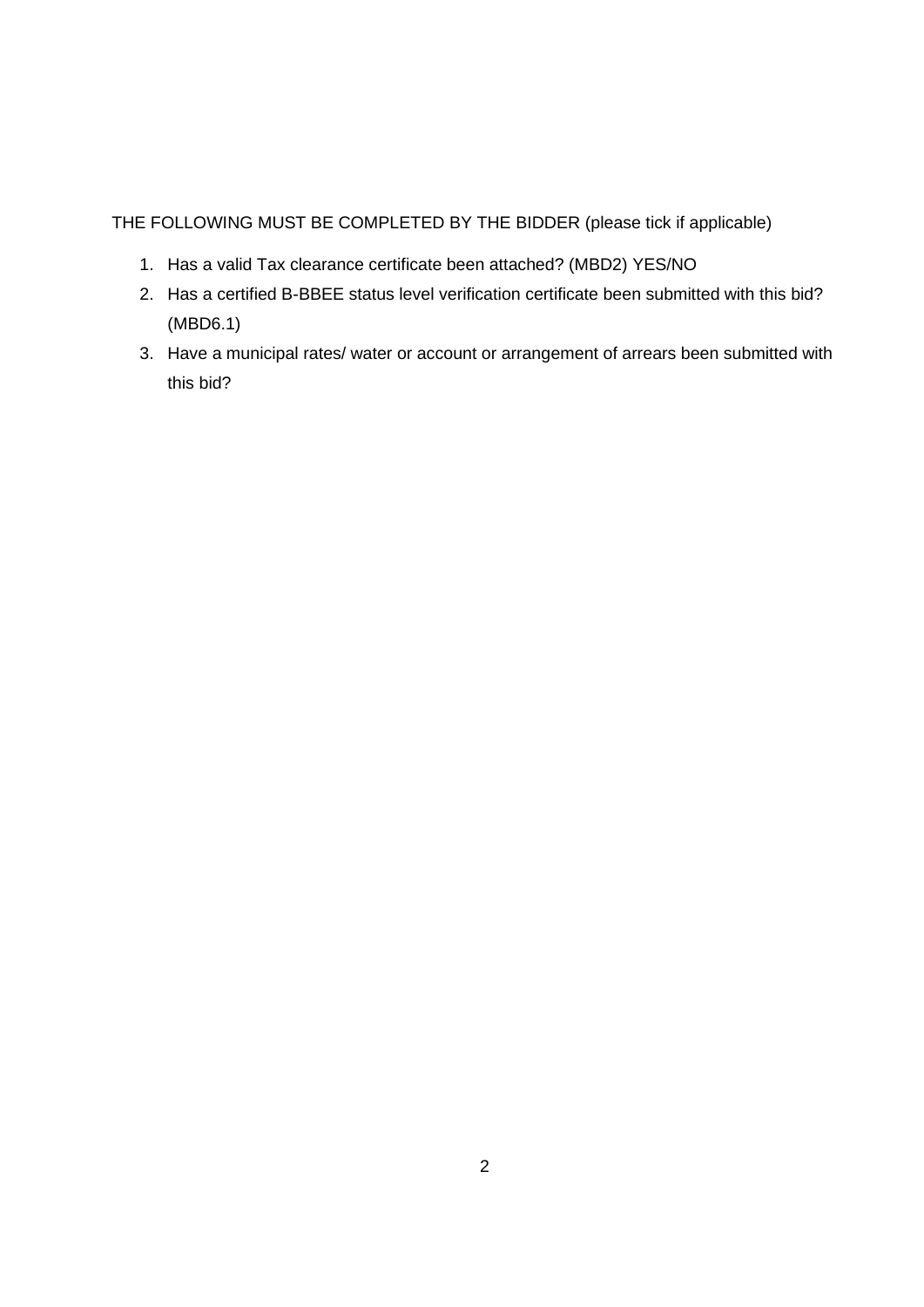THE FOLLOWING MUST BE COMPLETED BY THE BIDDER (please tick if applicable)

1. Has a valid Tax clearance certificate been attached? (MBD2) YES/NO
2. Has a certified B-BBEE status level verification certificate been submitted with this bid? (MBD6.1)
3. Have a municipal rates/ water or account or arrangement of arrears been submitted with this bid?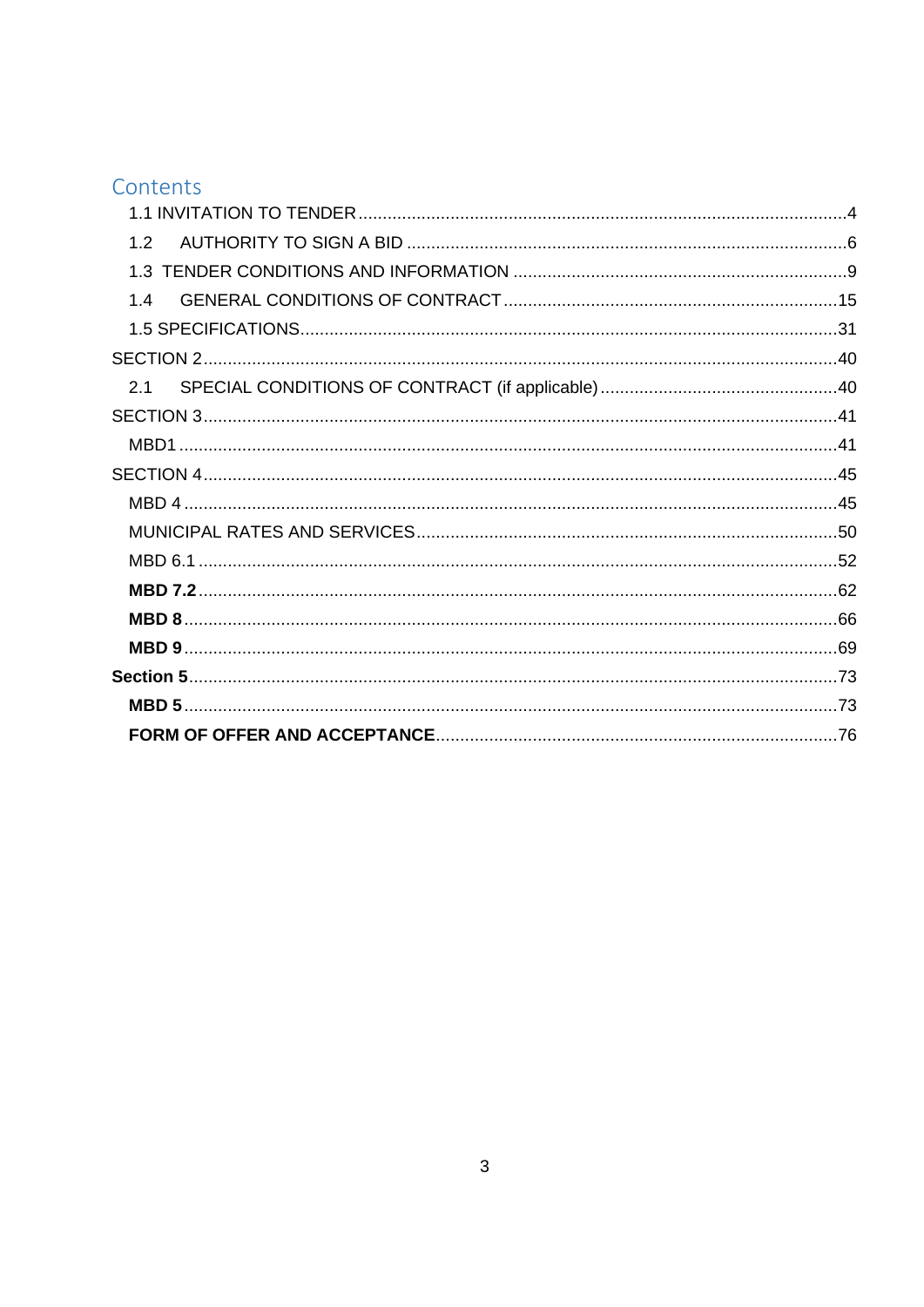# Contents

- 1.1 INVITATION TO TENDER .......... 4
- 1.2 AUTHORITY TO SIGN A BID .......... 6
- 1.3 TENDER CONDITIONS AND INFORMATION .......... 9
- 1.4 GENERAL CONDITIONS OF CONTRACT .......... 15
- 1.5 SPECIFICATIONS .......... 31

SECTION 2 .......... 40

- 2.1 SPECIAL CONDITIONS OF CONTRACT (if applicable) .......... 40

SECTION 3 .......... 41

- MBD1 .......... 41

SECTION 4 .......... 45

- MBD 4 .......... 45
- MUNICIPAL RATES AND SERVICES .......... 50
- MBD 6.1 .......... 52
- **MBD 7.2** .......... 62
- **MBD 8** .......... 66
- **MBD 9** .......... 69

**Section 5** .......... 73

- **MBD 5** .......... 73
- **FORM OF OFFER AND ACCEPTANCE** .......... 76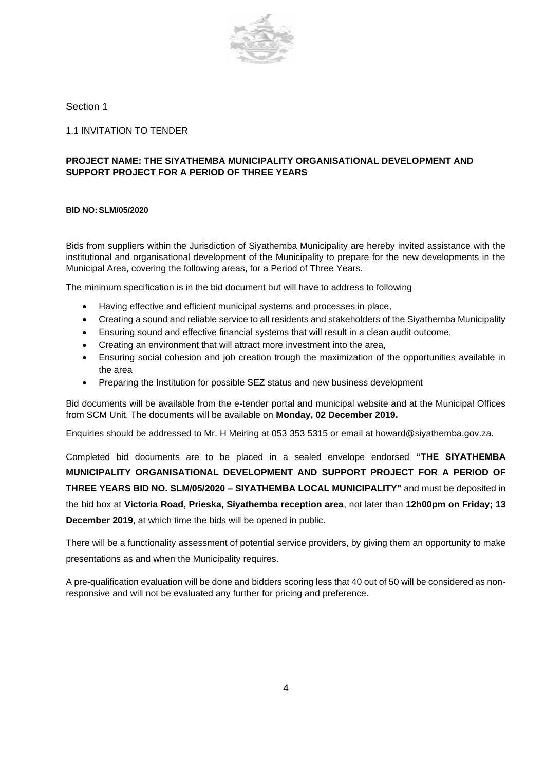Section 1

## 1.1 INVITATION TO TENDER

**PROJECT NAME: THE SIYATHEMBA MUNICIPALITY ORGANISATIONAL DEVELOPMENT AND SUPPORT PROJECT FOR A PERIOD OF THREE YEARS**

**BID NO: SLM/05/2020**

Bids from suppliers within the Jurisdiction of Siyathemba Municipality are hereby invited assistance with the institutional and organisational development of the Municipality to prepare for the new developments in the Municipal Area, covering the following areas, for a Period of Three Years.

The minimum specification is in the bid document but will have to address to following

- Having effective and efficient municipal systems and processes in place,
- Creating a sound and reliable service to all residents and stakeholders of the Siyathemba Municipality
- Ensuring sound and effective financial systems that will result in a clean audit outcome,
- Creating an environment that will attract more investment into the area,
- Ensuring social cohesion and job creation trough the maximization of the opportunities available in the area
- Preparing the Institution for possible SEZ status and new business development

Bid documents will be available from the e-tender portal and municipal website and at the Municipal Offices from SCM Unit. The documents will be available on **Monday, 02 December 2019.**

Enquiries should be addressed to Mr. H Meiring at 053 353 5315 or email at howard@siyathemba.gov.za.

Completed bid documents are to be placed in a sealed envelope endorsed **"THE SIYATHEMBA MUNICIPALITY ORGANISATIONAL DEVELOPMENT AND SUPPORT PROJECT FOR A PERIOD OF THREE YEARS BID NO. SLM/05/2020 – SIYATHEMBA LOCAL MUNICIPALITY"** and must be deposited in the bid box at **Victoria Road, Prieska, Siyathemba reception area**, not later than **12h00pm on Friday; 13 December 2019**, at which time the bids will be opened in public.

There will be a functionality assessment of potential service providers, by giving them an opportunity to make presentations as and when the Municipality requires.

A pre-qualification evaluation will be done and bidders scoring less that 40 out of 50 will be considered as non-responsive and will not be evaluated any further for pricing and preference.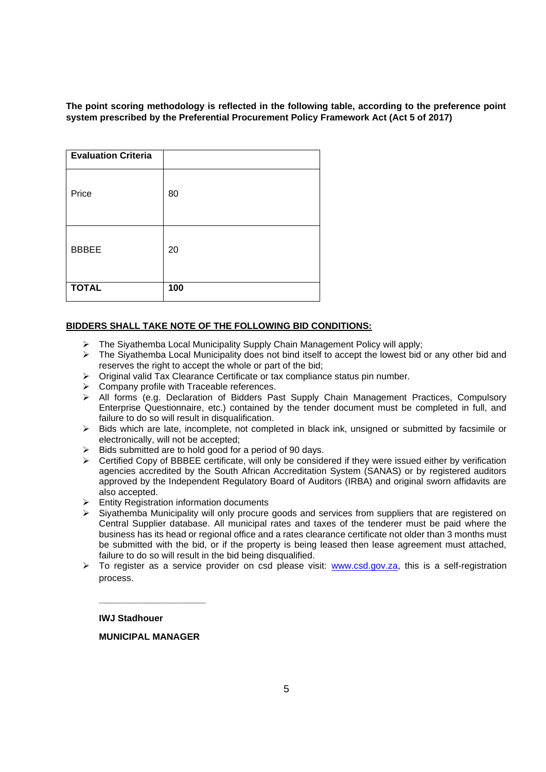**The point scoring methodology is reflected in the following table, according to the preference point system prescribed by the Preferential Procurement Policy Framework Act (Act 5 of 2017)**

| Evaluation Criteria | |
|---|---|
| Price | 80 |
| BBBEE | 20 |
| **TOTAL** | **100** |

**BIDDERS SHALL TAKE NOTE OF THE FOLLOWING BID CONDITIONS:**

- The Siyathemba Local Municipality Supply Chain Management Policy will apply;
- The Siyathemba Local Municipality does not bind itself to accept the lowest bid or any other bid and reserves the right to accept the whole or part of the bid;
- Original valid Tax Clearance Certificate or tax compliance status pin number.
- Company profile with Traceable references.
- All forms (e.g. Declaration of Bidders Past Supply Chain Management Practices, Compulsory Enterprise Questionnaire, etc.) contained by the tender document must be completed in full, and failure to do so will result in disqualification.
- Bids which are late, incomplete, not completed in black ink, unsigned or submitted by facsimile or electronically, will not be accepted;
- Bids submitted are to hold good for a period of 90 days.
- Certified Copy of BBBEE certificate, will only be considered if they were issued either by verification agencies accredited by the South African Accreditation System (SANAS) or by registered auditors approved by the Independent Regulatory Board of Auditors (IRBA) and original sworn affidavits are also accepted.
- Entity Registration information documents
- Siyathemba Municipality will only procure goods and services from suppliers that are registered on Central Supplier database. All municipal rates and taxes of the tenderer must be paid where the business has its head or regional office and a rates clearance certificate not older than 3 months must be submitted with the bid, or if the property is being leased then lease agreement must attached, failure to do so will result in the bid being disqualified.
- To register as a service provider on csd please visit: www.csd.gov.za, this is a self-registration process.

\_\_\_\_\_\_\_\_\_\_\_\_\_\_\_\_\_\_\_\_\_\_

**IWJ Stadhouer**

**MUNICIPAL MANAGER**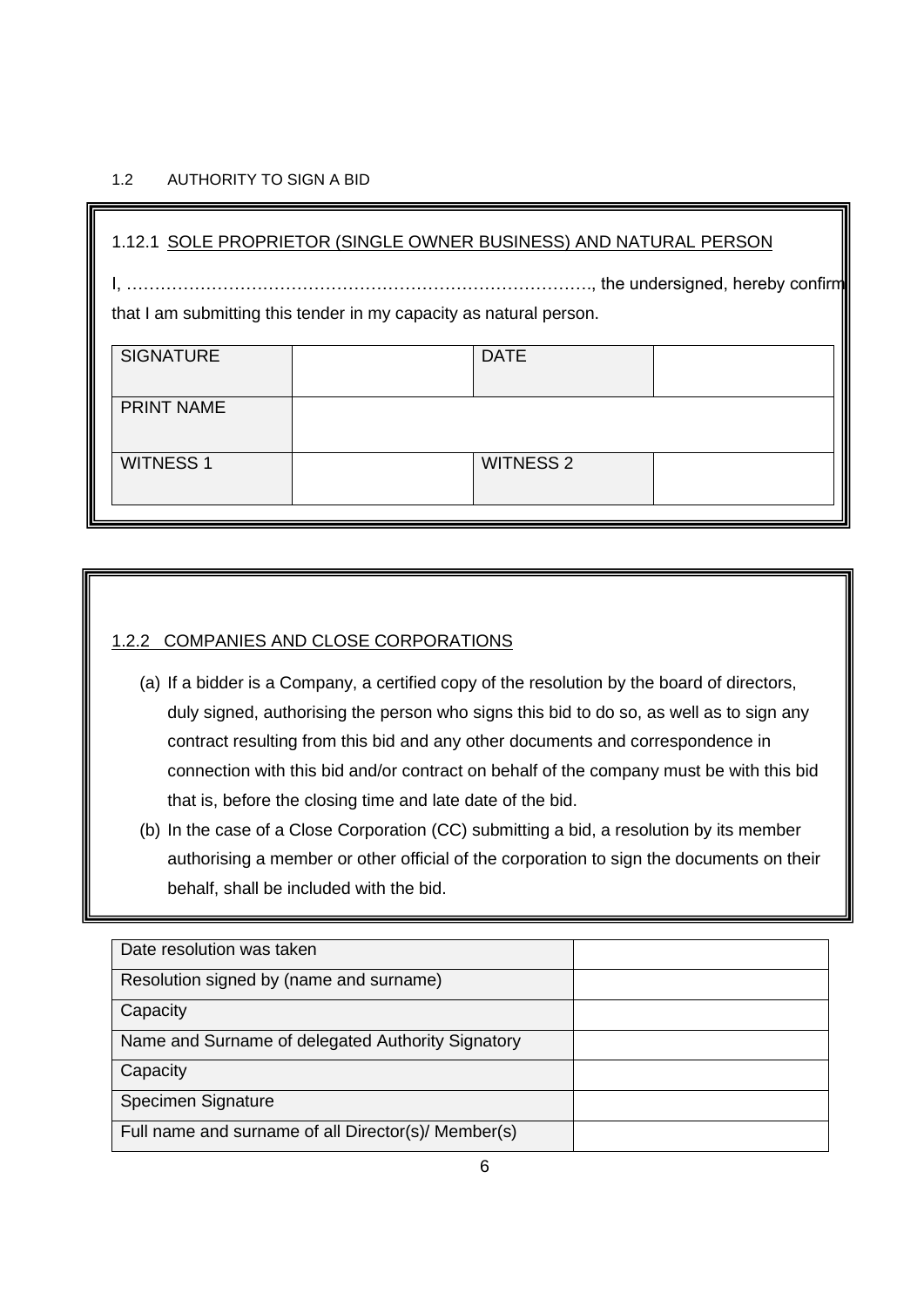1.2 AUTHORITY TO SIGN A BID

1.12.1 SOLE PROPRIETOR (SINGLE OWNER BUSINESS) AND NATURAL PERSON

I, ………………………………………………………………………., the undersigned, hereby confirm that I am submitting this tender in my capacity as natural person.

| SIGNATURE | | DATE | |
|---|---|---|---|
| PRINT NAME | | | |
| WITNESS 1 | | WITNESS 2 | |

1.2.2 COMPANIES AND CLOSE CORPORATIONS

(a) If a bidder is a Company, a certified copy of the resolution by the board of directors, duly signed, authorising the person who signs this bid to do so, as well as to sign any contract resulting from this bid and any other documents and correspondence in connection with this bid and/or contract on behalf of the company must be with this bid that is, before the closing time and late date of the bid.

(b) In the case of a Close Corporation (CC) submitting a bid, a resolution by its member authorising a member or other official of the corporation to sign the documents on their behalf, shall be included with the bid.

| | |
|---|---|
| Date resolution was taken | |
| Resolution signed by (name and surname) | |
| Capacity | |
| Name and Surname of delegated Authority Signatory | |
| Capacity | |
| Specimen Signature | |
| Full name and surname of all Director(s)/ Member(s) | |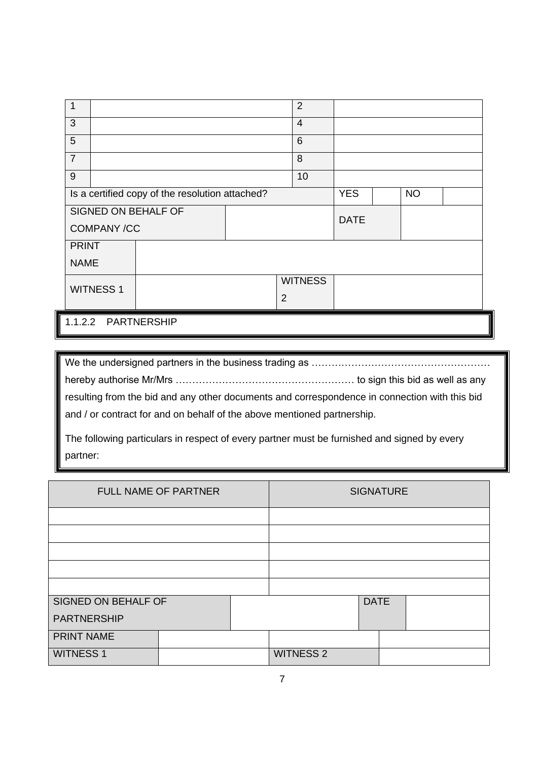| 1 | | 2 | | | | |
|---|---|---|---|---|---|---|
| 3 | | 4 | | | | |
| 5 | | 6 | | | | |
| 7 | | 8 | | | | |
| 9 | | 10 | | | | |
| Is a certified copy of the resolution attached? | | | YES | | NO | |
| SIGNED ON BEHALF OF COMPANY /CC | | | DATE | | | |
| PRINT NAME | | | | | | |
| WITNESS 1 | | WITNESS 2 | | | | |

### 1.1.2.2 PARTNERSHIP

We the undersigned partners in the business trading as ……………………………………………… hereby authorise Mr/Mrs ……………………………………………… to sign this bid as well as any resulting from the bid and any other documents and correspondence in connection with this bid and / or contract for and on behalf of the above mentioned partnership.

The following particulars in respect of every partner must be furnished and signed by every partner:

| FULL NAME OF PARTNER | SIGNATURE |
|---|---|
| | |
| | |
| | |
| | |
| | |

| SIGNED ON BEHALF OF PARTNERSHIP | | DATE | |
|---|---|---|---|
| PRINT NAME | | | |
| WITNESS 1 | | WITNESS 2 | |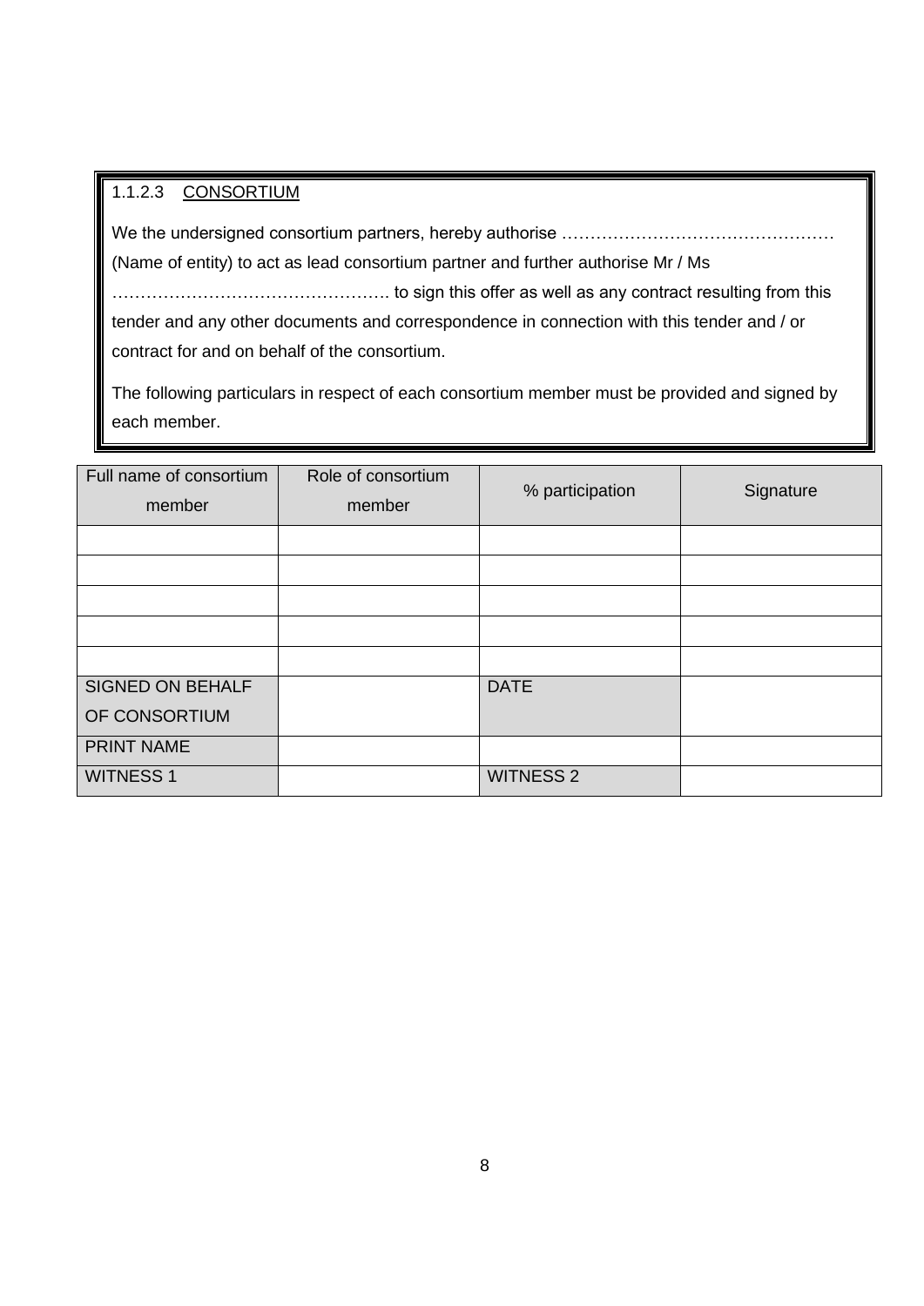1.1.2.3 <u>CONSORTIUM</u>

We the undersigned consortium partners, hereby authorise ………………………………………… (Name of entity) to act as lead consortium partner and further authorise Mr / Ms …………………………………………. to sign this offer as well as any contract resulting from this tender and any other documents and correspondence in connection with this tender and / or contract for and on behalf of the consortium.

The following particulars in respect of each consortium member must be provided and signed by each member.

| Full name of consortium member | Role of consortium member | % participation | Signature |
|---|---|---|---|
| | | | |
| | | | |
| | | | |
| | | | |
| | | | |
| SIGNED ON BEHALF OF CONSORTIUM | | DATE | |
| PRINT NAME | | | |
| WITNESS 1 | | WITNESS 2 | |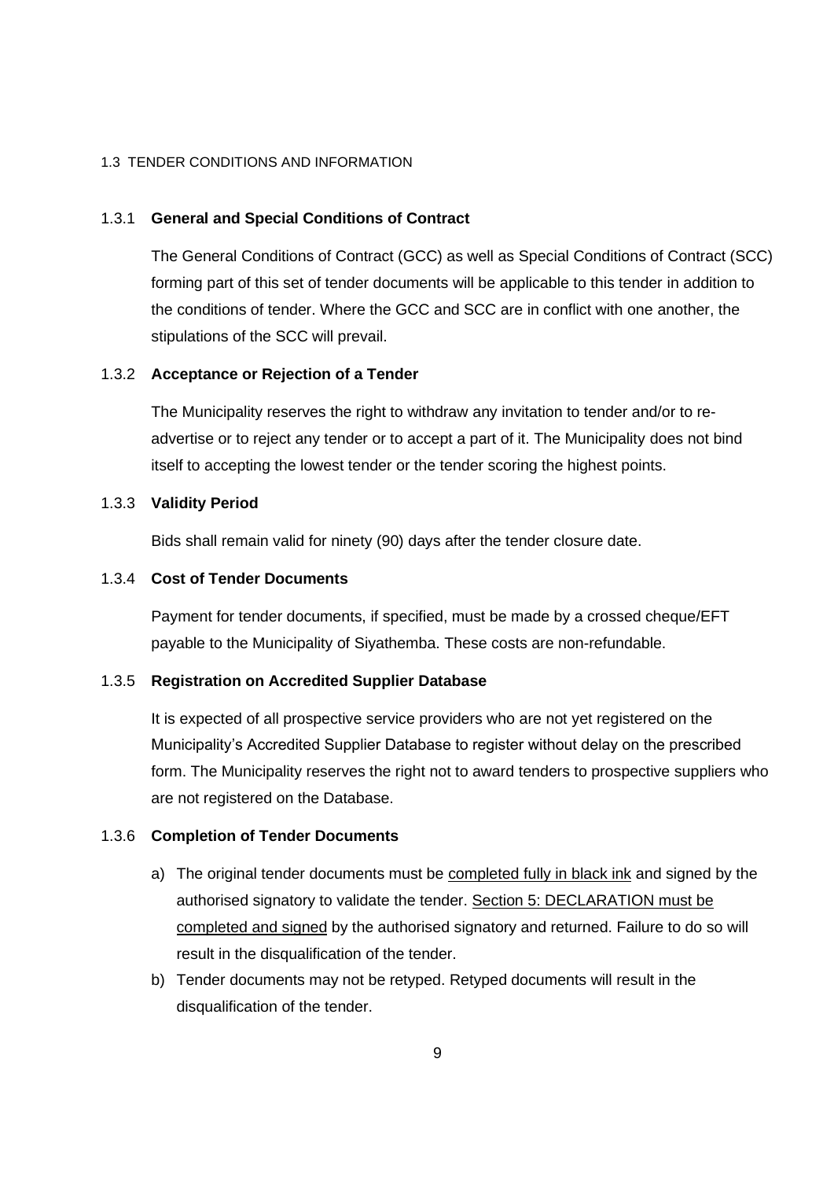## 1.3 TENDER CONDITIONS AND INFORMATION

### 1.3.1 **General and Special Conditions of Contract**

The General Conditions of Contract (GCC) as well as Special Conditions of Contract (SCC) forming part of this set of tender documents will be applicable to this tender in addition to the conditions of tender. Where the GCC and SCC are in conflict with one another, the stipulations of the SCC will prevail.

### 1.3.2 **Acceptance or Rejection of a Tender**

The Municipality reserves the right to withdraw any invitation to tender and/or to re-advertise or to reject any tender or to accept a part of it. The Municipality does not bind itself to accepting the lowest tender or the tender scoring the highest points.

### 1.3.3 **Validity Period**

Bids shall remain valid for ninety (90) days after the tender closure date.

### 1.3.4 **Cost of Tender Documents**

Payment for tender documents, if specified, must be made by a crossed cheque/EFT payable to the Municipality of Siyathemba. These costs are non-refundable.

### 1.3.5 **Registration on Accredited Supplier Database**

It is expected of all prospective service providers who are not yet registered on the Municipality's Accredited Supplier Database to register without delay on the prescribed form. The Municipality reserves the right not to award tenders to prospective suppliers who are not registered on the Database.

### 1.3.6 **Completion of Tender Documents**

a) The original tender documents must be <u>completed fully in black ink</u> and signed by the authorised signatory to validate the tender. <u>Section 5: DECLARATION must be completed and signed</u> by the authorised signatory and returned. Failure to do so will result in the disqualification of the tender.

b) Tender documents may not be retyped. Retyped documents will result in the disqualification of the tender.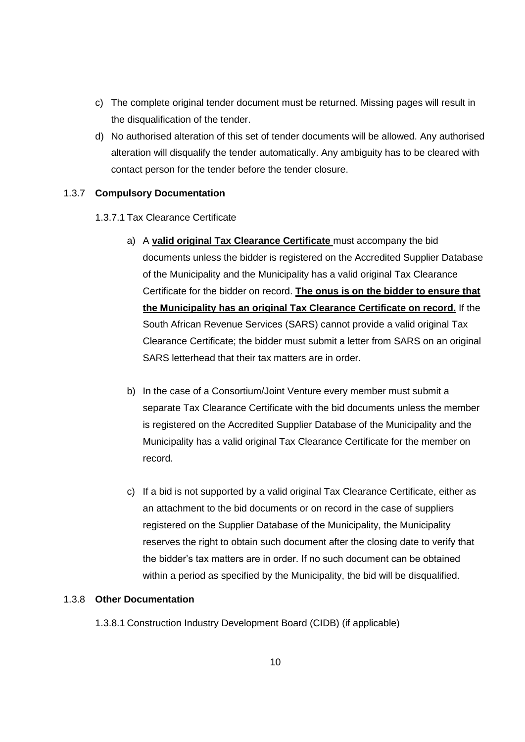c) The complete original tender document must be returned. Missing pages will result in the disqualification of the tender.

d) No authorised alteration of this set of tender documents will be allowed. Any authorised alteration will disqualify the tender automatically. Any ambiguity has to be cleared with contact person for the tender before the tender closure.

1.3.7 **Compulsory Documentation**

1.3.7.1 Tax Clearance Certificate

a) A **valid original Tax Clearance Certificate** must accompany the bid documents unless the bidder is registered on the Accredited Supplier Database of the Municipality and the Municipality has a valid original Tax Clearance Certificate for the bidder on record. **The onus is on the bidder to ensure that the Municipality has an original Tax Clearance Certificate on record.** If the South African Revenue Services (SARS) cannot provide a valid original Tax Clearance Certificate; the bidder must submit a letter from SARS on an original SARS letterhead that their tax matters are in order.

b) In the case of a Consortium/Joint Venture every member must submit a separate Tax Clearance Certificate with the bid documents unless the member is registered on the Accredited Supplier Database of the Municipality and the Municipality has a valid original Tax Clearance Certificate for the member on record.

c) If a bid is not supported by a valid original Tax Clearance Certificate, either as an attachment to the bid documents or on record in the case of suppliers registered on the Supplier Database of the Municipality, the Municipality reserves the right to obtain such document after the closing date to verify that the bidder's tax matters are in order. If no such document can be obtained within a period as specified by the Municipality, the bid will be disqualified.

1.3.8 **Other Documentation**

1.3.8.1 Construction Industry Development Board (CIDB) (if applicable)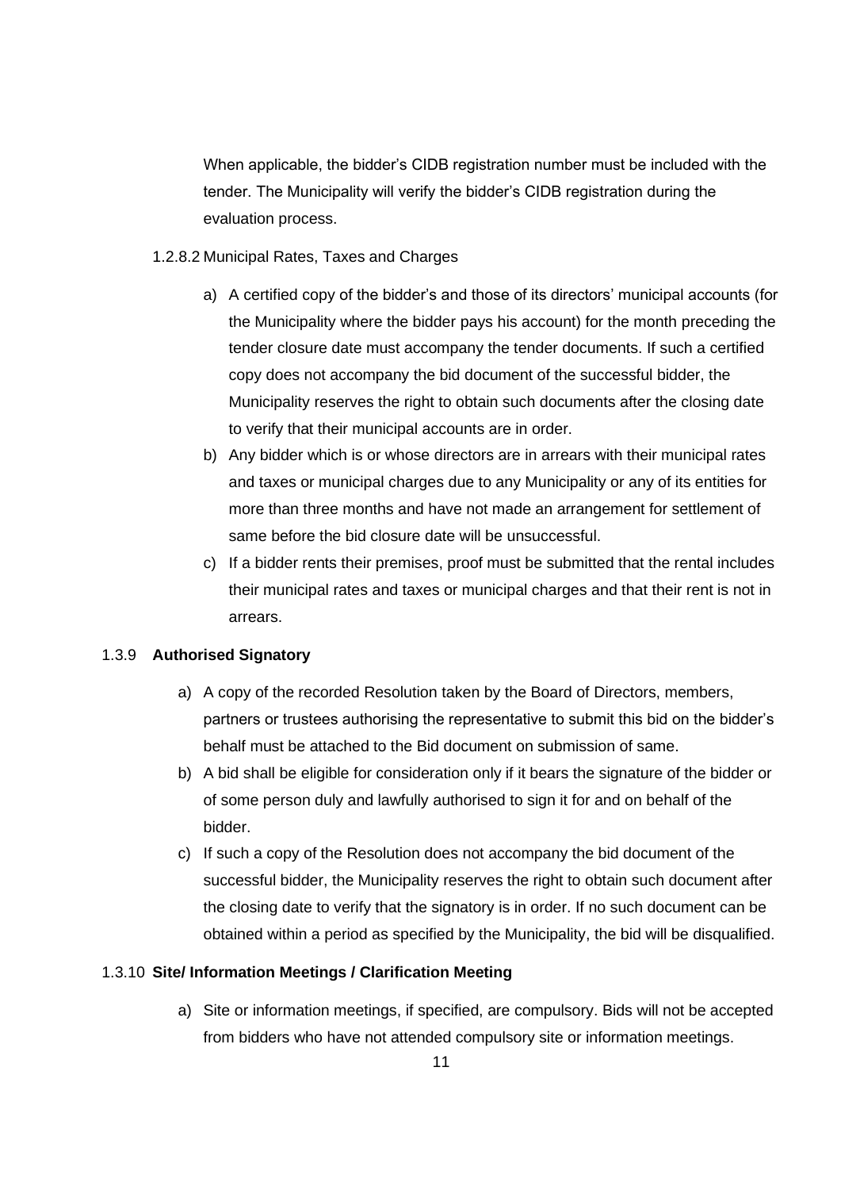When applicable, the bidder's CIDB registration number must be included with the tender. The Municipality will verify the bidder's CIDB registration during the evaluation process.

1.2.8.2 Municipal Rates, Taxes and Charges

a) A certified copy of the bidder's and those of its directors' municipal accounts (for the Municipality where the bidder pays his account) for the month preceding the tender closure date must accompany the tender documents. If such a certified copy does not accompany the bid document of the successful bidder, the Municipality reserves the right to obtain such documents after the closing date to verify that their municipal accounts are in order.

b) Any bidder which is or whose directors are in arrears with their municipal rates and taxes or municipal charges due to any Municipality or any of its entities for more than three months and have not made an arrangement for settlement of same before the bid closure date will be unsuccessful.

c) If a bidder rents their premises, proof must be submitted that the rental includes their municipal rates and taxes or municipal charges and that their rent is not in arrears.

### 1.3.9 **Authorised Signatory**

a) A copy of the recorded Resolution taken by the Board of Directors, members, partners or trustees authorising the representative to submit this bid on the bidder's behalf must be attached to the Bid document on submission of same.

b) A bid shall be eligible for consideration only if it bears the signature of the bidder or of some person duly and lawfully authorised to sign it for and on behalf of the bidder.

c) If such a copy of the Resolution does not accompany the bid document of the successful bidder, the Municipality reserves the right to obtain such document after the closing date to verify that the signatory is in order. If no such document can be obtained within a period as specified by the Municipality, the bid will be disqualified.

### 1.3.10 **Site/ Information Meetings / Clarification Meeting**

a) Site or information meetings, if specified, are compulsory. Bids will not be accepted from bidders who have not attended compulsory site or information meetings.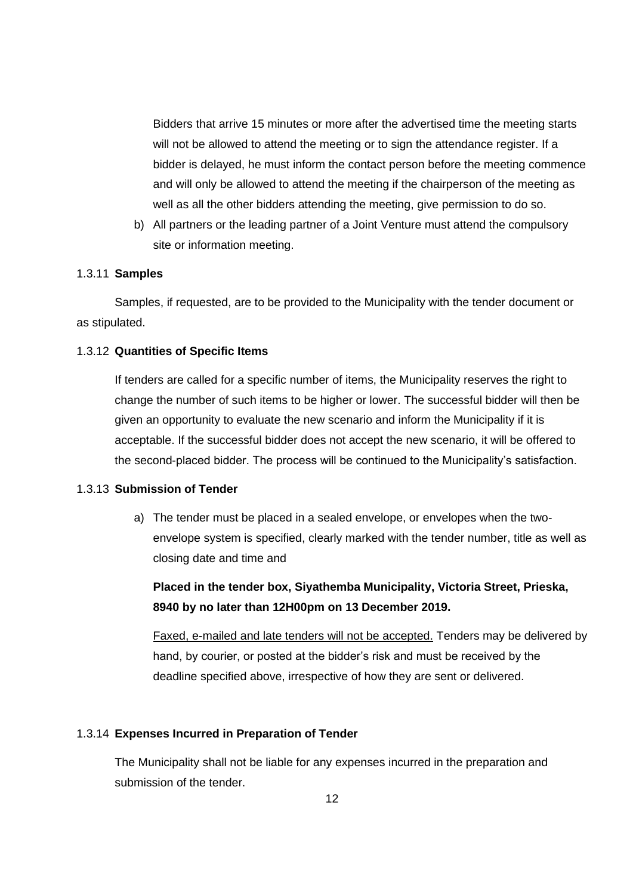Bidders that arrive 15 minutes or more after the advertised time the meeting starts will not be allowed to attend the meeting or to sign the attendance register. If a bidder is delayed, he must inform the contact person before the meeting commence and will only be allowed to attend the meeting if the chairperson of the meeting as well as all the other bidders attending the meeting, give permission to do so.

b) All partners or the leading partner of a Joint Venture must attend the compulsory site or information meeting.

1.3.11 **Samples**

Samples, if requested, are to be provided to the Municipality with the tender document or as stipulated.

1.3.12 **Quantities of Specific Items**

If tenders are called for a specific number of items, the Municipality reserves the right to change the number of such items to be higher or lower. The successful bidder will then be given an opportunity to evaluate the new scenario and inform the Municipality if it is acceptable. If the successful bidder does not accept the new scenario, it will be offered to the second-placed bidder. The process will be continued to the Municipality's satisfaction.

1.3.13 **Submission of Tender**

a) The tender must be placed in a sealed envelope, or envelopes when the two-envelope system is specified, clearly marked with the tender number, title as well as closing date and time and

**Placed in the tender box, Siyathemba Municipality, Victoria Street, Prieska, 8940 by no later than 12H00pm on 13 December 2019.**

<u>Faxed, e-mailed and late tenders will not be accepted.</u> Tenders may be delivered by hand, by courier, or posted at the bidder's risk and must be received by the deadline specified above, irrespective of how they are sent or delivered.

1.3.14 **Expenses Incurred in Preparation of Tender**

The Municipality shall not be liable for any expenses incurred in the preparation and submission of the tender.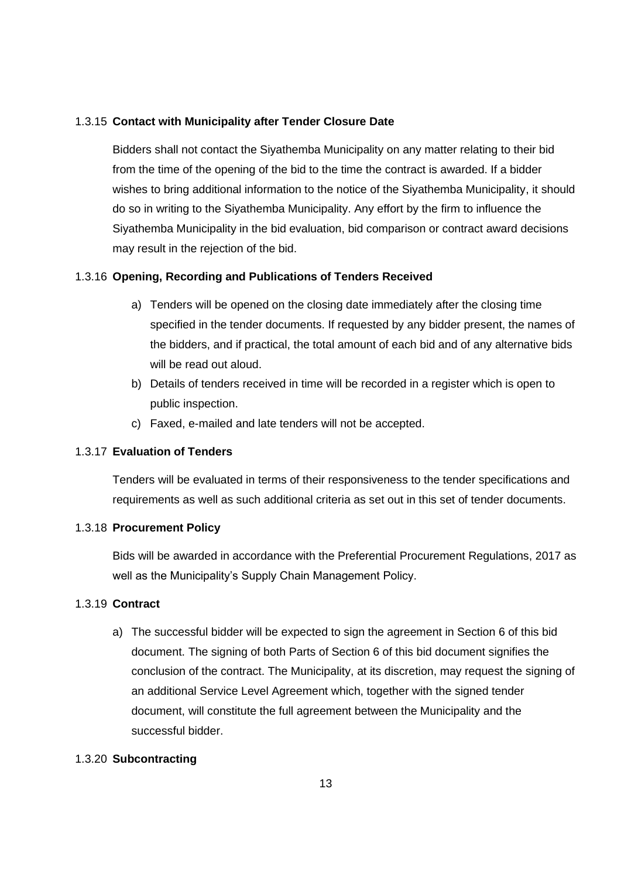### 1.3.15 **Contact with Municipality after Tender Closure Date**

Bidders shall not contact the Siyathemba Municipality on any matter relating to their bid from the time of the opening of the bid to the time the contract is awarded. If a bidder wishes to bring additional information to the notice of the Siyathemba Municipality, it should do so in writing to the Siyathemba Municipality. Any effort by the firm to influence the Siyathemba Municipality in the bid evaluation, bid comparison or contract award decisions may result in the rejection of the bid.

### 1.3.16 **Opening, Recording and Publications of Tenders Received**

a) Tenders will be opened on the closing date immediately after the closing time specified in the tender documents. If requested by any bidder present, the names of the bidders, and if practical, the total amount of each bid and of any alternative bids will be read out aloud.
b) Details of tenders received in time will be recorded in a register which is open to public inspection.
c) Faxed, e-mailed and late tenders will not be accepted.

### 1.3.17 **Evaluation of Tenders**

Tenders will be evaluated in terms of their responsiveness to the tender specifications and requirements as well as such additional criteria as set out in this set of tender documents.

### 1.3.18 **Procurement Policy**

Bids will be awarded in accordance with the Preferential Procurement Regulations, 2017 as well as the Municipality's Supply Chain Management Policy.

### 1.3.19 **Contract**

a) The successful bidder will be expected to sign the agreement in Section 6 of this bid document. The signing of both Parts of Section 6 of this bid document signifies the conclusion of the contract. The Municipality, at its discretion, may request the signing of an additional Service Level Agreement which, together with the signed tender document, will constitute the full agreement between the Municipality and the successful bidder.

### 1.3.20 **Subcontracting**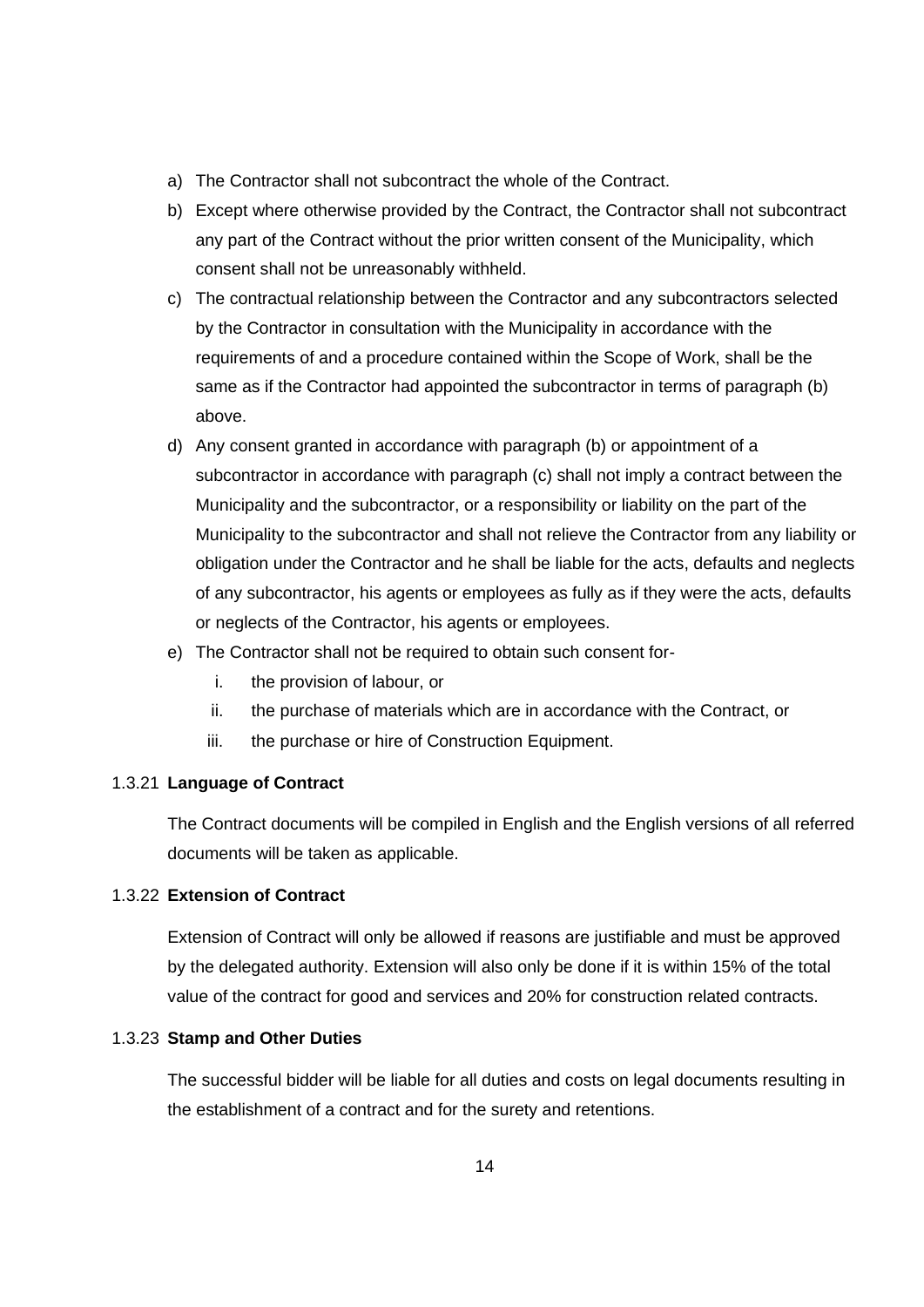a) The Contractor shall not subcontract the whole of the Contract.
b) Except where otherwise provided by the Contract, the Contractor shall not subcontract any part of the Contract without the prior written consent of the Municipality, which consent shall not be unreasonably withheld.
c) The contractual relationship between the Contractor and any subcontractors selected by the Contractor in consultation with the Municipality in accordance with the requirements of and a procedure contained within the Scope of Work, shall be the same as if the Contractor had appointed the subcontractor in terms of paragraph (b) above.
d) Any consent granted in accordance with paragraph (b) or appointment of a subcontractor in accordance with paragraph (c) shall not imply a contract between the Municipality and the subcontractor, or a responsibility or liability on the part of the Municipality to the subcontractor and shall not relieve the Contractor from any liability or obligation under the Contractor and he shall be liable for the acts, defaults and neglects of any subcontractor, his agents or employees as fully as if they were the acts, defaults or neglects of the Contractor, his agents or employees.
e) The Contractor shall not be required to obtain such consent for-
    i. the provision of labour, or
    ii. the purchase of materials which are in accordance with the Contract, or
    iii. the purchase or hire of Construction Equipment.

#### 1.3.21 **Language of Contract**

The Contract documents will be compiled in English and the English versions of all referred documents will be taken as applicable.

#### 1.3.22 **Extension of Contract**

Extension of Contract will only be allowed if reasons are justifiable and must be approved by the delegated authority. Extension will also only be done if it is within 15% of the total value of the contract for good and services and 20% for construction related contracts.

#### 1.3.23 **Stamp and Other Duties**

The successful bidder will be liable for all duties and costs on legal documents resulting in the establishment of a contract and for the surety and retentions.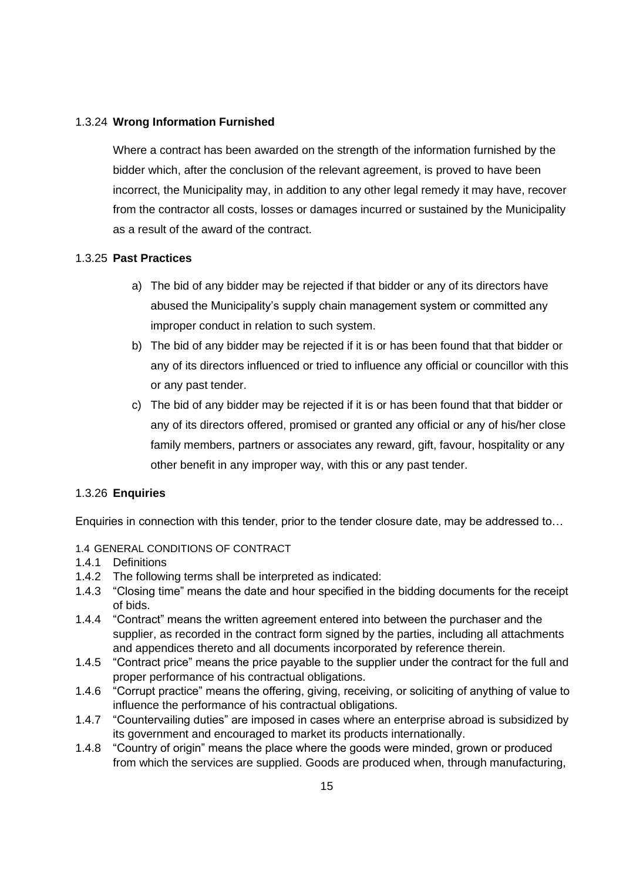1.3.24 **Wrong Information Furnished**

Where a contract has been awarded on the strength of the information furnished by the bidder which, after the conclusion of the relevant agreement, is proved to have been incorrect, the Municipality may, in addition to any other legal remedy it may have, recover from the contractor all costs, losses or damages incurred or sustained by the Municipality as a result of the award of the contract.

1.3.25 **Past Practices**

a) The bid of any bidder may be rejected if that bidder or any of its directors have abused the Municipality's supply chain management system or committed any improper conduct in relation to such system.

b) The bid of any bidder may be rejected if it is or has been found that that bidder or any of its directors influenced or tried to influence any official or councillor with this or any past tender.

c) The bid of any bidder may be rejected if it is or has been found that that bidder or any of its directors offered, promised or granted any official or any of his/her close family members, partners or associates any reward, gift, favour, hospitality or any other benefit in any improper way, with this or any past tender.

1.3.26 **Enquiries**

Enquiries in connection with this tender, prior to the tender closure date, may be addressed to…

1.4 GENERAL CONDITIONS OF CONTRACT

1.4.1 Definitions

1.4.2 The following terms shall be interpreted as indicated:

1.4.3 "Closing time" means the date and hour specified in the bidding documents for the receipt of bids.

1.4.4 "Contract" means the written agreement entered into between the purchaser and the supplier, as recorded in the contract form signed by the parties, including all attachments and appendices thereto and all documents incorporated by reference therein.

1.4.5 "Contract price" means the price payable to the supplier under the contract for the full and proper performance of his contractual obligations.

1.4.6 "Corrupt practice" means the offering, giving, receiving, or soliciting of anything of value to influence the performance of his contractual obligations.

1.4.7 "Countervailing duties" are imposed in cases where an enterprise abroad is subsidized by its government and encouraged to market its products internationally.

1.4.8 "Country of origin" means the place where the goods were minded, grown or produced from which the services are supplied. Goods are produced when, through manufacturing,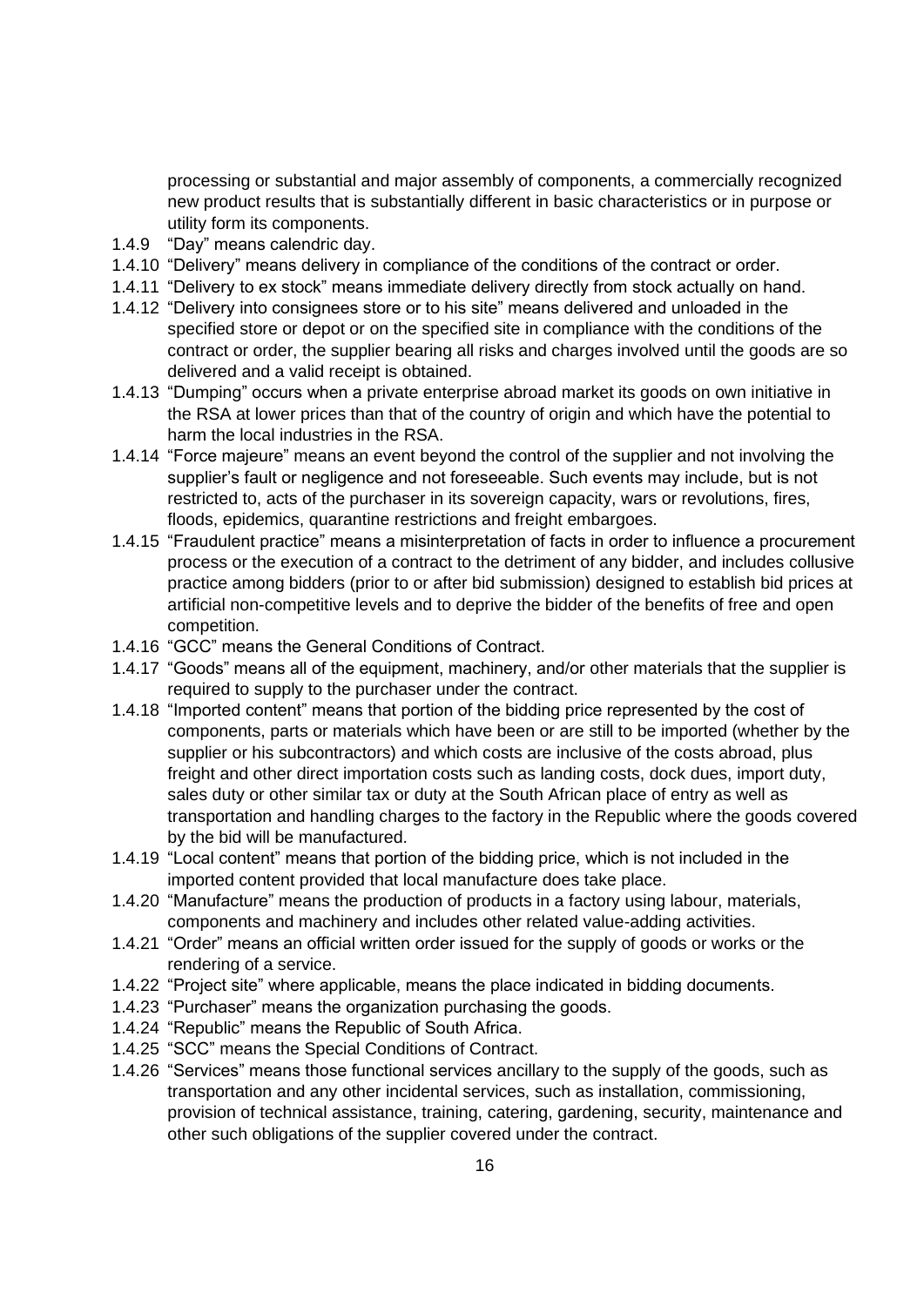processing or substantial and major assembly of components, a commercially recognized new product results that is substantially different in basic characteristics or in purpose or utility form its components.

1.4.9 "Day" means calendric day.

1.4.10 "Delivery" means delivery in compliance of the conditions of the contract or order.

1.4.11 "Delivery to ex stock" means immediate delivery directly from stock actually on hand.

1.4.12 "Delivery into consignees store or to his site" means delivered and unloaded in the specified store or depot or on the specified site in compliance with the conditions of the contract or order, the supplier bearing all risks and charges involved until the goods are so delivered and a valid receipt is obtained.

1.4.13 "Dumping" occurs when a private enterprise abroad market its goods on own initiative in the RSA at lower prices than that of the country of origin and which have the potential to harm the local industries in the RSA.

1.4.14 "Force majeure" means an event beyond the control of the supplier and not involving the supplier's fault or negligence and not foreseeable. Such events may include, but is not restricted to, acts of the purchaser in its sovereign capacity, wars or revolutions, fires, floods, epidemics, quarantine restrictions and freight embargoes.

1.4.15 "Fraudulent practice" means a misinterpretation of facts in order to influence a procurement process or the execution of a contract to the detriment of any bidder, and includes collusive practice among bidders (prior to or after bid submission) designed to establish bid prices at artificial non-competitive levels and to deprive the bidder of the benefits of free and open competition.

1.4.16 "GCC" means the General Conditions of Contract.

1.4.17 "Goods" means all of the equipment, machinery, and/or other materials that the supplier is required to supply to the purchaser under the contract.

1.4.18 "Imported content" means that portion of the bidding price represented by the cost of components, parts or materials which have been or are still to be imported (whether by the supplier or his subcontractors) and which costs are inclusive of the costs abroad, plus freight and other direct importation costs such as landing costs, dock dues, import duty, sales duty or other similar tax or duty at the South African place of entry as well as transportation and handling charges to the factory in the Republic where the goods covered by the bid will be manufactured.

1.4.19 "Local content" means that portion of the bidding price, which is not included in the imported content provided that local manufacture does take place.

1.4.20 "Manufacture" means the production of products in a factory using labour, materials, components and machinery and includes other related value-adding activities.

1.4.21 "Order" means an official written order issued for the supply of goods or works or the rendering of a service.

1.4.22 "Project site" where applicable, means the place indicated in bidding documents.

1.4.23 "Purchaser" means the organization purchasing the goods.

1.4.24 "Republic" means the Republic of South Africa.

1.4.25 "SCC" means the Special Conditions of Contract.

1.4.26 "Services" means those functional services ancillary to the supply of the goods, such as transportation and any other incidental services, such as installation, commissioning, provision of technical assistance, training, catering, gardening, security, maintenance and other such obligations of the supplier covered under the contract.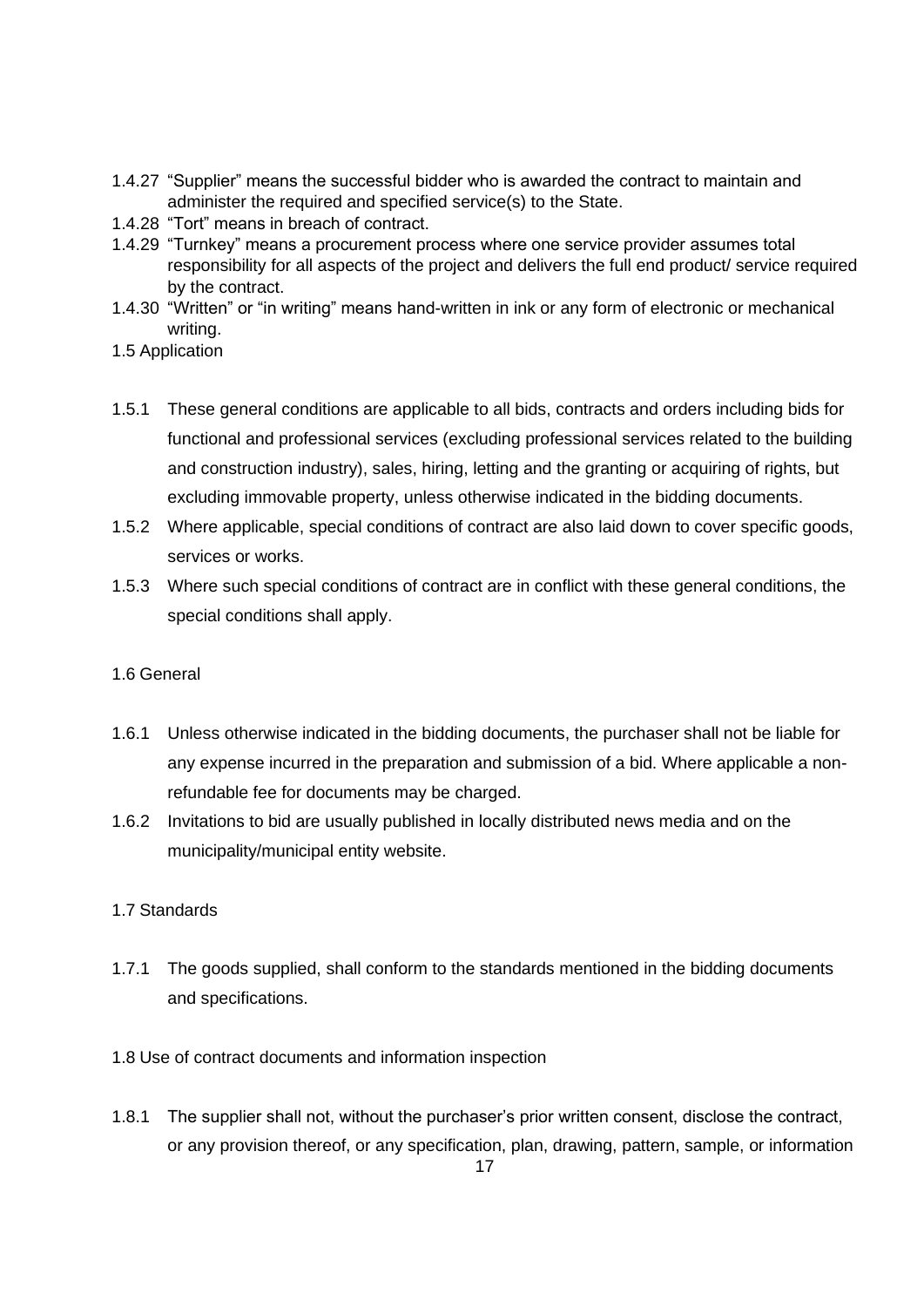1.4.27 "Supplier" means the successful bidder who is awarded the contract to maintain and administer the required and specified service(s) to the State.

1.4.28 "Tort" means in breach of contract.

1.4.29 "Turnkey" means a procurement process where one service provider assumes total responsibility for all aspects of the project and delivers the full end product/ service required by the contract.

1.4.30 "Written" or "in writing" means hand-written in ink or any form of electronic or mechanical writing.

1.5 Application

1.5.1 These general conditions are applicable to all bids, contracts and orders including bids for functional and professional services (excluding professional services related to the building and construction industry), sales, hiring, letting and the granting or acquiring of rights, but excluding immovable property, unless otherwise indicated in the bidding documents.

1.5.2 Where applicable, special conditions of contract are also laid down to cover specific goods, services or works.

1.5.3 Where such special conditions of contract are in conflict with these general conditions, the special conditions shall apply.

1.6 General

1.6.1 Unless otherwise indicated in the bidding documents, the purchaser shall not be liable for any expense incurred in the preparation and submission of a bid. Where applicable a non-refundable fee for documents may be charged.

1.6.2 Invitations to bid are usually published in locally distributed news media and on the municipality/municipal entity website.

1.7 Standards

1.7.1 The goods supplied, shall conform to the standards mentioned in the bidding documents and specifications.

1.8 Use of contract documents and information inspection

1.8.1 The supplier shall not, without the purchaser's prior written consent, disclose the contract, or any provision thereof, or any specification, plan, drawing, pattern, sample, or information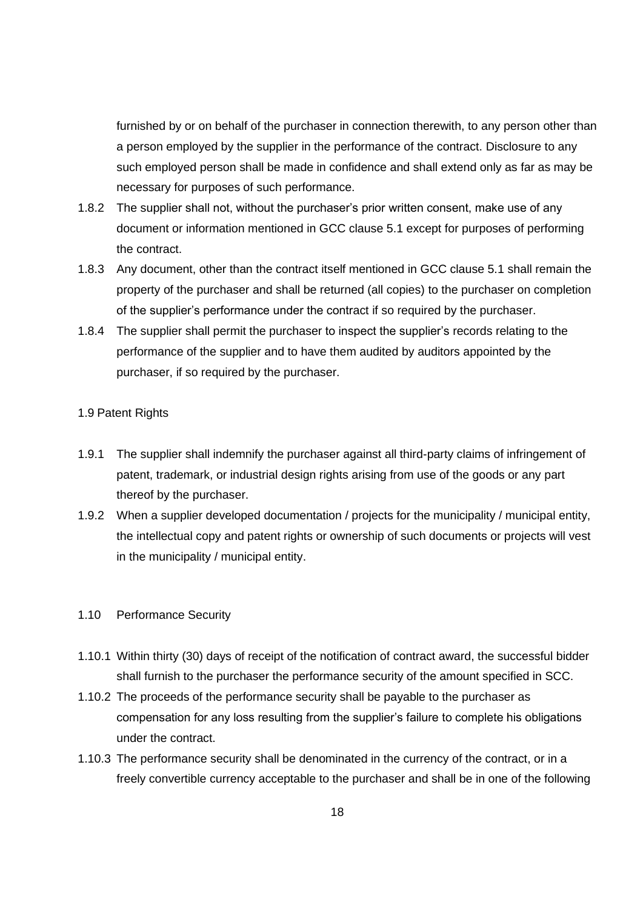furnished by or on behalf of the purchaser in connection therewith, to any person other than a person employed by the supplier in the performance of the contract. Disclosure to any such employed person shall be made in confidence and shall extend only as far as may be necessary for purposes of such performance.

1.8.2 The supplier shall not, without the purchaser's prior written consent, make use of any document or information mentioned in GCC clause 5.1 except for purposes of performing the contract.

1.8.3 Any document, other than the contract itself mentioned in GCC clause 5.1 shall remain the property of the purchaser and shall be returned (all copies) to the purchaser on completion of the supplier's performance under the contract if so required by the purchaser.

1.8.4 The supplier shall permit the purchaser to inspect the supplier's records relating to the performance of the supplier and to have them audited by auditors appointed by the purchaser, if so required by the purchaser.

1.9 Patent Rights

1.9.1 The supplier shall indemnify the purchaser against all third-party claims of infringement of patent, trademark, or industrial design rights arising from use of the goods or any part thereof by the purchaser.

1.9.2 When a supplier developed documentation / projects for the municipality / municipal entity, the intellectual copy and patent rights or ownership of such documents or projects will vest in the municipality / municipal entity.

1.10 Performance Security

1.10.1 Within thirty (30) days of receipt of the notification of contract award, the successful bidder shall furnish to the purchaser the performance security of the amount specified in SCC.

1.10.2 The proceeds of the performance security shall be payable to the purchaser as compensation for any loss resulting from the supplier's failure to complete his obligations under the contract.

1.10.3 The performance security shall be denominated in the currency of the contract, or in a freely convertible currency acceptable to the purchaser and shall be in one of the following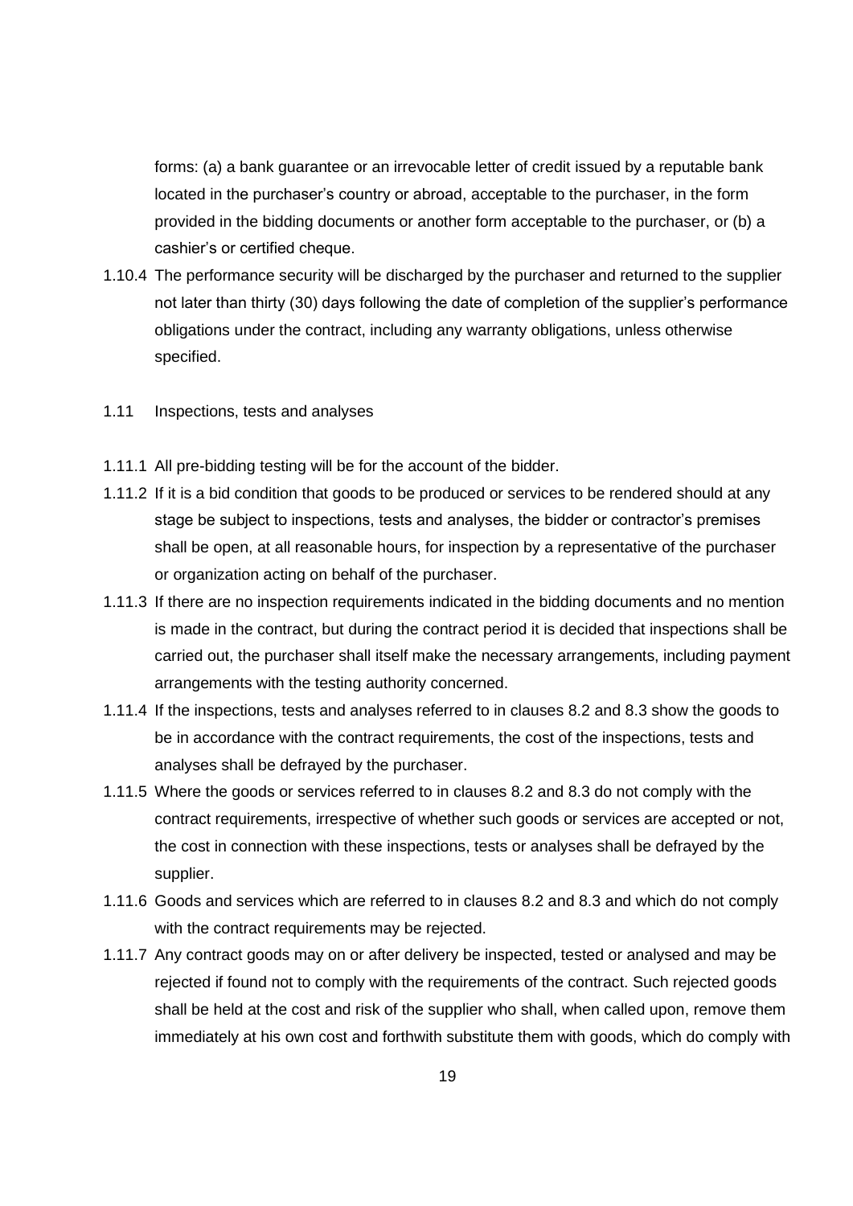forms: (a) a bank guarantee or an irrevocable letter of credit issued by a reputable bank located in the purchaser's country or abroad, acceptable to the purchaser, in the form provided in the bidding documents or another form acceptable to the purchaser, or (b) a cashier's or certified cheque.

1.10.4 The performance security will be discharged by the purchaser and returned to the supplier not later than thirty (30) days following the date of completion of the supplier's performance obligations under the contract, including any warranty obligations, unless otherwise specified.

1.11 Inspections, tests and analyses

1.11.1 All pre-bidding testing will be for the account of the bidder.

1.11.2 If it is a bid condition that goods to be produced or services to be rendered should at any stage be subject to inspections, tests and analyses, the bidder or contractor's premises shall be open, at all reasonable hours, for inspection by a representative of the purchaser or organization acting on behalf of the purchaser.

1.11.3 If there are no inspection requirements indicated in the bidding documents and no mention is made in the contract, but during the contract period it is decided that inspections shall be carried out, the purchaser shall itself make the necessary arrangements, including payment arrangements with the testing authority concerned.

1.11.4 If the inspections, tests and analyses referred to in clauses 8.2 and 8.3 show the goods to be in accordance with the contract requirements, the cost of the inspections, tests and analyses shall be defrayed by the purchaser.

1.11.5 Where the goods or services referred to in clauses 8.2 and 8.3 do not comply with the contract requirements, irrespective of whether such goods or services are accepted or not, the cost in connection with these inspections, tests or analyses shall be defrayed by the supplier.

1.11.6 Goods and services which are referred to in clauses 8.2 and 8.3 and which do not comply with the contract requirements may be rejected.

1.11.7 Any contract goods may on or after delivery be inspected, tested or analysed and may be rejected if found not to comply with the requirements of the contract. Such rejected goods shall be held at the cost and risk of the supplier who shall, when called upon, remove them immediately at his own cost and forthwith substitute them with goods, which do comply with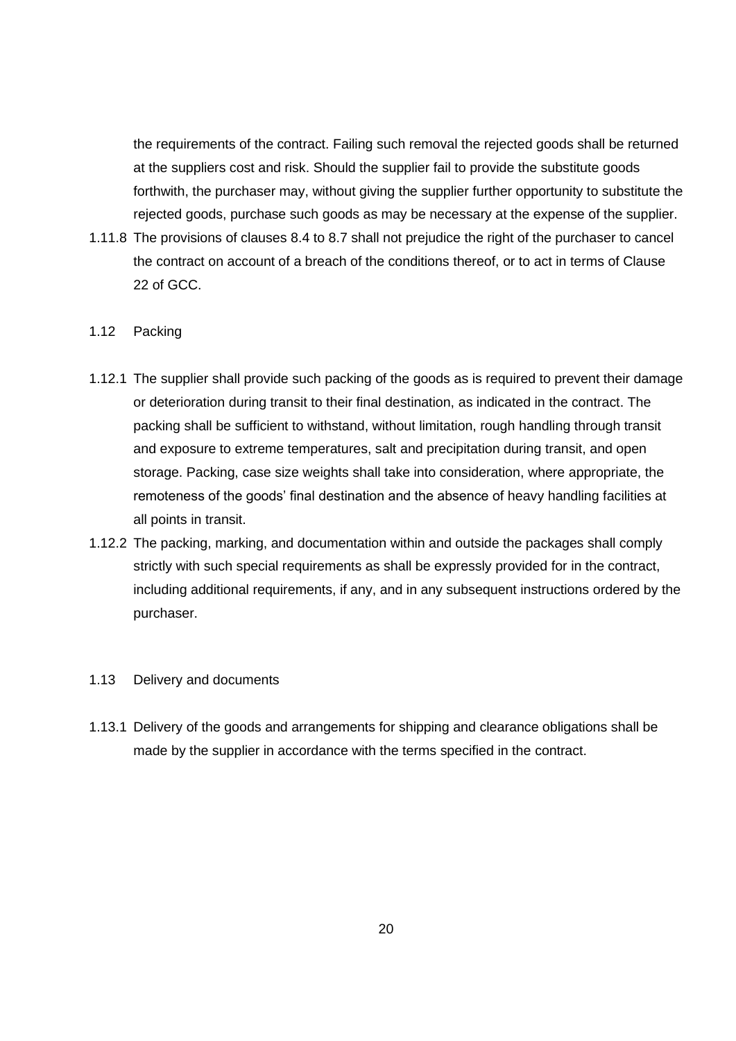the requirements of the contract. Failing such removal the rejected goods shall be returned at the suppliers cost and risk. Should the supplier fail to provide the substitute goods forthwith, the purchaser may, without giving the supplier further opportunity to substitute the rejected goods, purchase such goods as may be necessary at the expense of the supplier.

1.11.8 The provisions of clauses 8.4 to 8.7 shall not prejudice the right of the purchaser to cancel the contract on account of a breach of the conditions thereof, or to act in terms of Clause 22 of GCC.

1.12 Packing

1.12.1 The supplier shall provide such packing of the goods as is required to prevent their damage or deterioration during transit to their final destination, as indicated in the contract. The packing shall be sufficient to withstand, without limitation, rough handling through transit and exposure to extreme temperatures, salt and precipitation during transit, and open storage. Packing, case size weights shall take into consideration, where appropriate, the remoteness of the goods' final destination and the absence of heavy handling facilities at all points in transit.

1.12.2 The packing, marking, and documentation within and outside the packages shall comply strictly with such special requirements as shall be expressly provided for in the contract, including additional requirements, if any, and in any subsequent instructions ordered by the purchaser.

1.13 Delivery and documents

1.13.1 Delivery of the goods and arrangements for shipping and clearance obligations shall be made by the supplier in accordance with the terms specified in the contract.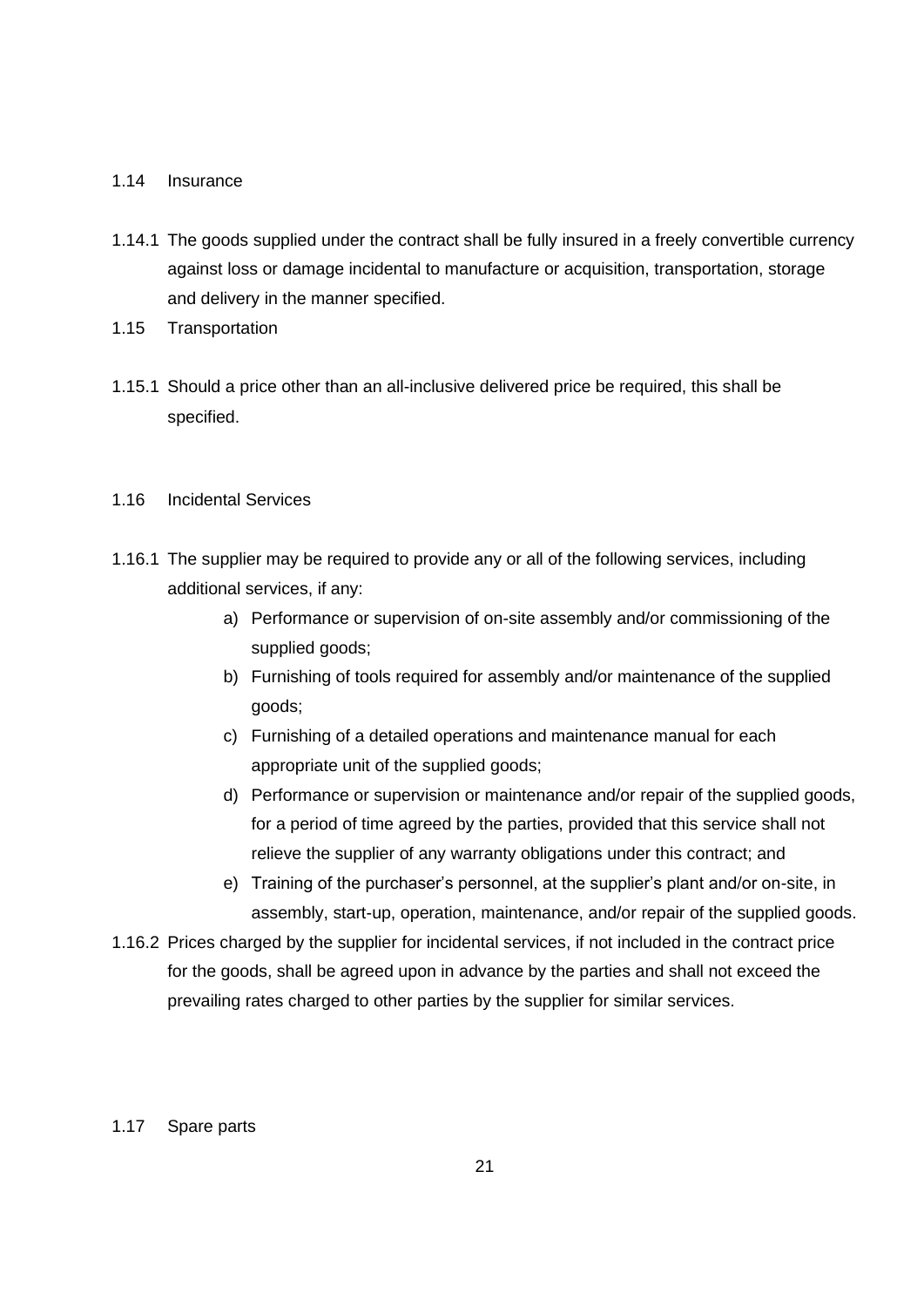## 1.14 Insurance

1.14.1 The goods supplied under the contract shall be fully insured in a freely convertible currency against loss or damage incidental to manufacture or acquisition, transportation, storage and delivery in the manner specified.

## 1.15 Transportation

1.15.1 Should a price other than an all-inclusive delivered price be required, this shall be specified.

## 1.16 Incidental Services

1.16.1 The supplier may be required to provide any or all of the following services, including additional services, if any:

a) Performance or supervision of on-site assembly and/or commissioning of the supplied goods;

b) Furnishing of tools required for assembly and/or maintenance of the supplied goods;

c) Furnishing of a detailed operations and maintenance manual for each appropriate unit of the supplied goods;

d) Performance or supervision or maintenance and/or repair of the supplied goods, for a period of time agreed by the parties, provided that this service shall not relieve the supplier of any warranty obligations under this contract; and

e) Training of the purchaser's personnel, at the supplier's plant and/or on-site, in assembly, start-up, operation, maintenance, and/or repair of the supplied goods.

1.16.2 Prices charged by the supplier for incidental services, if not included in the contract price for the goods, shall be agreed upon in advance by the parties and shall not exceed the prevailing rates charged to other parties by the supplier for similar services.

## 1.17 Spare parts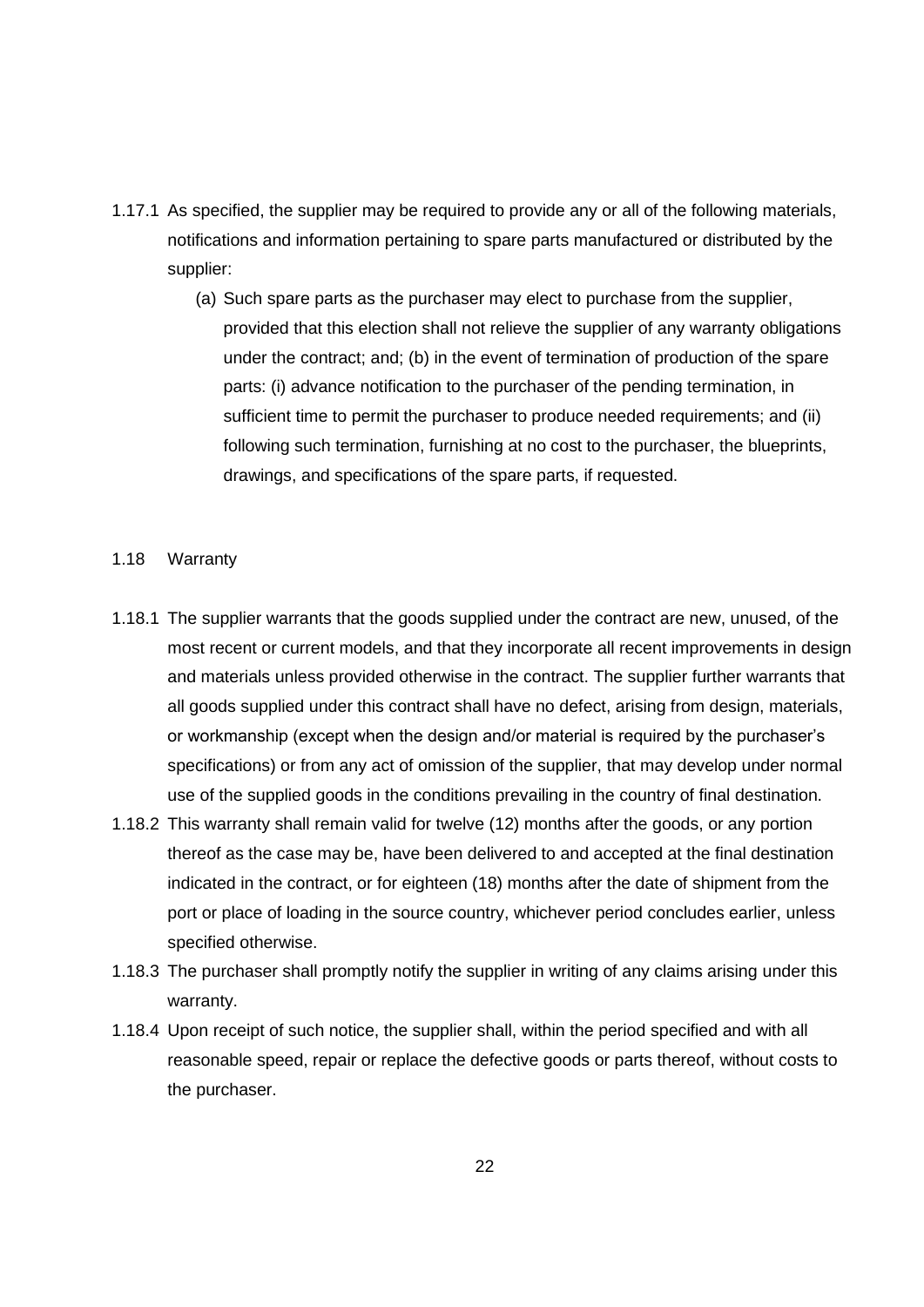1.17.1 As specified, the supplier may be required to provide any or all of the following materials, notifications and information pertaining to spare parts manufactured or distributed by the supplier:

(a) Such spare parts as the purchaser may elect to purchase from the supplier, provided that this election shall not relieve the supplier of any warranty obligations under the contract; and; (b) in the event of termination of production of the spare parts: (i) advance notification to the purchaser of the pending termination, in sufficient time to permit the purchaser to produce needed requirements; and (ii) following such termination, furnishing at no cost to the purchaser, the blueprints, drawings, and specifications of the spare parts, if requested.

1.18 Warranty

1.18.1 The supplier warrants that the goods supplied under the contract are new, unused, of the most recent or current models, and that they incorporate all recent improvements in design and materials unless provided otherwise in the contract. The supplier further warrants that all goods supplied under this contract shall have no defect, arising from design, materials, or workmanship (except when the design and/or material is required by the purchaser's specifications) or from any act of omission of the supplier, that may develop under normal use of the supplied goods in the conditions prevailing in the country of final destination.

1.18.2 This warranty shall remain valid for twelve (12) months after the goods, or any portion thereof as the case may be, have been delivered to and accepted at the final destination indicated in the contract, or for eighteen (18) months after the date of shipment from the port or place of loading in the source country, whichever period concludes earlier, unless specified otherwise.

1.18.3 The purchaser shall promptly notify the supplier in writing of any claims arising under this warranty.

1.18.4 Upon receipt of such notice, the supplier shall, within the period specified and with all reasonable speed, repair or replace the defective goods or parts thereof, without costs to the purchaser.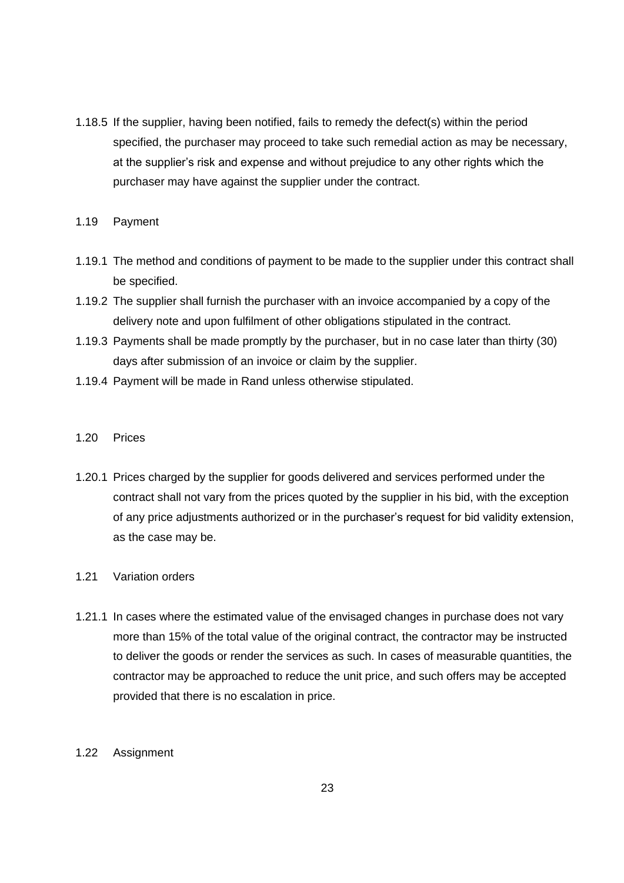1.18.5 If the supplier, having been notified, fails to remedy the defect(s) within the period specified, the purchaser may proceed to take such remedial action as may be necessary, at the supplier's risk and expense and without prejudice to any other rights which the purchaser may have against the supplier under the contract.

1.19 Payment

1.19.1 The method and conditions of payment to be made to the supplier under this contract shall be specified.

1.19.2 The supplier shall furnish the purchaser with an invoice accompanied by a copy of the delivery note and upon fulfilment of other obligations stipulated in the contract.

1.19.3 Payments shall be made promptly by the purchaser, but in no case later than thirty (30) days after submission of an invoice or claim by the supplier.

1.19.4 Payment will be made in Rand unless otherwise stipulated.

1.20 Prices

1.20.1 Prices charged by the supplier for goods delivered and services performed under the contract shall not vary from the prices quoted by the supplier in his bid, with the exception of any price adjustments authorized or in the purchaser's request for bid validity extension, as the case may be.

1.21 Variation orders

1.21.1 In cases where the estimated value of the envisaged changes in purchase does not vary more than 15% of the total value of the original contract, the contractor may be instructed to deliver the goods or render the services as such. In cases of measurable quantities, the contractor may be approached to reduce the unit price, and such offers may be accepted provided that there is no escalation in price.

1.22 Assignment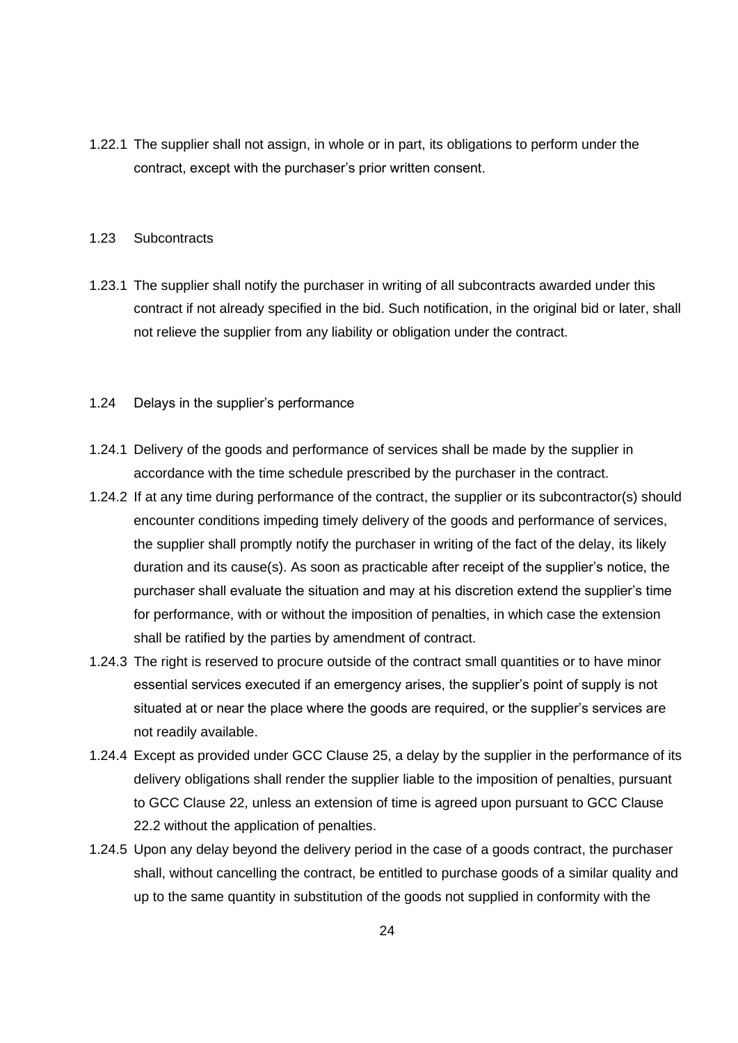1.22.1 The supplier shall not assign, in whole or in part, its obligations to perform under the contract, except with the purchaser's prior written consent.

### 1.23 Subcontracts

1.23.1 The supplier shall notify the purchaser in writing of all subcontracts awarded under this contract if not already specified in the bid. Such notification, in the original bid or later, shall not relieve the supplier from any liability or obligation under the contract.

### 1.24 Delays in the supplier's performance

1.24.1 Delivery of the goods and performance of services shall be made by the supplier in accordance with the time schedule prescribed by the purchaser in the contract.

1.24.2 If at any time during performance of the contract, the supplier or its subcontractor(s) should encounter conditions impeding timely delivery of the goods and performance of services, the supplier shall promptly notify the purchaser in writing of the fact of the delay, its likely duration and its cause(s). As soon as practicable after receipt of the supplier's notice, the purchaser shall evaluate the situation and may at his discretion extend the supplier's time for performance, with or without the imposition of penalties, in which case the extension shall be ratified by the parties by amendment of contract.

1.24.3 The right is reserved to procure outside of the contract small quantities or to have minor essential services executed if an emergency arises, the supplier's point of supply is not situated at or near the place where the goods are required, or the supplier's services are not readily available.

1.24.4 Except as provided under GCC Clause 25, a delay by the supplier in the performance of its delivery obligations shall render the supplier liable to the imposition of penalties, pursuant to GCC Clause 22, unless an extension of time is agreed upon pursuant to GCC Clause 22.2 without the application of penalties.

1.24.5 Upon any delay beyond the delivery period in the case of a goods contract, the purchaser shall, without cancelling the contract, be entitled to purchase goods of a similar quality and up to the same quantity in substitution of the goods not supplied in conformity with the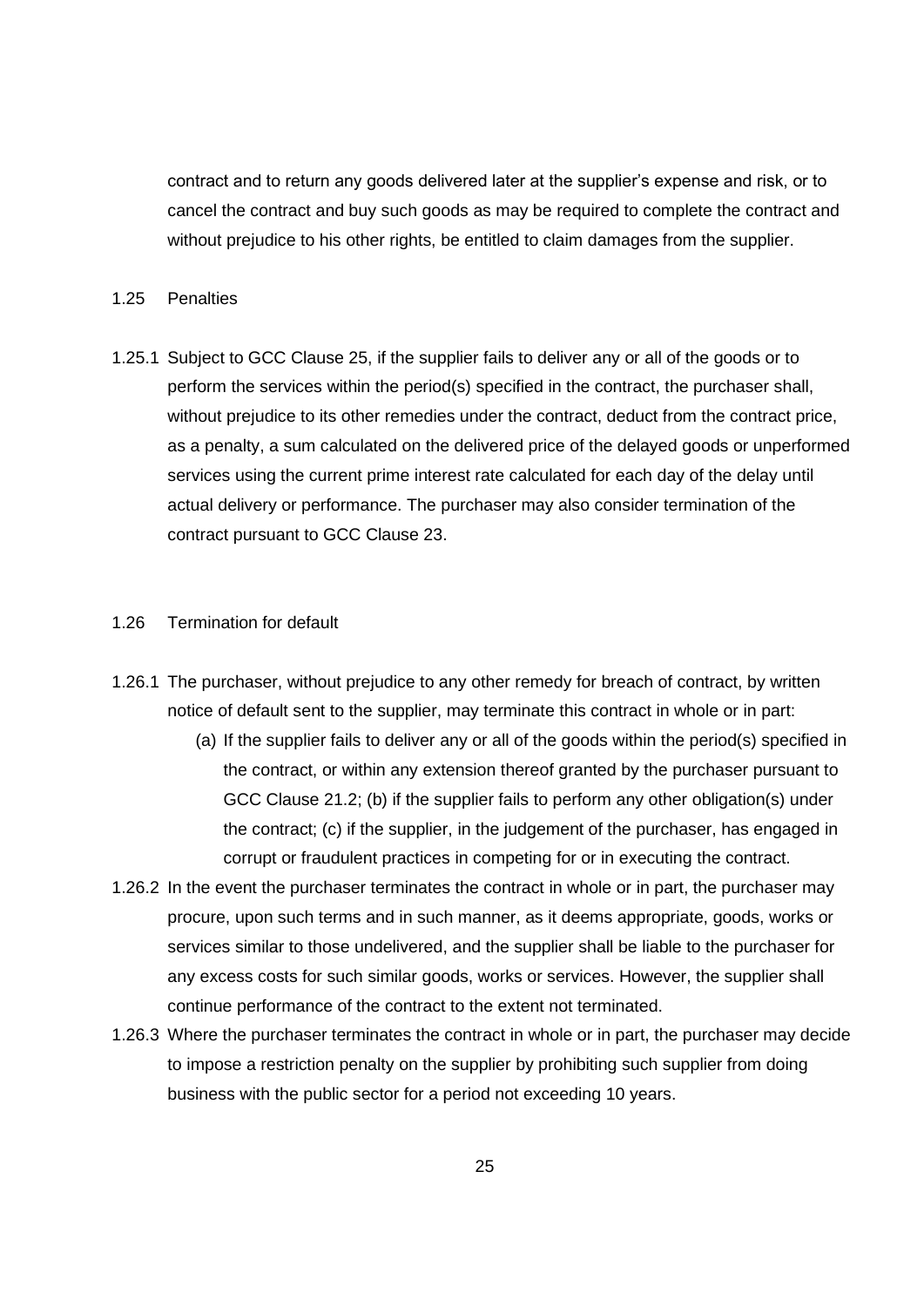contract and to return any goods delivered later at the supplier's expense and risk, or to cancel the contract and buy such goods as may be required to complete the contract and without prejudice to his other rights, be entitled to claim damages from the supplier.

1.25 Penalties

1.25.1 Subject to GCC Clause 25, if the supplier fails to deliver any or all of the goods or to perform the services within the period(s) specified in the contract, the purchaser shall, without prejudice to its other remedies under the contract, deduct from the contract price, as a penalty, a sum calculated on the delivered price of the delayed goods or unperformed services using the current prime interest rate calculated for each day of the delay until actual delivery or performance. The purchaser may also consider termination of the contract pursuant to GCC Clause 23.

1.26 Termination for default

1.26.1 The purchaser, without prejudice to any other remedy for breach of contract, by written notice of default sent to the supplier, may terminate this contract in whole or in part:

(a) If the supplier fails to deliver any or all of the goods within the period(s) specified in the contract, or within any extension thereof granted by the purchaser pursuant to GCC Clause 21.2; (b) if the supplier fails to perform any other obligation(s) under the contract; (c) if the supplier, in the judgement of the purchaser, has engaged in corrupt or fraudulent practices in competing for or in executing the contract.

1.26.2 In the event the purchaser terminates the contract in whole or in part, the purchaser may procure, upon such terms and in such manner, as it deems appropriate, goods, works or services similar to those undelivered, and the supplier shall be liable to the purchaser for any excess costs for such similar goods, works or services. However, the supplier shall continue performance of the contract to the extent not terminated.

1.26.3 Where the purchaser terminates the contract in whole or in part, the purchaser may decide to impose a restriction penalty on the supplier by prohibiting such supplier from doing business with the public sector for a period not exceeding 10 years.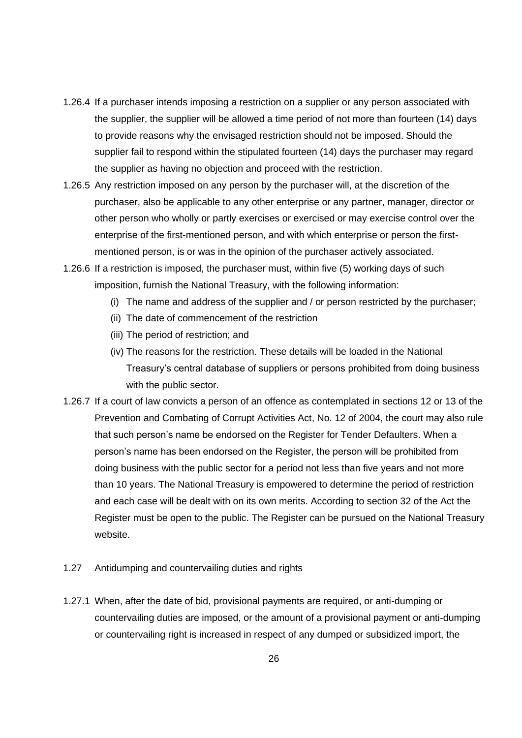1.26.4 If a purchaser intends imposing a restriction on a supplier or any person associated with the supplier, the supplier will be allowed a time period of not more than fourteen (14) days to provide reasons why the envisaged restriction should not be imposed. Should the supplier fail to respond within the stipulated fourteen (14) days the purchaser may regard the supplier as having no objection and proceed with the restriction.

1.26.5 Any restriction imposed on any person by the purchaser will, at the discretion of the purchaser, also be applicable to any other enterprise or any partner, manager, director or other person who wholly or partly exercises or exercised or may exercise control over the enterprise of the first-mentioned person, and with which enterprise or person the first-mentioned person, is or was in the opinion of the purchaser actively associated.

1.26.6 If a restriction is imposed, the purchaser must, within five (5) working days of such imposition, furnish the National Treasury, with the following information:

- (i) The name and address of the supplier and / or person restricted by the purchaser;
- (ii) The date of commencement of the restriction
- (iii) The period of restriction; and
- (iv) The reasons for the restriction. These details will be loaded in the National Treasury's central database of suppliers or persons prohibited from doing business with the public sector.

1.26.7 If a court of law convicts a person of an offence as contemplated in sections 12 or 13 of the Prevention and Combating of Corrupt Activities Act, No. 12 of 2004, the court may also rule that such person's name be endorsed on the Register for Tender Defaulters. When a person's name has been endorsed on the Register, the person will be prohibited from doing business with the public sector for a period not less than five years and not more than 10 years. The National Treasury is empowered to determine the period of restriction and each case will be dealt with on its own merits. According to section 32 of the Act the Register must be open to the public. The Register can be pursued on the National Treasury website.

1.27 Antidumping and countervailing duties and rights

1.27.1 When, after the date of bid, provisional payments are required, or anti-dumping or countervailing duties are imposed, or the amount of a provisional payment or anti-dumping or countervailing right is increased in respect of any dumped or subsidized import, the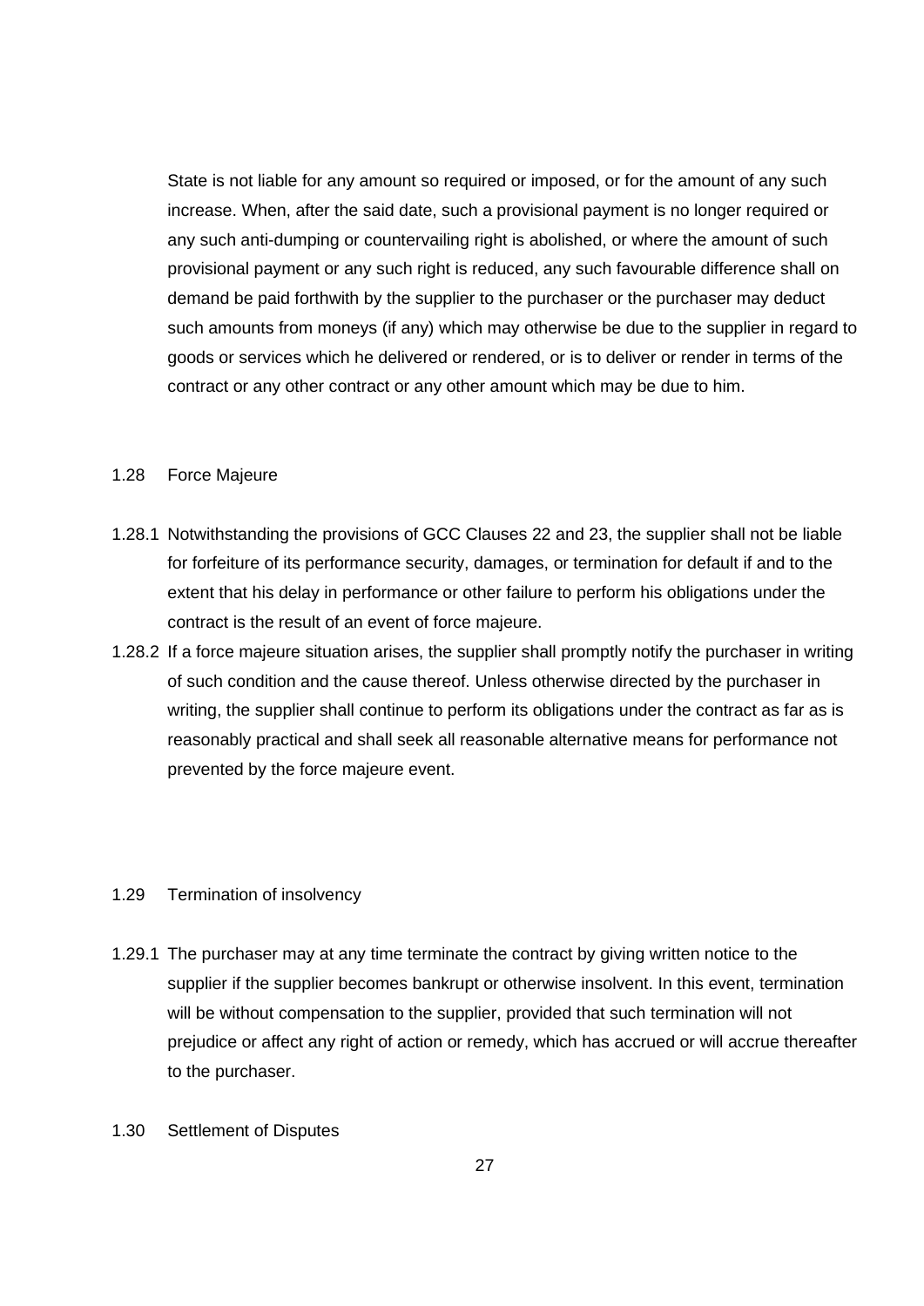State is not liable for any amount so required or imposed, or for the amount of any such increase. When, after the said date, such a provisional payment is no longer required or any such anti-dumping or countervailing right is abolished, or where the amount of such provisional payment or any such right is reduced, any such favourable difference shall on demand be paid forthwith by the supplier to the purchaser or the purchaser may deduct such amounts from moneys (if any) which may otherwise be due to the supplier in regard to goods or services which he delivered or rendered, or is to deliver or render in terms of the contract or any other contract or any other amount which may be due to him.

### 1.28 Force Majeure

1.28.1 Notwithstanding the provisions of GCC Clauses 22 and 23, the supplier shall not be liable for forfeiture of its performance security, damages, or termination for default if and to the extent that his delay in performance or other failure to perform his obligations under the contract is the result of an event of force majeure.

1.28.2 If a force majeure situation arises, the supplier shall promptly notify the purchaser in writing of such condition and the cause thereof. Unless otherwise directed by the purchaser in writing, the supplier shall continue to perform its obligations under the contract as far as is reasonably practical and shall seek all reasonable alternative means for performance not prevented by the force majeure event.

### 1.29 Termination of insolvency

1.29.1 The purchaser may at any time terminate the contract by giving written notice to the supplier if the supplier becomes bankrupt or otherwise insolvent. In this event, termination will be without compensation to the supplier, provided that such termination will not prejudice or affect any right of action or remedy, which has accrued or will accrue thereafter to the purchaser.

### 1.30 Settlement of Disputes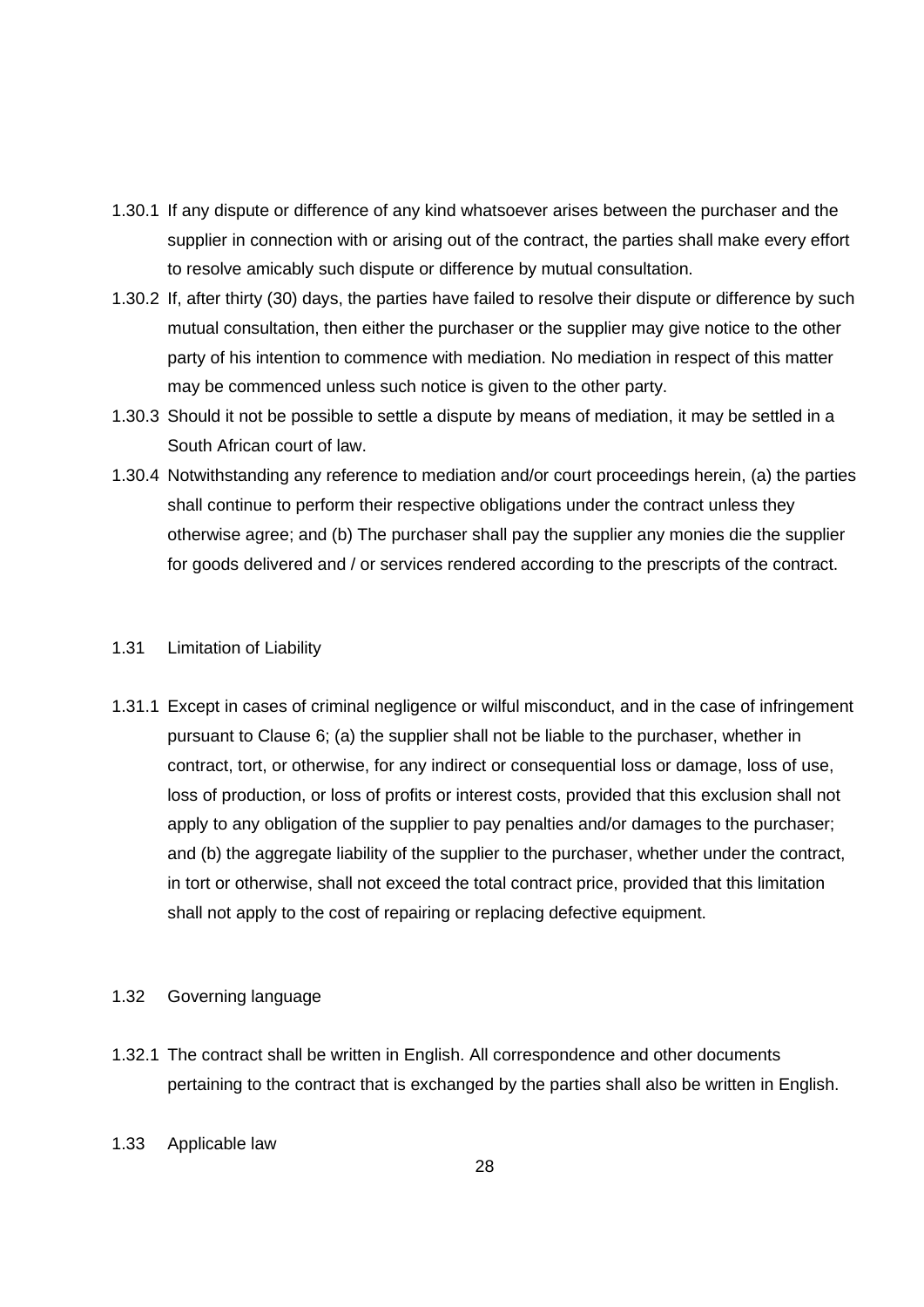1.30.1 If any dispute or difference of any kind whatsoever arises between the purchaser and the supplier in connection with or arising out of the contract, the parties shall make every effort to resolve amicably such dispute or difference by mutual consultation.

1.30.2 If, after thirty (30) days, the parties have failed to resolve their dispute or difference by such mutual consultation, then either the purchaser or the supplier may give notice to the other party of his intention to commence with mediation. No mediation in respect of this matter may be commenced unless such notice is given to the other party.

1.30.3 Should it not be possible to settle a dispute by means of mediation, it may be settled in a South African court of law.

1.30.4 Notwithstanding any reference to mediation and/or court proceedings herein, (a) the parties shall continue to perform their respective obligations under the contract unless they otherwise agree; and (b) The purchaser shall pay the supplier any monies die the supplier for goods delivered and / or services rendered according to the prescripts of the contract.

1.31 Limitation of Liability

1.31.1 Except in cases of criminal negligence or wilful misconduct, and in the case of infringement pursuant to Clause 6; (a) the supplier shall not be liable to the purchaser, whether in contract, tort, or otherwise, for any indirect or consequential loss or damage, loss of use, loss of production, or loss of profits or interest costs, provided that this exclusion shall not apply to any obligation of the supplier to pay penalties and/or damages to the purchaser; and (b) the aggregate liability of the supplier to the purchaser, whether under the contract, in tort or otherwise, shall not exceed the total contract price, provided that this limitation shall not apply to the cost of repairing or replacing defective equipment.

1.32 Governing language

1.32.1 The contract shall be written in English. All correspondence and other documents pertaining to the contract that is exchanged by the parties shall also be written in English.

1.33 Applicable law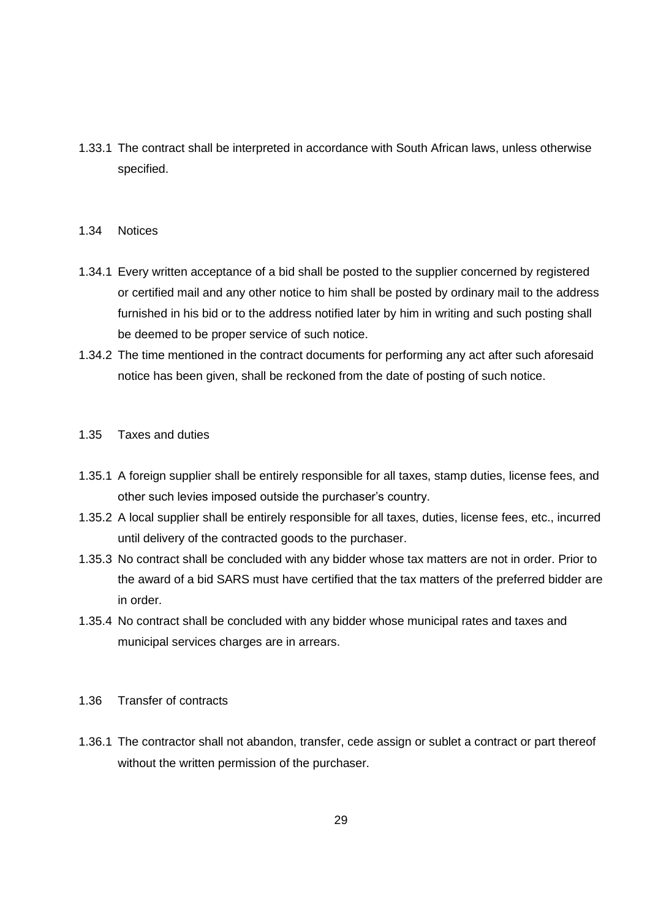1.33.1 The contract shall be interpreted in accordance with South African laws, unless otherwise specified.

1.34 Notices

1.34.1 Every written acceptance of a bid shall be posted to the supplier concerned by registered or certified mail and any other notice to him shall be posted by ordinary mail to the address furnished in his bid or to the address notified later by him in writing and such posting shall be deemed to be proper service of such notice.

1.34.2 The time mentioned in the contract documents for performing any act after such aforesaid notice has been given, shall be reckoned from the date of posting of such notice.

1.35 Taxes and duties

1.35.1 A foreign supplier shall be entirely responsible for all taxes, stamp duties, license fees, and other such levies imposed outside the purchaser's country.

1.35.2 A local supplier shall be entirely responsible for all taxes, duties, license fees, etc., incurred until delivery of the contracted goods to the purchaser.

1.35.3 No contract shall be concluded with any bidder whose tax matters are not in order. Prior to the award of a bid SARS must have certified that the tax matters of the preferred bidder are in order.

1.35.4 No contract shall be concluded with any bidder whose municipal rates and taxes and municipal services charges are in arrears.

1.36 Transfer of contracts

1.36.1 The contractor shall not abandon, transfer, cede assign or sublet a contract or part thereof without the written permission of the purchaser.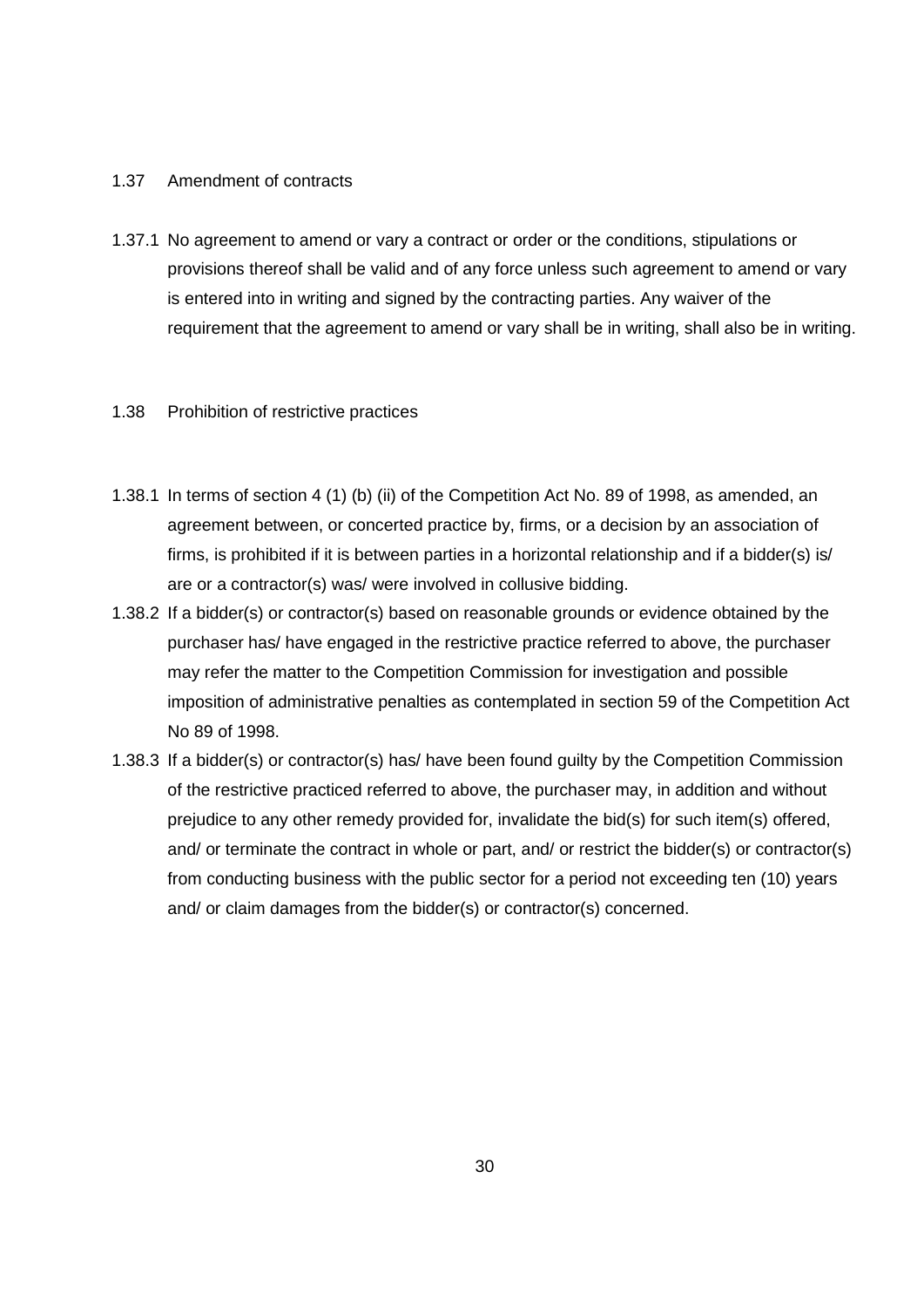## 1.37 Amendment of contracts

1.37.1 No agreement to amend or vary a contract or order or the conditions, stipulations or provisions thereof shall be valid and of any force unless such agreement to amend or vary is entered into in writing and signed by the contracting parties. Any waiver of the requirement that the agreement to amend or vary shall be in writing, shall also be in writing.

## 1.38 Prohibition of restrictive practices

1.38.1 In terms of section 4 (1) (b) (ii) of the Competition Act No. 89 of 1998, as amended, an agreement between, or concerted practice by, firms, or a decision by an association of firms, is prohibited if it is between parties in a horizontal relationship and if a bidder(s) is/ are or a contractor(s) was/ were involved in collusive bidding.

1.38.2 If a bidder(s) or contractor(s) based on reasonable grounds or evidence obtained by the purchaser has/ have engaged in the restrictive practice referred to above, the purchaser may refer the matter to the Competition Commission for investigation and possible imposition of administrative penalties as contemplated in section 59 of the Competition Act No 89 of 1998.

1.38.3 If a bidder(s) or contractor(s) has/ have been found guilty by the Competition Commission of the restrictive practiced referred to above, the purchaser may, in addition and without prejudice to any other remedy provided for, invalidate the bid(s) for such item(s) offered, and/ or terminate the contract in whole or part, and/ or restrict the bidder(s) or contractor(s) from conducting business with the public sector for a period not exceeding ten (10) years and/ or claim damages from the bidder(s) or contractor(s) concerned.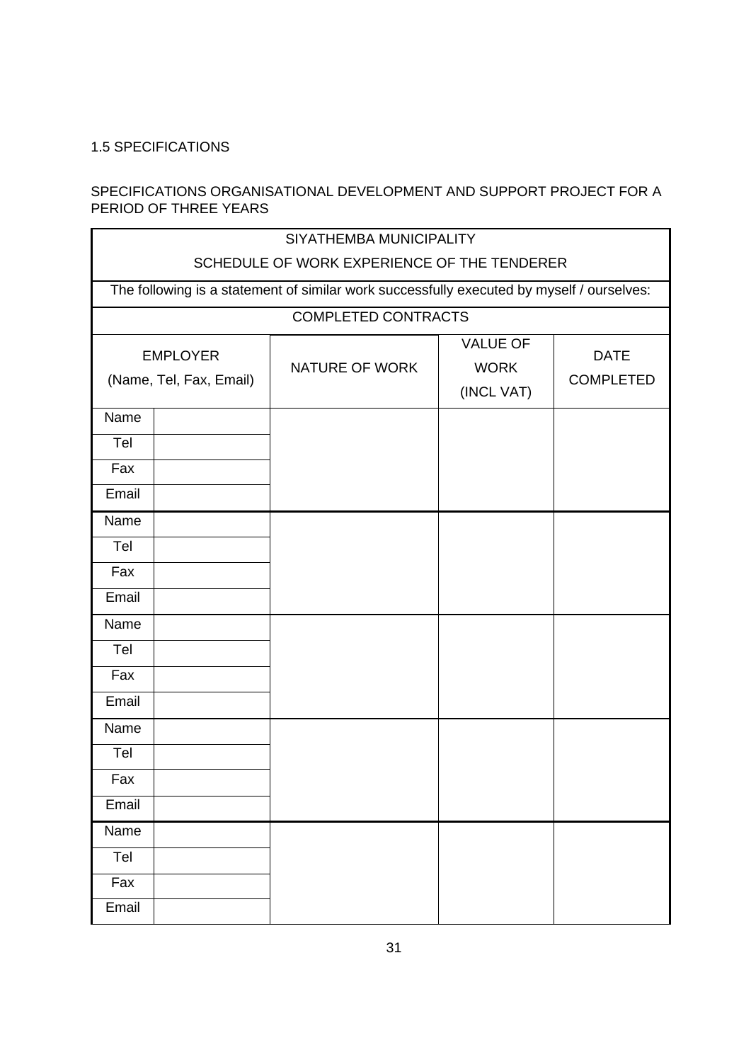1.5 SPECIFICATIONS

SPECIFICATIONS ORGANISATIONAL DEVELOPMENT AND SUPPORT PROJECT FOR A PERIOD OF THREE YEARS

| SIYATHEMBA MUNICIPALITY<br>SCHEDULE OF WORK EXPERIENCE OF THE TENDERER | | | | |
|---|---|---|---|---|
| The following is a statement of similar work successfully executed by myself / ourselves: | | | | |
| COMPLETED CONTRACTS | | | | |
| EMPLOYER (Name, Tel, Fax, Email) | | NATURE OF WORK | VALUE OF WORK (INCL VAT) | DATE COMPLETED |
| Name | | | | |
| Tel | | | | |
| Fax | | | | |
| Email | | | | |
| Name | | | | |
| Tel | | | | |
| Fax | | | | |
| Email | | | | |
| Name | | | | |
| Tel | | | | |
| Fax | | | | |
| Email | | | | |
| Name | | | | |
| Tel | | | | |
| Fax | | | | |
| Email | | | | |
| Name | | | | |
| Tel | | | | |
| Fax | | | | |
| Email | | | | |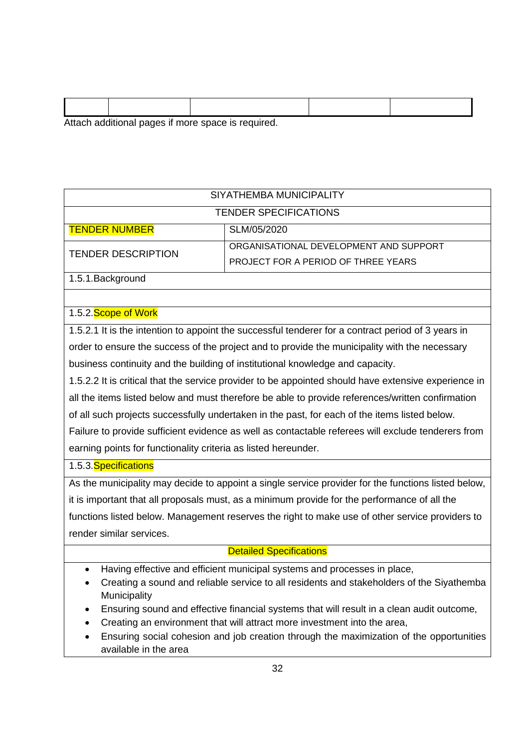| | | | | |
|---|---|---|---|---|
| | | | | |

Attach additional pages if more space is required.

| SIYATHEMBA MUNICIPALITY | |
|---|---|
| TENDER SPECIFICATIONS | |
| TENDER NUMBER | SLM/05/2020 |
| TENDER DESCRIPTION | ORGANISATIONAL DEVELOPMENT AND SUPPORT PROJECT FOR A PERIOD OF THREE YEARS |

1.5.1. Background

1.5.2. Scope of Work

1.5.2.1 It is the intention to appoint the successful tenderer for a contract period of 3 years in order to ensure the success of the project and to provide the municipality with the necessary business continuity and the building of institutional knowledge and capacity.

1.5.2.2 It is critical that the service provider to be appointed should have extensive experience in all the items listed below and must therefore be able to provide references/written confirmation of all such projects successfully undertaken in the past, for each of the items listed below. Failure to provide sufficient evidence as well as contactable referees will exclude tenderers from earning points for functionality criteria as listed hereunder.

1.5.3. Specifications

As the municipality may decide to appoint a single service provider for the functions listed below, it is important that all proposals must, as a minimum provide for the performance of all the functions listed below. Management reserves the right to make use of other service providers to render similar services.

**Detailed Specifications**

- Having effective and efficient municipal systems and processes in place,
- Creating a sound and reliable service to all residents and stakeholders of the Siyathemba Municipality
- Ensuring sound and effective financial systems that will result in a clean audit outcome,
- Creating an environment that will attract more investment into the area,
- Ensuring social cohesion and job creation through the maximization of the opportunities available in the area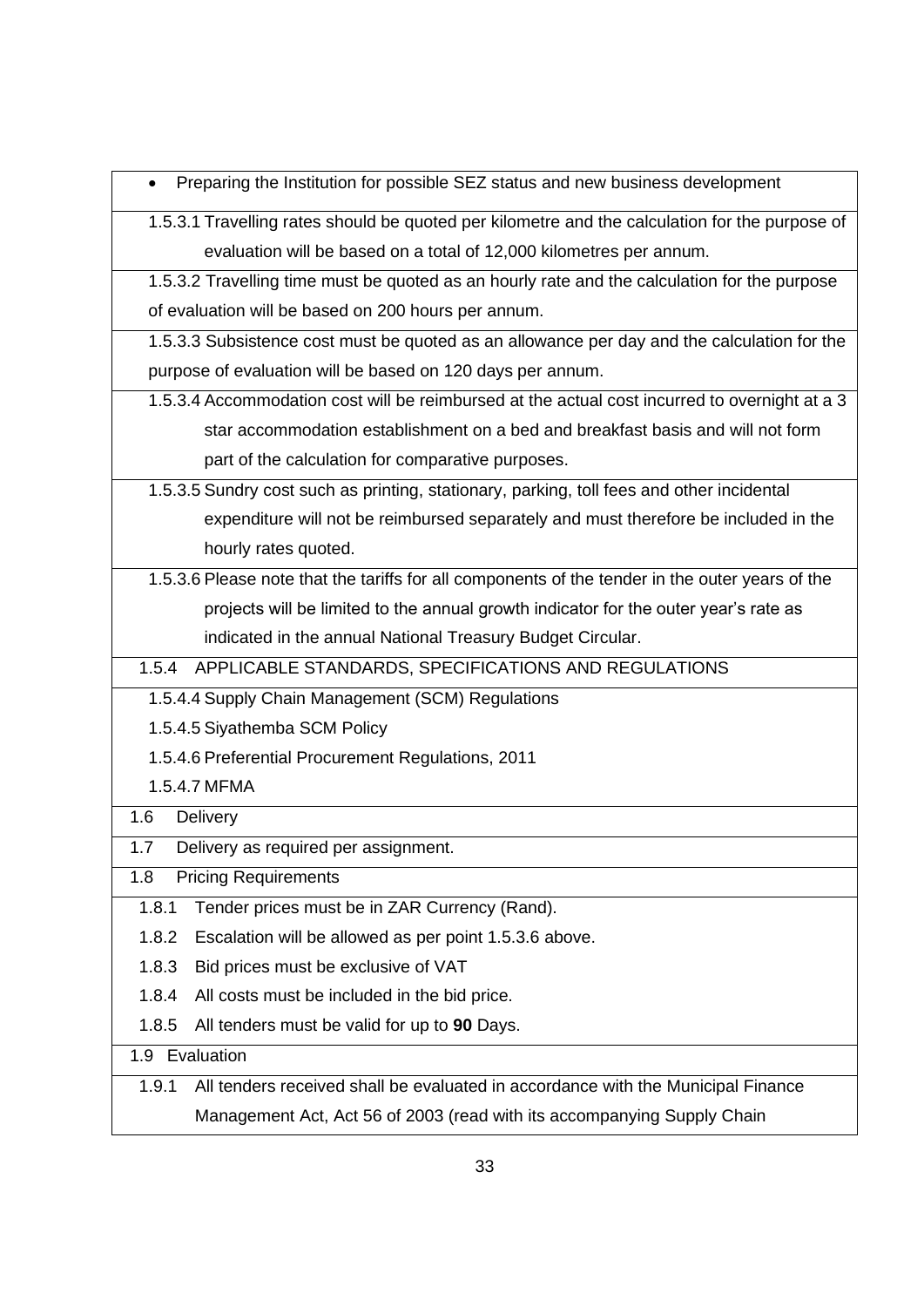- Preparing the Institution for possible SEZ status and new business development

1.5.3.1 Travelling rates should be quoted per kilometre and the calculation for the purpose of evaluation will be based on a total of 12,000 kilometres per annum.

1.5.3.2 Travelling time must be quoted as an hourly rate and the calculation for the purpose of evaluation will be based on 200 hours per annum.

1.5.3.3 Subsistence cost must be quoted as an allowance per day and the calculation for the purpose of evaluation will be based on 120 days per annum.

1.5.3.4 Accommodation cost will be reimbursed at the actual cost incurred to overnight at a 3 star accommodation establishment on a bed and breakfast basis and will not form part of the calculation for comparative purposes.

1.5.3.5 Sundry cost such as printing, stationary, parking, toll fees and other incidental expenditure will not be reimbursed separately and must therefore be included in the hourly rates quoted.

1.5.3.6 Please note that the tariffs for all components of the tender in the outer years of the projects will be limited to the annual growth indicator for the outer year's rate as indicated in the annual National Treasury Budget Circular.

1.5.4 APPLICABLE STANDARDS, SPECIFICATIONS AND REGULATIONS

1.5.4.4 Supply Chain Management (SCM) Regulations

1.5.4.5 Siyathemba SCM Policy

1.5.4.6 Preferential Procurement Regulations, 2011

1.5.4.7 MFMA

1.6 Delivery

1.7 Delivery as required per assignment.

1.8 Pricing Requirements

1.8.1 Tender prices must be in ZAR Currency (Rand).

1.8.2 Escalation will be allowed as per point 1.5.3.6 above.

1.8.3 Bid prices must be exclusive of VAT

1.8.4 All costs must be included in the bid price.

1.8.5 All tenders must be valid for up to **90** Days.

1.9 Evaluation

1.9.1 All tenders received shall be evaluated in accordance with the Municipal Finance Management Act, Act 56 of 2003 (read with its accompanying Supply Chain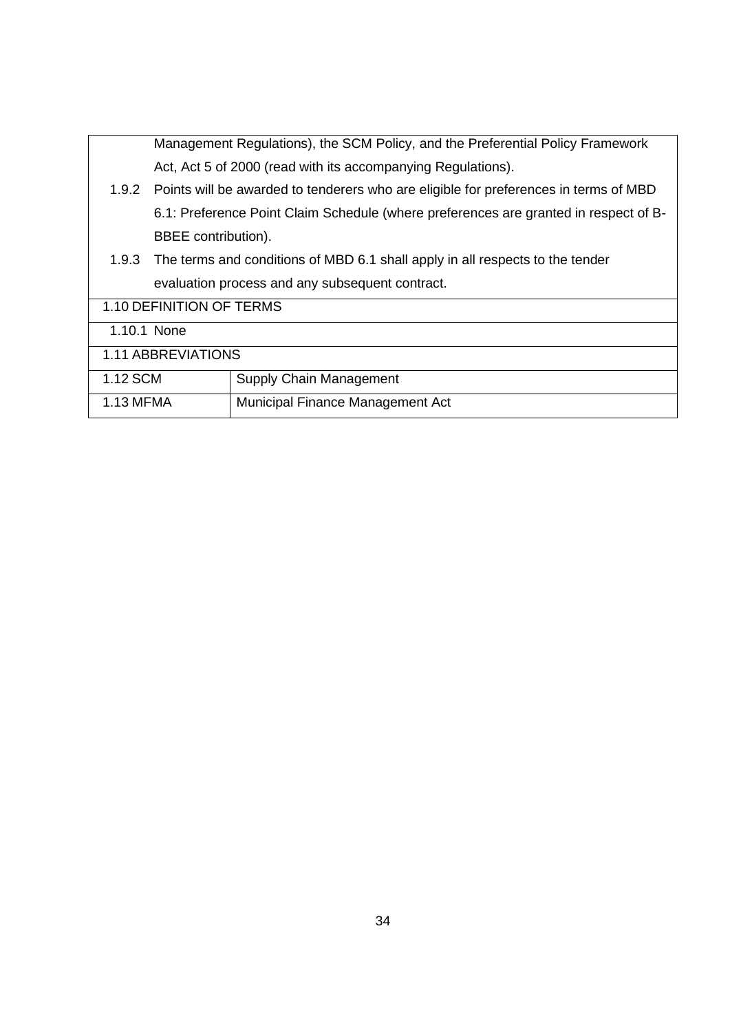| | |
|---|---|
| | Management Regulations), the SCM Policy, and the Preferential Policy Framework Act, Act 5 of 2000 (read with its accompanying Regulations). |
| 1.9.2 | Points will be awarded to tenderers who are eligible for preferences in terms of MBD 6.1: Preference Point Claim Schedule (where preferences are granted in respect of B-BBEE contribution). |
| 1.9.3 | The terms and conditions of MBD 6.1 shall apply in all respects to the tender evaluation process and any subsequent contract. |
| 1.10 DEFINITION OF TERMS | |
| 1.10.1 None | |
| 1.11 ABBREVIATIONS | |
| 1.12 SCM | Supply Chain Management |
| 1.13 MFMA | Municipal Finance Management Act |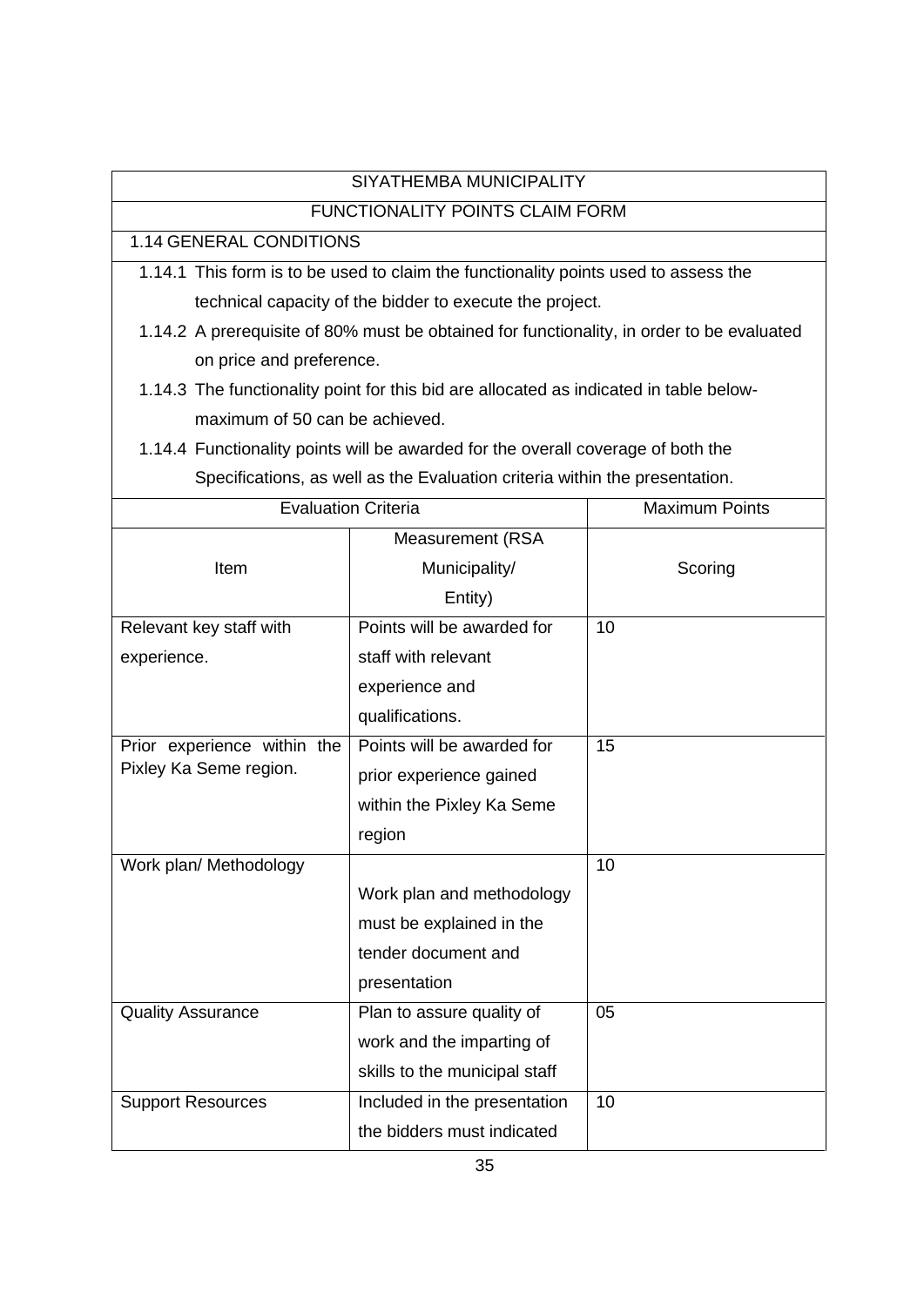## SIYATHEMBA MUNICIPALITY

### FUNCTIONALITY POINTS CLAIM FORM

### 1.14 GENERAL CONDITIONS

1.14.1 This form is to be used to claim the functionality points used to assess the technical capacity of the bidder to execute the project.

1.14.2 A prerequisite of 80% must be obtained for functionality, in order to be evaluated on price and preference.

1.14.3 The functionality point for this bid are allocated as indicated in table below- maximum of 50 can be achieved.

1.14.4 Functionality points will be awarded for the overall coverage of both the Specifications, as well as the Evaluation criteria within the presentation.

| Evaluation Criteria | | Maximum Points |
|---|---|---|
| Item | Measurement (RSA Municipality/ Entity) | Scoring |
| Relevant key staff with experience. | Points will be awarded for staff with relevant experience and qualifications. | 10 |
| Prior experience within the Pixley Ka Seme region. | Points will be awarded for prior experience gained within the Pixley Ka Seme region | 15 |
| Work plan/ Methodology | Work plan and methodology must be explained in the tender document and presentation | 10 |
| Quality Assurance | Plan to assure quality of work and the imparting of skills to the municipal staff | 05 |
| Support Resources | Included in the presentation the bidders must indicated | 10 |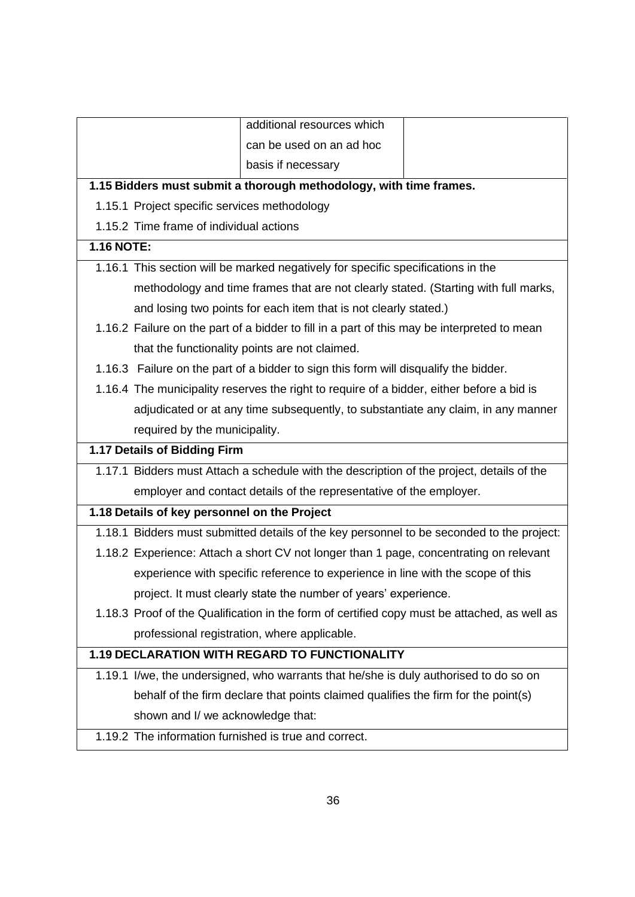| | additional resources which can be used on an ad hoc basis if necessary | |
|---|---|---|

**1.15 Bidders must submit a thorough methodology, with time frames.**

1.15.1 Project specific services methodology

1.15.2 Time frame of individual actions

**1.16 NOTE:**

1.16.1 This section will be marked negatively for specific specifications in the methodology and time frames that are not clearly stated. (Starting with full marks, and losing two points for each item that is not clearly stated.)

1.16.2 Failure on the part of a bidder to fill in a part of this may be interpreted to mean that the functionality points are not claimed.

1.16.3 Failure on the part of a bidder to sign this form will disqualify the bidder.

1.16.4 The municipality reserves the right to require of a bidder, either before a bid is adjudicated or at any time subsequently, to substantiate any claim, in any manner required by the municipality.

**1.17 Details of Bidding Firm**

1.17.1 Bidders must Attach a schedule with the description of the project, details of the employer and contact details of the representative of the employer.

**1.18 Details of key personnel on the Project**

1.18.1 Bidders must submitted details of the key personnel to be seconded to the project:

1.18.2 Experience: Attach a short CV not longer than 1 page, concentrating on relevant experience with specific reference to experience in line with the scope of this project. It must clearly state the number of years' experience.

1.18.3 Proof of the Qualification in the form of certified copy must be attached, as well as professional registration, where applicable.

**1.19 DECLARATION WITH REGARD TO FUNCTIONALITY**

1.19.1 I/we, the undersigned, who warrants that he/she is duly authorised to do so on behalf of the firm declare that points claimed qualifies the firm for the point(s) shown and I/ we acknowledge that:

1.19.2 The information furnished is true and correct.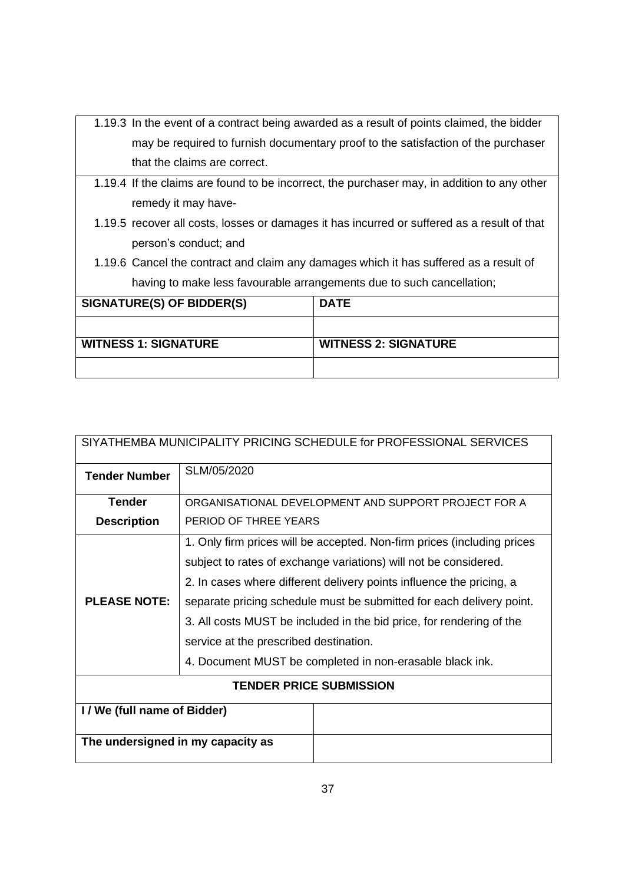| 1.19.3 In the event of a contract being awarded as a result of points claimed, the bidder may be required to furnish documentary proof to the satisfaction of the purchaser that the claims are correct. | |
|---|---|
| 1.19.4 If the claims are found to be incorrect, the purchaser may, in addition to any other remedy it may have-<br>1.19.5 recover all costs, losses or damages it has incurred or suffered as a result of that person's conduct; and<br>1.19.6 Cancel the contract and claim any damages which it has suffered as a result of having to make less favourable arrangements due to such cancellation; | |
| **SIGNATURE(S) OF BIDDER(S)** | **DATE** |
| | |
| **WITNESS 1: SIGNATURE** | **WITNESS 2: SIGNATURE** |
| | |

| SIYATHEMBA MUNICIPALITY PRICING SCHEDULE for PROFESSIONAL SERVICES | |
|---|---|
| **Tender Number** | SLM/05/2020 |
| **Tender Description** | ORGANISATIONAL DEVELOPMENT AND SUPPORT PROJECT FOR A PERIOD OF THREE YEARS |
| **PLEASE NOTE:** | 1. Only firm prices will be accepted. Non-firm prices (including prices subject to rates of exchange variations) will not be considered.<br>2. In cases where different delivery points influence the pricing, a separate pricing schedule must be submitted for each delivery point.<br>3. All costs MUST be included in the bid price, for rendering of the service at the prescribed destination.<br>4. Document MUST be completed in non-erasable black ink. |
| **TENDER PRICE SUBMISSION** | |
| **I / We (full name of Bidder)** | |
| **The undersigned in my capacity as** | |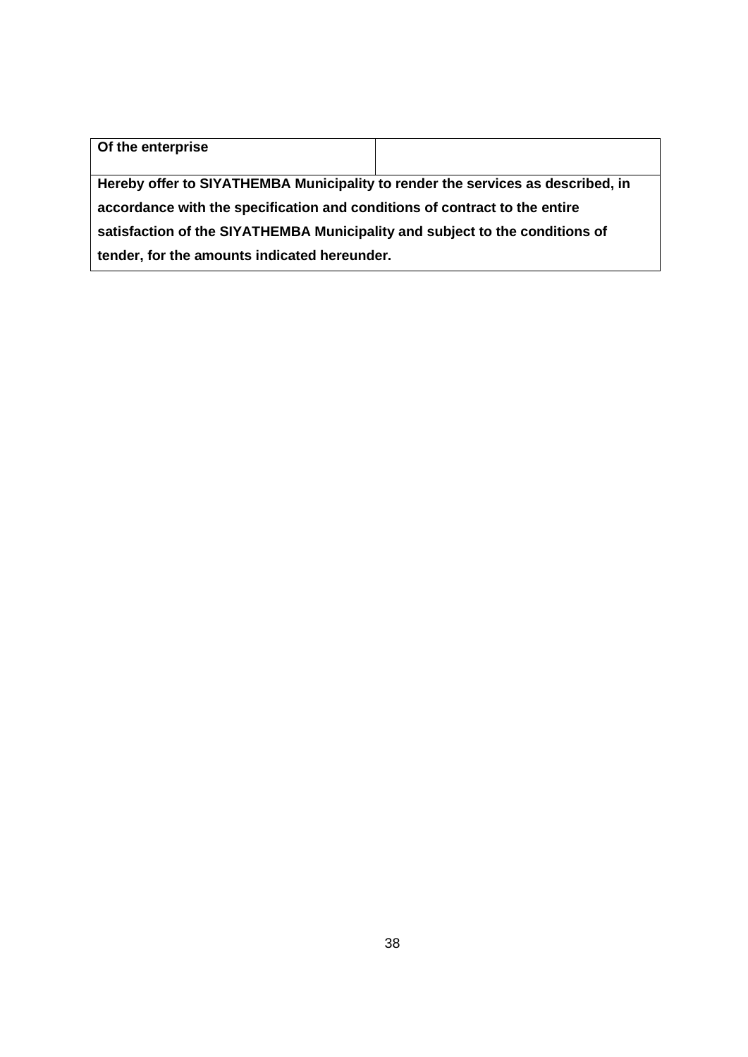| **Of the enterprise** | |
|---|---|
| **Hereby offer to SIYATHEMBA Municipality to render the services as described, in accordance with the specification and conditions of contract to the entire satisfaction of the SIYATHEMBA Municipality and subject to the conditions of tender, for the amounts indicated hereunder.** | |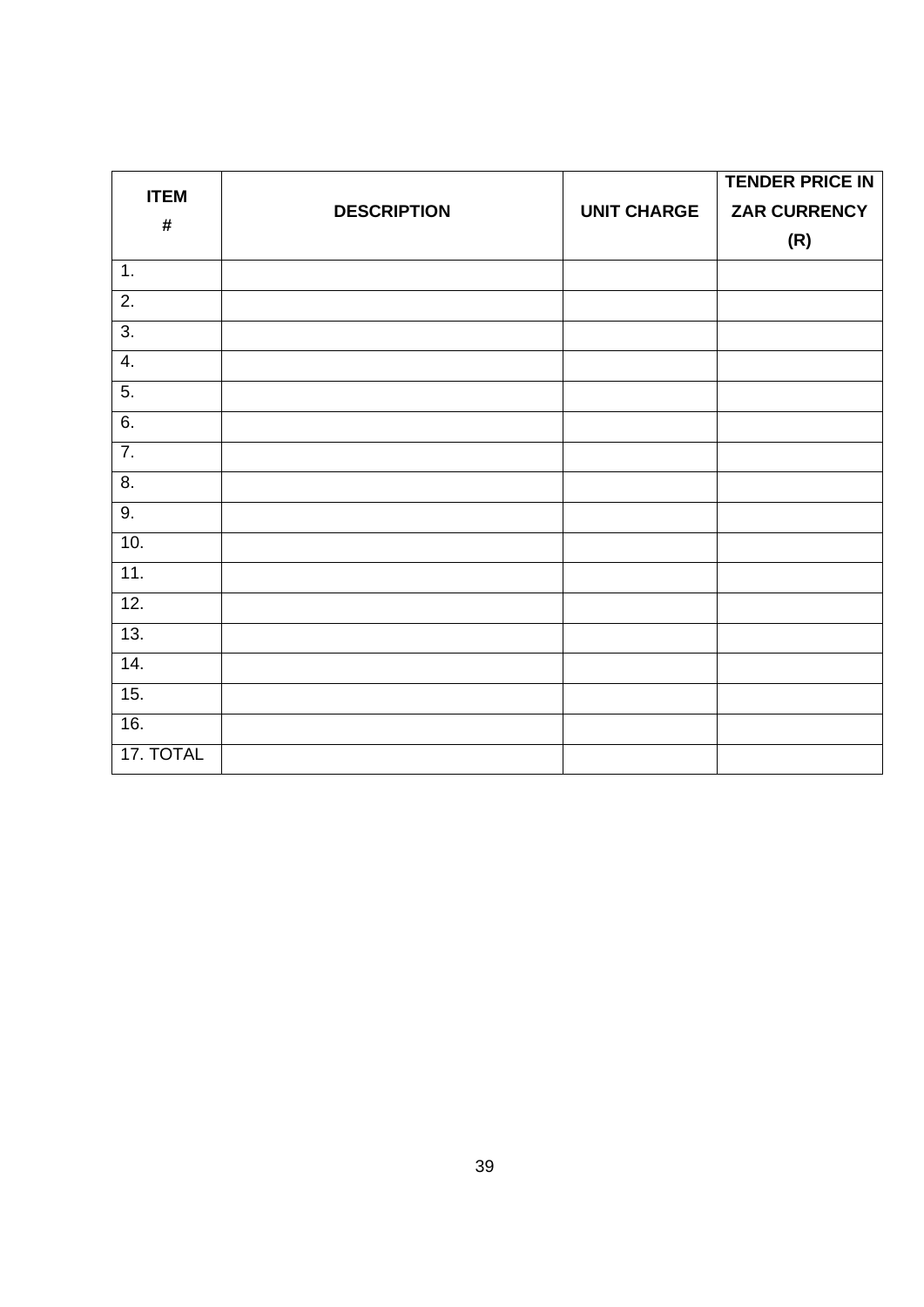| ITEM # | DESCRIPTION | UNIT CHARGE | TENDER PRICE IN ZAR CURRENCY (R) |
|---|---|---|---|
| 1. | | | |
| 2. | | | |
| 3. | | | |
| 4. | | | |
| 5. | | | |
| 6. | | | |
| 7. | | | |
| 8. | | | |
| 9. | | | |
| 10. | | | |
| 11. | | | |
| 12. | | | |
| 13. | | | |
| 14. | | | |
| 15. | | | |
| 16. | | | |
| 17. TOTAL | | | |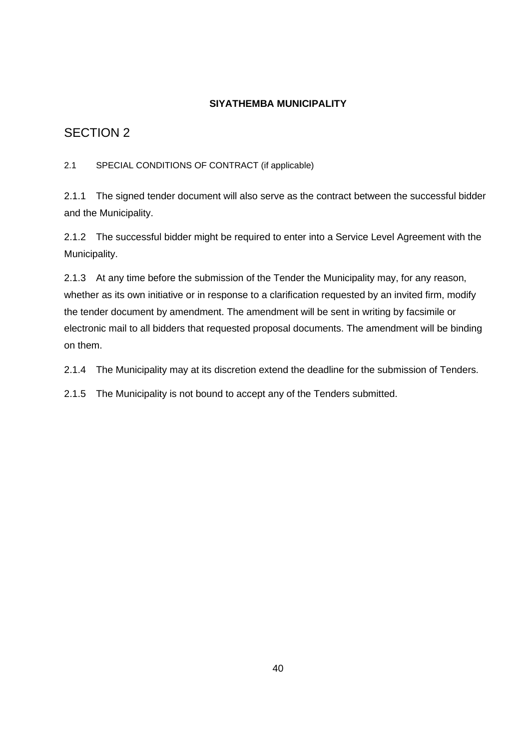**SIYATHEMBA MUNICIPALITY**

# SECTION 2

2.1 SPECIAL CONDITIONS OF CONTRACT (if applicable)

2.1.1 The signed tender document will also serve as the contract between the successful bidder and the Municipality.

2.1.2 The successful bidder might be required to enter into a Service Level Agreement with the Municipality.

2.1.3 At any time before the submission of the Tender the Municipality may, for any reason, whether as its own initiative or in response to a clarification requested by an invited firm, modify the tender document by amendment. The amendment will be sent in writing by facsimile or electronic mail to all bidders that requested proposal documents. The amendment will be binding on them.

2.1.4 The Municipality may at its discretion extend the deadline for the submission of Tenders.

2.1.5 The Municipality is not bound to accept any of the Tenders submitted.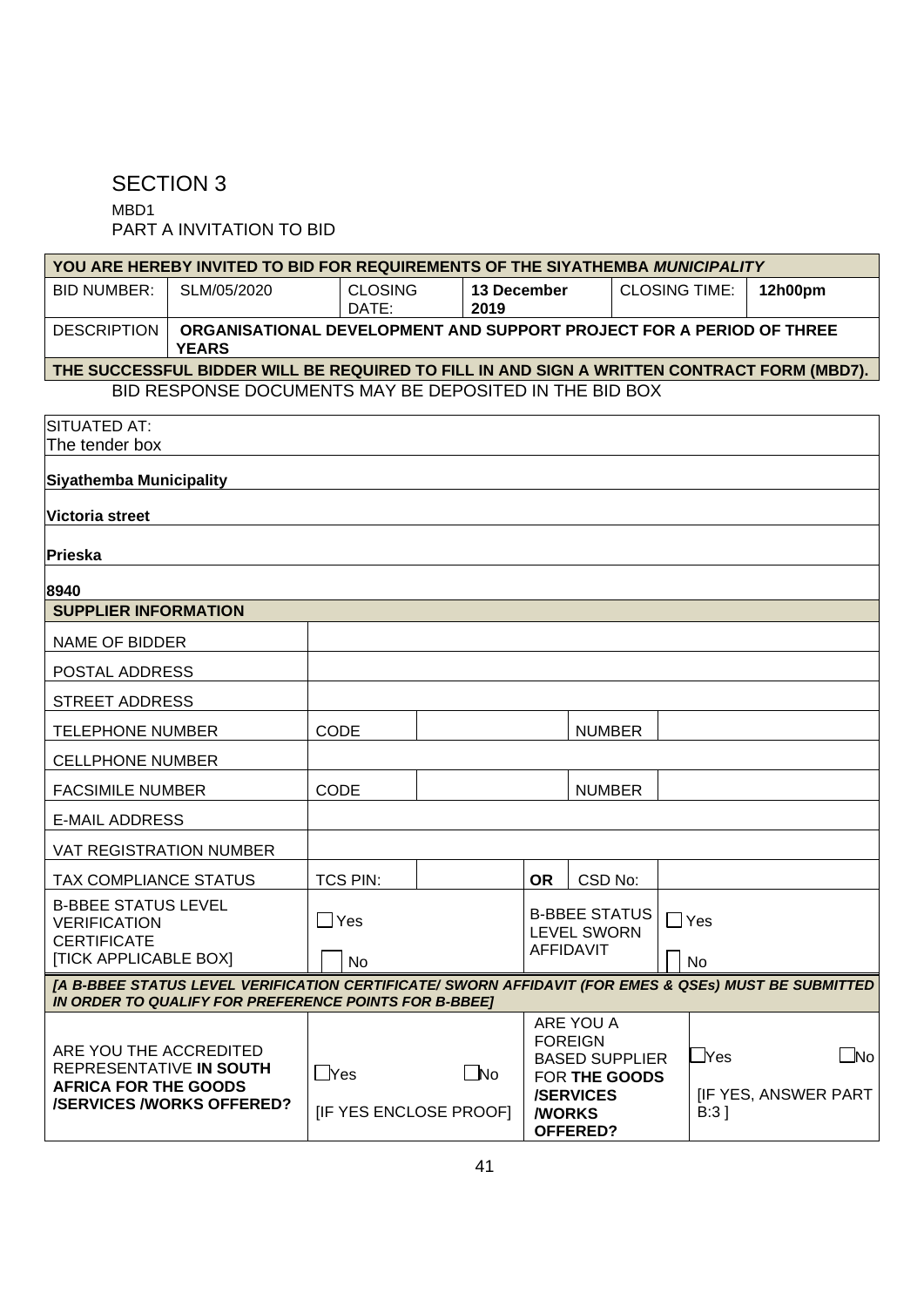# SECTION 3

MBD1

PART A INVITATION TO BID

| YOU ARE HEREBY INVITED TO BID FOR REQUIREMENTS OF THE SIYATHEMBA *MUNICIPALITY* | | | | | |
|---|---|---|---|---|---|
| BID NUMBER: | SLM/05/2020 | CLOSING DATE: | **13 December 2019** | CLOSING TIME: | **12h00pm** |
| DESCRIPTION | **ORGANISATIONAL DEVELOPMENT AND SUPPORT PROJECT FOR A PERIOD OF THREE YEARS** | | | | |
| **THE SUCCESSFUL BIDDER WILL BE REQUIRED TO FILL IN AND SIGN A WRITTEN CONTRACT FORM (MBD7).** | | | | | |

BID RESPONSE DOCUMENTS MAY BE DEPOSITED IN THE BID BOX

| SITUATED AT: The tender box |
|---|
| **Siyathemba Municipality** |
| **Victoria street** |
| **Prieska** |
| **8940** |

| **SUPPLIER INFORMATION** | | | | | | |
|---|---|---|---|---|---|---|
| NAME OF BIDDER | | | | | | |
| POSTAL ADDRESS | | | | | | |
| STREET ADDRESS | | | | | | |
| TELEPHONE NUMBER | CODE | | | NUMBER | | |
| CELLPHONE NUMBER | | | | | | |
| FACSIMILE NUMBER | CODE | | | NUMBER | | |
| E-MAIL ADDRESS | | | | | | |
| VAT REGISTRATION NUMBER | | | | | | |
| TAX COMPLIANCE STATUS | TCS PIN: | | **OR** | CSD No: | | |
| B-BBEE STATUS LEVEL VERIFICATION CERTIFICATE [TICK APPLICABLE BOX] | ☐ Yes ☐ No | | B-BBEE STATUS LEVEL SWORN AFFIDAVIT | | ☐ Yes ☐ No | |
| ***[A B-BBEE STATUS LEVEL VERIFICATION CERTIFICATE/ SWORN AFFIDAVIT (FOR EMES & QSEs) MUST BE SUBMITTED IN ORDER TO QUALIFY FOR PREFERENCE POINTS FOR B-BBEE]*** | | | | | | |
| ARE YOU THE ACCREDITED REPRESENTATIVE **IN SOUTH AFRICA FOR THE GOODS /SERVICES /WORKS OFFERED?** | ☐Yes ☐No [IF YES ENCLOSE PROOF] | | ARE YOU A FOREIGN BASED SUPPLIER FOR **THE GOODS /SERVICES /WORKS OFFERED?** | | ☐Yes ☐No [IF YES, ANSWER PART B:3 ] | |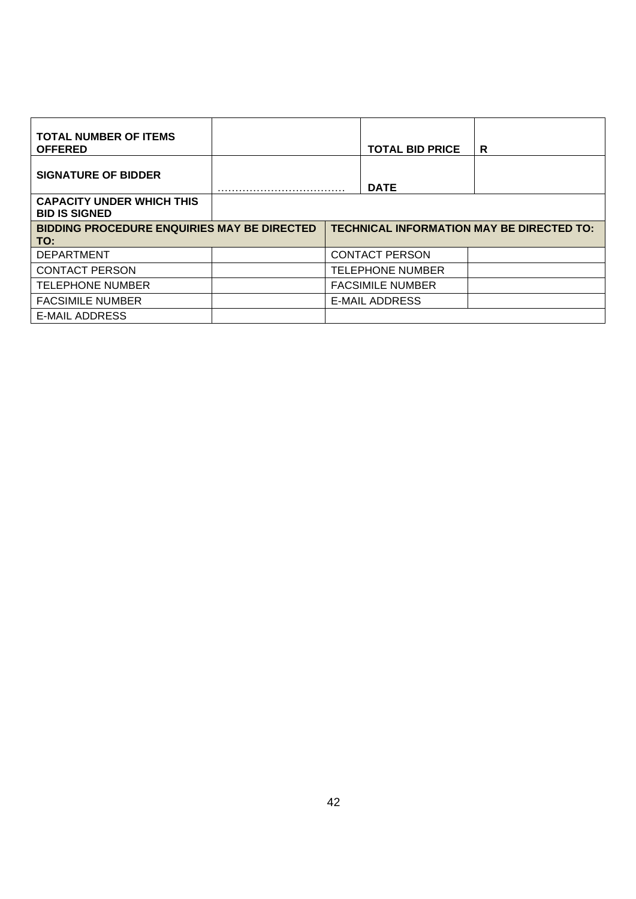| **TOTAL NUMBER OF ITEMS OFFERED** | | **TOTAL BID PRICE** | **R** |
|---|---|---|---|
| **SIGNATURE OF BIDDER** | ……………………………… | **DATE** | |
| **CAPACITY UNDER WHICH THIS BID IS SIGNED** | | | |
| **BIDDING PROCEDURE ENQUIRIES MAY BE DIRECTED TO:** | | **TECHNICAL INFORMATION MAY BE DIRECTED TO:** | |
| DEPARTMENT | | CONTACT PERSON | |
| CONTACT PERSON | | TELEPHONE NUMBER | |
| TELEPHONE NUMBER | | FACSIMILE NUMBER | |
| FACSIMILE NUMBER | | E-MAIL ADDRESS | |
| E-MAIL ADDRESS | | | |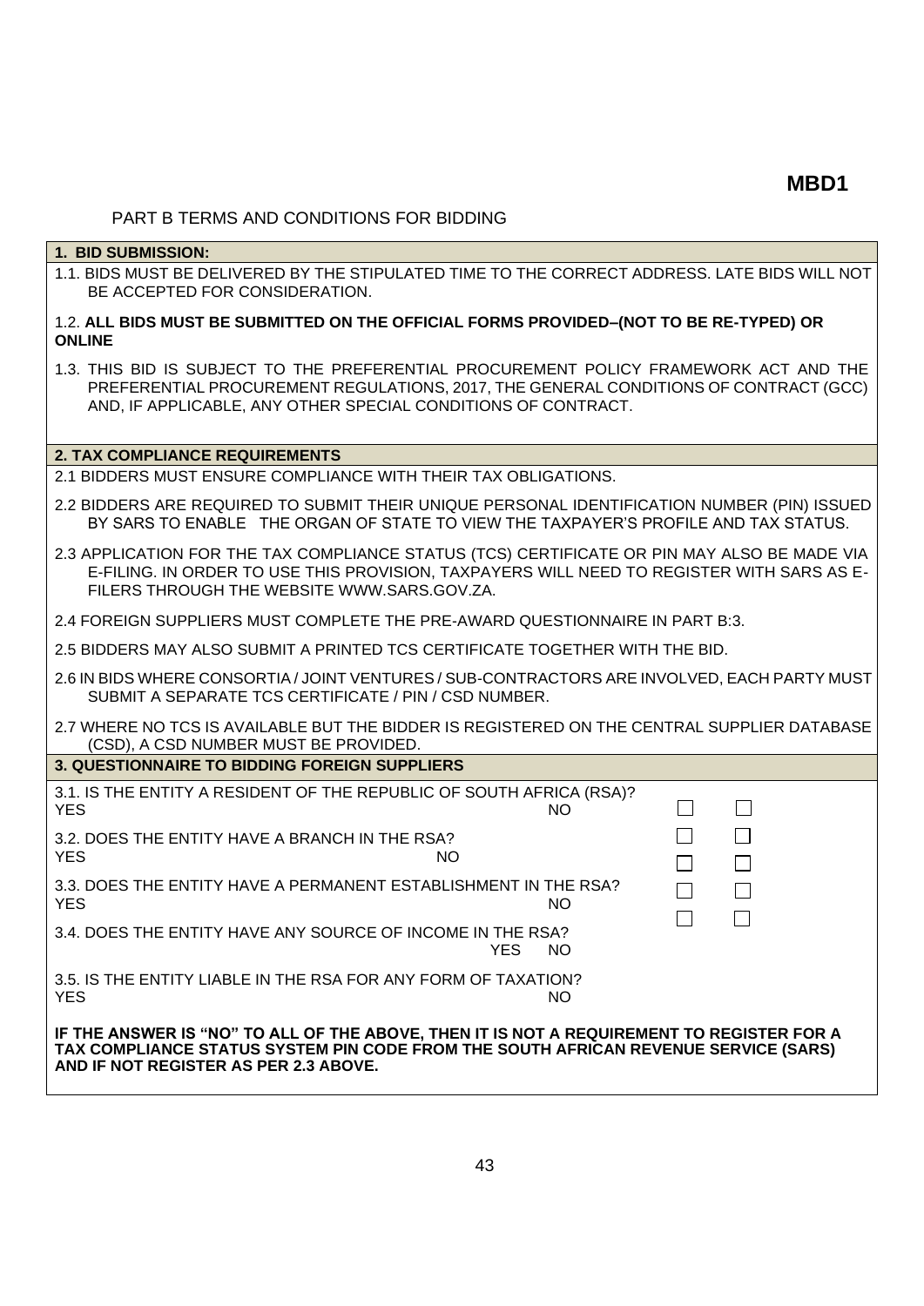**MBD1**

PART B TERMS AND CONDITIONS FOR BIDDING

### 1. BID SUBMISSION:

1.1. BIDS MUST BE DELIVERED BY THE STIPULATED TIME TO THE CORRECT ADDRESS. LATE BIDS WILL NOT BE ACCEPTED FOR CONSIDERATION.

1.2. **ALL BIDS MUST BE SUBMITTED ON THE OFFICIAL FORMS PROVIDED–(NOT TO BE RE-TYPED) OR ONLINE**

1.3. THIS BID IS SUBJECT TO THE PREFERENTIAL PROCUREMENT POLICY FRAMEWORK ACT AND THE PREFERENTIAL PROCUREMENT REGULATIONS, 2017, THE GENERAL CONDITIONS OF CONTRACT (GCC) AND, IF APPLICABLE, ANY OTHER SPECIAL CONDITIONS OF CONTRACT.

### 2. TAX COMPLIANCE REQUIREMENTS

2.1 BIDDERS MUST ENSURE COMPLIANCE WITH THEIR TAX OBLIGATIONS.

2.2 BIDDERS ARE REQUIRED TO SUBMIT THEIR UNIQUE PERSONAL IDENTIFICATION NUMBER (PIN) ISSUED BY SARS TO ENABLE THE ORGAN OF STATE TO VIEW THE TAXPAYER'S PROFILE AND TAX STATUS.

2.3 APPLICATION FOR THE TAX COMPLIANCE STATUS (TCS) CERTIFICATE OR PIN MAY ALSO BE MADE VIA E-FILING. IN ORDER TO USE THIS PROVISION, TAXPAYERS WILL NEED TO REGISTER WITH SARS AS E-FILERS THROUGH THE WEBSITE WWW.SARS.GOV.ZA.

2.4 FOREIGN SUPPLIERS MUST COMPLETE THE PRE-AWARD QUESTIONNAIRE IN PART B:3.

2.5 BIDDERS MAY ALSO SUBMIT A PRINTED TCS CERTIFICATE TOGETHER WITH THE BID.

2.6 IN BIDS WHERE CONSORTIA / JOINT VENTURES / SUB-CONTRACTORS ARE INVOLVED, EACH PARTY MUST SUBMIT A SEPARATE TCS CERTIFICATE / PIN / CSD NUMBER.

2.7 WHERE NO TCS IS AVAILABLE BUT THE BIDDER IS REGISTERED ON THE CENTRAL SUPPLIER DATABASE (CSD), A CSD NUMBER MUST BE PROVIDED.

### 3. QUESTIONNAIRE TO BIDDING FOREIGN SUPPLIERS

3.1. IS THE ENTITY A RESIDENT OF THE REPUBLIC OF SOUTH AFRICA (RSA)?
YES ☐ NO ☐

3.2. DOES THE ENTITY HAVE A BRANCH IN THE RSA?
YES ☐ NO ☐

3.3. DOES THE ENTITY HAVE A PERMANENT ESTABLISHMENT IN THE RSA?
YES ☐ NO ☐

3.4. DOES THE ENTITY HAVE ANY SOURCE OF INCOME IN THE RSA?
YES ☐ NO ☐

3.5. IS THE ENTITY LIABLE IN THE RSA FOR ANY FORM OF TAXATION?
YES ☐ NO ☐

**IF THE ANSWER IS "NO" TO ALL OF THE ABOVE, THEN IT IS NOT A REQUIREMENT TO REGISTER FOR A TAX COMPLIANCE STATUS SYSTEM PIN CODE FROM THE SOUTH AFRICAN REVENUE SERVICE (SARS) AND IF NOT REGISTER AS PER 2.3 ABOVE.**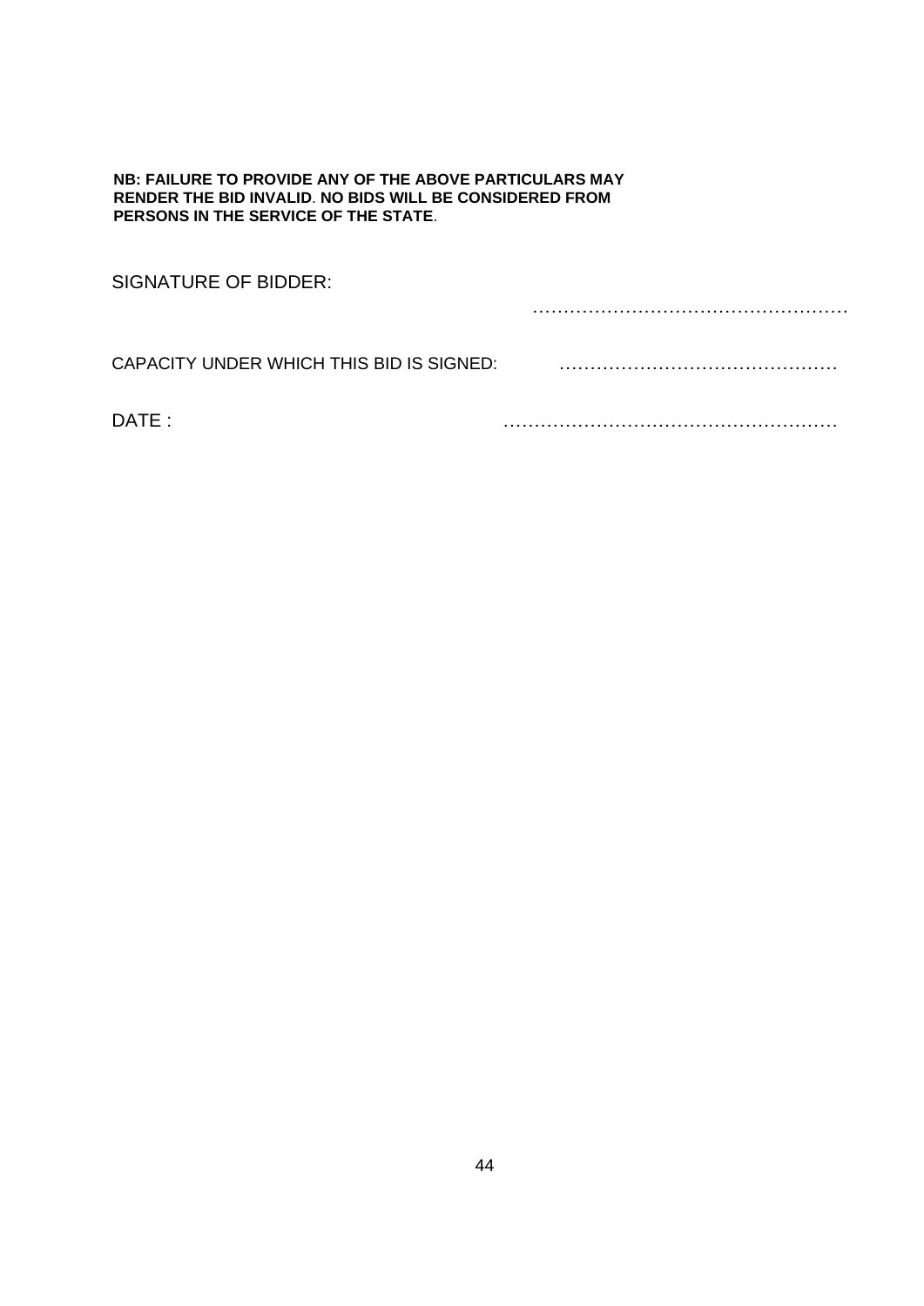**NB: FAILURE TO PROVIDE ANY OF THE ABOVE PARTICULARS MAY RENDER THE BID INVALID. NO BIDS WILL BE CONSIDERED FROM PERSONS IN THE SERVICE OF THE STATE.**

SIGNATURE OF BIDDER: ……………………………………………

CAPACITY UNDER WHICH THIS BID IS SIGNED: ………………………………………

DATE : ………………………………………………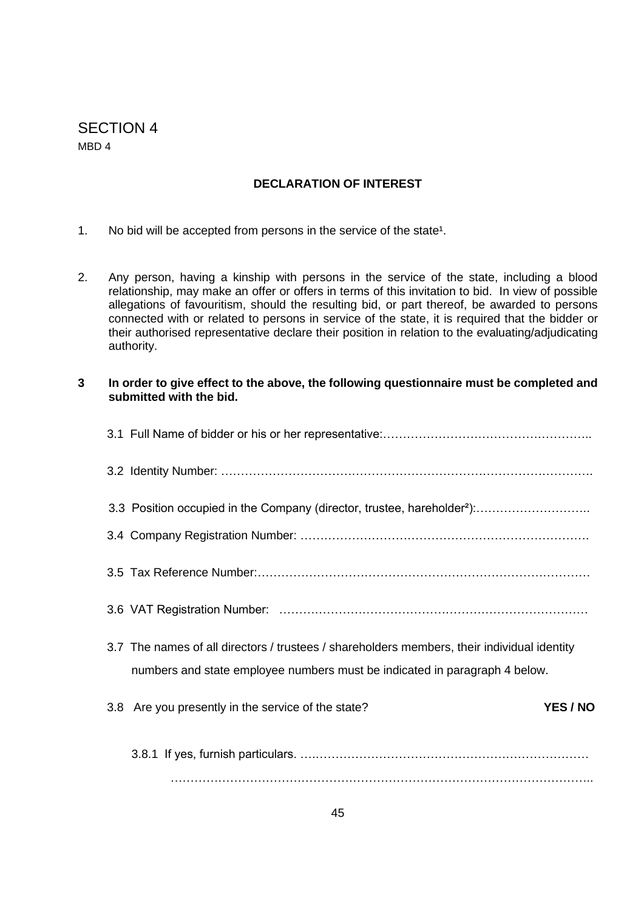# SECTION 4

MBD 4

**DECLARATION OF INTEREST**

1. No bid will be accepted from persons in the service of the state[1].

2. Any person, having a kinship with persons in the service of the state, including a blood relationship, may make an offer or offers in terms of this invitation to bid. In view of possible allegations of favouritism, should the resulting bid, or part thereof, be awarded to persons connected with or related to persons in service of the state, it is required that the bidder or their authorised representative declare their position in relation to the evaluating/adjudicating authority.

**3 In order to give effect to the above, the following questionnaire must be completed and submitted with the bid.**

3.1 Full Name of bidder or his or her representative:……………………………………………..

3.2 Identity Number: ……………………………………………………………………………….

3.3 Position occupied in the Company (director, trustee, hareholder[2]):………………………..

3.4 Company Registration Number: ………………………………………………………………

3.5 Tax Reference Number:…………………………………………………………………………

3.6 VAT Registration Number: ……………………………………………………………………

3.7 The names of all directors / trustees / shareholders members, their individual identity numbers and state employee numbers must be indicated in paragraph 4 below.

3.8 Are you presently in the service of the state? **YES / NO**

3.8.1 If yes, furnish particulars. ….………………………………………………………………

…………………………………………………………………………………………..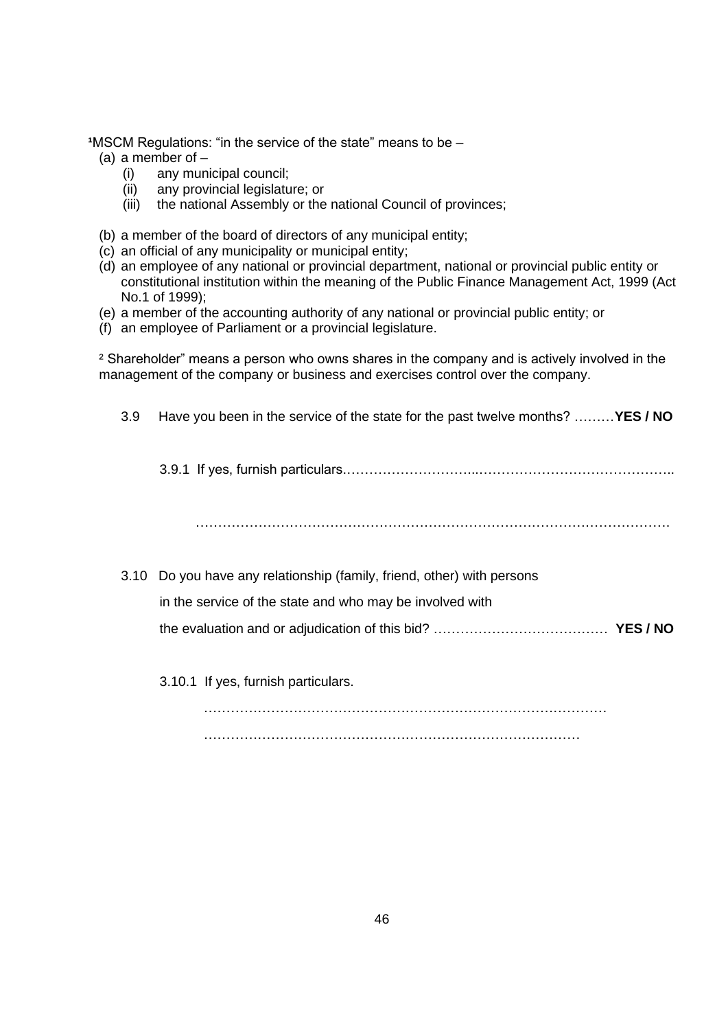[1]MSCM Regulations: "in the service of the state" means to be –

(a) a member of –
   (i) any municipal council;
   (ii) any provincial legislature; or
   (iii) the national Assembly or the national Council of provinces;

(b) a member of the board of directors of any municipal entity;
(c) an official of any municipality or municipal entity;
(d) an employee of any national or provincial department, national or provincial public entity or constitutional institution within the meaning of the Public Finance Management Act, 1999 (Act No.1 of 1999);
(e) a member of the accounting authority of any national or provincial public entity; or
(f) an employee of Parliament or a provincial legislature.

[2] Shareholder" means a person who owns shares in the company and is actively involved in the management of the company or business and exercises control over the company.

3.9 Have you been in the service of the state for the past twelve months? ………**YES / NO**

3.9.1 If yes, furnish particulars.………………………...……………………………………..

……………………………………………………………………………………………….

3.10 Do you have any relationship (family, friend, other) with persons in the service of the state and who may be involved with the evaluation and or adjudication of this bid? ………………………………… **YES / NO**

3.10.1 If yes, furnish particulars.

………………………………………………………………………………

…………………………………………………………………………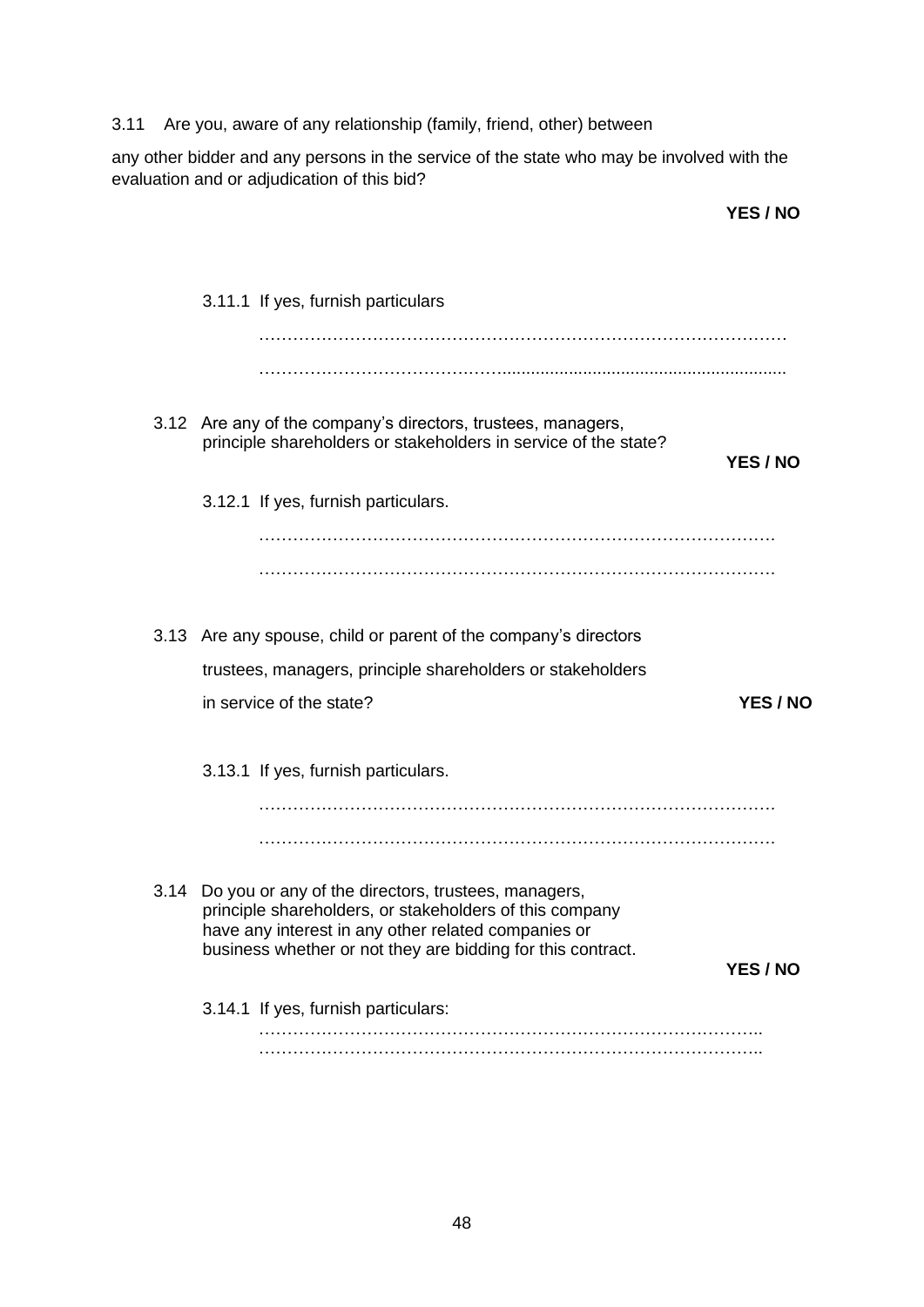3.11 Are you, aware of any relationship (family, friend, other) between

any other bidder and any persons in the service of the state who may be involved with the evaluation and or adjudication of this bid?

**YES / NO**

3.11.1 If yes, furnish particulars

…………………………………………………………………………………
…………………………………………………………………………………

3.12 Are any of the company's directors, trustees, managers, principle shareholders or stakeholders in service of the state?

**YES / NO**

3.12.1 If yes, furnish particulars.

…………………………………………………………………………………
…………………………………………………………………………………

3.13 Are any spouse, child or parent of the company's directors trustees, managers, principle shareholders or stakeholders in service of the state?

**YES / NO**

3.13.1 If yes, furnish particulars.

…………………………………………………………………………………
…………………………………………………………………………………

3.14 Do you or any of the directors, trustees, managers, principle shareholders, or stakeholders of this company have any interest in any other related companies or business whether or not they are bidding for this contract.

**YES / NO**

3.14.1 If yes, furnish particulars:

…………………………………………………………………………………
…………………………………………………………………………………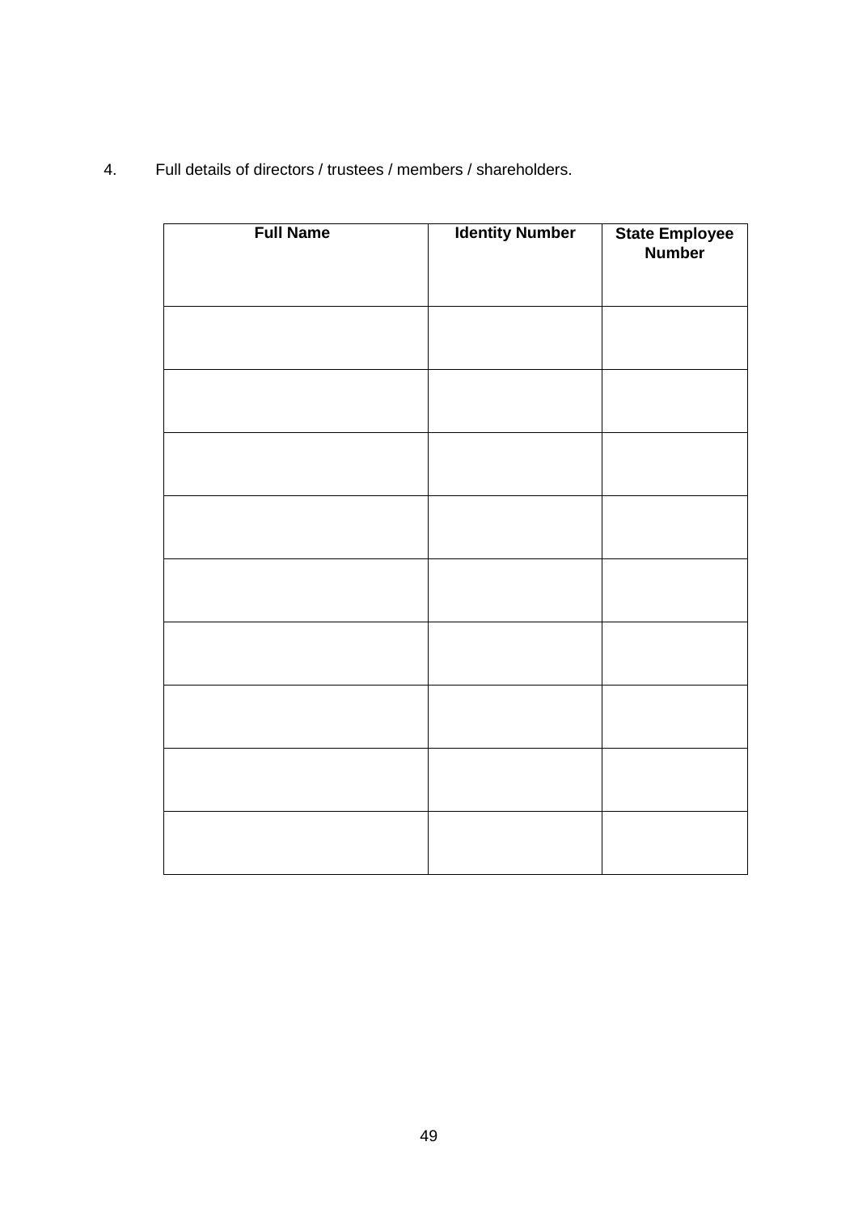4. Full details of directors / trustees / members / shareholders.

| Full Name | Identity Number | State Employee Number |
|---|---|---|
| | | |
| | | |
| | | |
| | | |
| | | |
| | | |
| | | |
| | | |
| | | |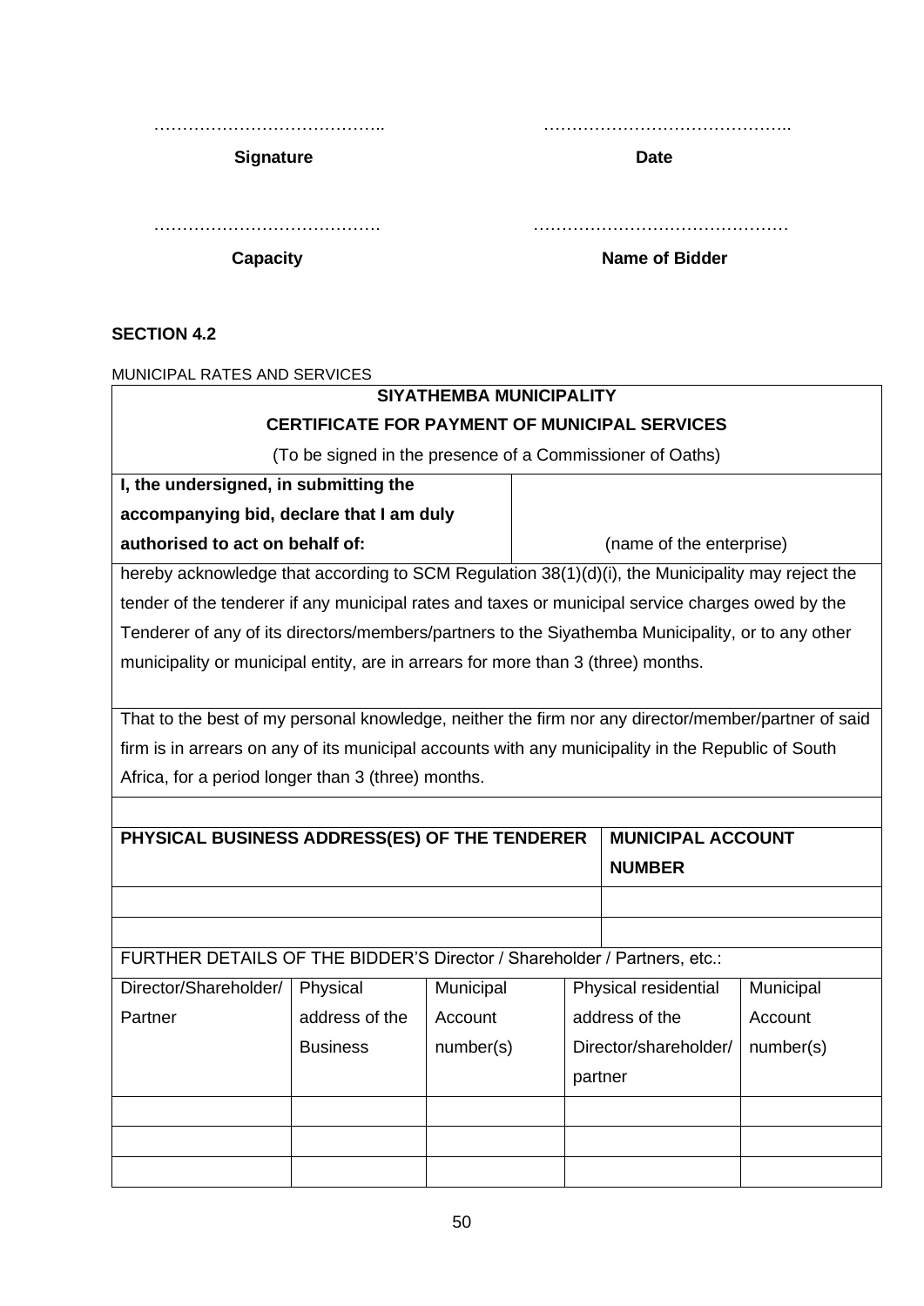………………………………….. ……………………………………..

**Signature** **Date**

…………………………………. ………………………………………

**Capacity** **Name of Bidder**

**SECTION 4.2**

MUNICIPAL RATES AND SERVICES

| **SIYATHEMBA MUNICIPALITY** | | | | |
|---|---|---|---|---|
| **CERTIFICATE FOR PAYMENT OF MUNICIPAL SERVICES** | | | | |
| (To be signed in the presence of a Commissioner of Oaths) | | | | |
| **I, the undersigned, in submitting the accompanying bid, declare that I am duly authorised to act on behalf of:** | | (name of the enterprise) | | |
| hereby acknowledge that according to SCM Regulation 38(1)(d)(i), the Municipality may reject the tender of the tenderer if any municipal rates and taxes or municipal service charges owed by the Tenderer of any of its directors/members/partners to the Siyathemba Municipality, or to any other municipality or municipal entity, are in arrears for more than 3 (three) months. | | | | |
| That to the best of my personal knowledge, neither the firm nor any director/member/partner of said firm is in arrears on any of its municipal accounts with any municipality in the Republic of South Africa, for a period longer than 3 (three) months. | | | | |
| | | | | |
| **PHYSICAL BUSINESS ADDRESS(ES) OF THE TENDERER** | | | **MUNICIPAL ACCOUNT NUMBER** | |
| | | | | |
| | | | | |
| FURTHER DETAILS OF THE BIDDER'S Director / Shareholder / Partners, etc.: | | | | |
| Director/Shareholder/ Partner | Physical address of the Business | Municipal Account number(s) | Physical residential address of the Director/shareholder/ partner | Municipal Account number(s) |
| | | | | |
| | | | | |
| | | | | |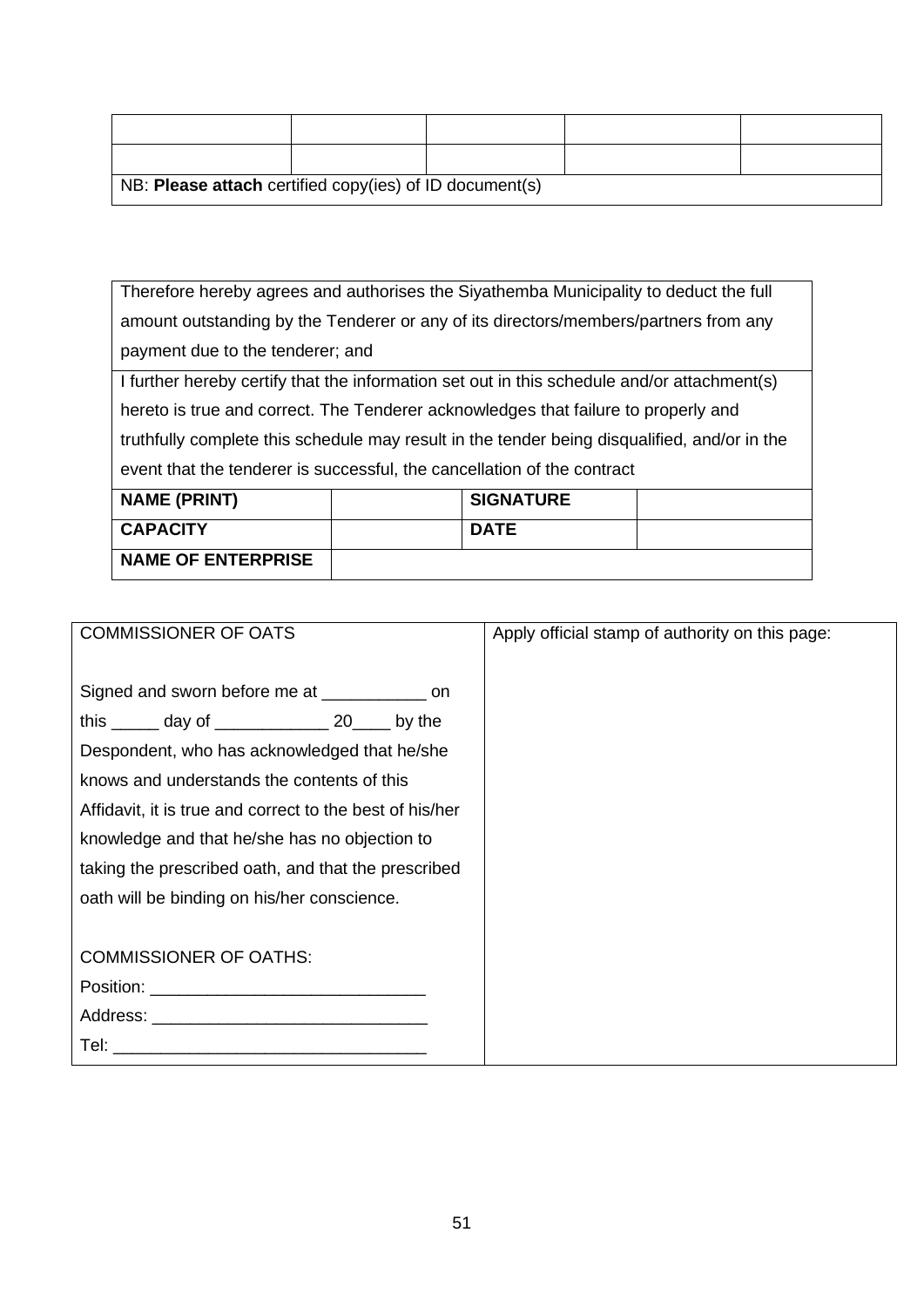| | | | | |
|---|---|---|---|---|
| | | | | |
| | | | | |
| NB: **Please attach** certified copy(ies) of ID document(s) | | | | |

| | | | |
|---|---|---|---|
| Therefore hereby agrees and authorises the Siyathemba Municipality to deduct the full amount outstanding by the Tenderer or any of its directors/members/partners from any payment due to the tenderer; and | | | |
| I further hereby certify that the information set out in this schedule and/or attachment(s) hereto is true and correct. The Tenderer acknowledges that failure to properly and truthfully complete this schedule may result in the tender being disqualified, and/or in the event that the tenderer is successful, the cancellation of the contract | | | |
| **NAME (PRINT)** | | **SIGNATURE** | |
| **CAPACITY** | | **DATE** | |
| **NAME OF ENTERPRISE** | | | |

| | |
|---|---|
| COMMISSIONER OF OATS<br><br>Signed and sworn before me at ___________ on this _____ day of ____________ 20____ by the Despondent, who has acknowledged that he/she knows and understands the contents of this Affidavit, it is true and correct to the best of his/her knowledge and that he/she has no objection to taking the prescribed oath, and that the prescribed oath will be binding on his/her conscience.<br><br>COMMISSIONER OF OATHS:<br>Position: _____________________________<br>Address: _____________________________<br>Tel: _________________________________ | Apply official stamp of authority on this page: |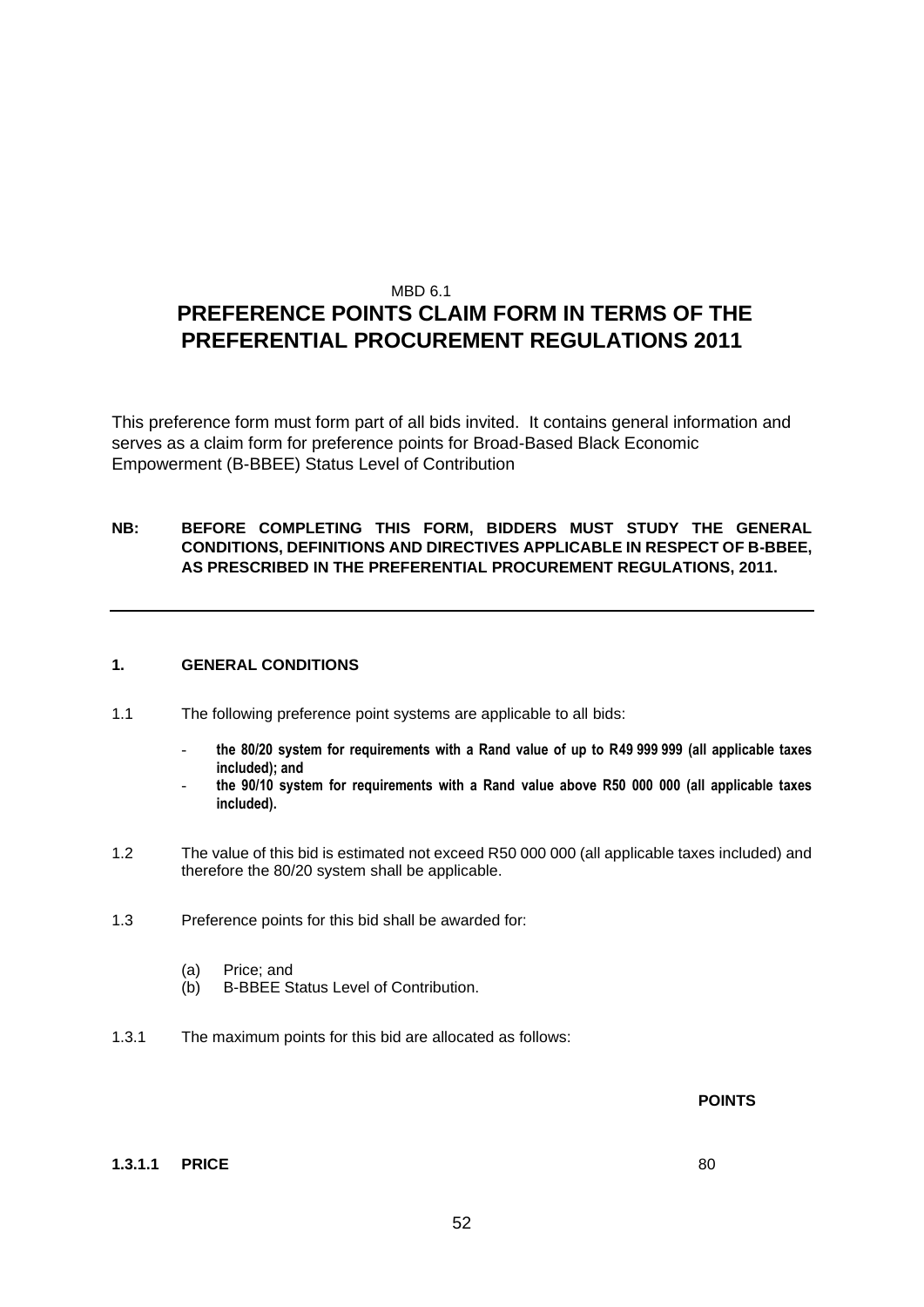MBD 6.1

# PREFERENCE POINTS CLAIM FORM IN TERMS OF THE PREFERENTIAL PROCUREMENT REGULATIONS 2011

This preference form must form part of all bids invited. It contains general information and serves as a claim form for preference points for Broad-Based Black Economic Empowerment (B-BBEE) Status Level of Contribution

**NB: BEFORE COMPLETING THIS FORM, BIDDERS MUST STUDY THE GENERAL CONDITIONS, DEFINITIONS AND DIRECTIVES APPLICABLE IN RESPECT OF B-BBEE, AS PRESCRIBED IN THE PREFERENTIAL PROCUREMENT REGULATIONS, 2011.**

---

## 1. GENERAL CONDITIONS

1.1 The following preference point systems are applicable to all bids:

- **the 80/20 system for requirements with a Rand value of up to R49 999 999 (all applicable taxes included); and**
- **the 90/10 system for requirements with a Rand value above R50 000 000 (all applicable taxes included).**

1.2 The value of this bid is estimated not exceed R50 000 000 (all applicable taxes included) and therefore the 80/20 system shall be applicable.

1.3 Preference points for this bid shall be awarded for:

(a) Price; and
(b) B-BBEE Status Level of Contribution.

1.3.1 The maximum points for this bid are allocated as follows:

| | | **POINTS** |
|---|---|---|
| **1.3.1.1** | **PRICE** | 80 |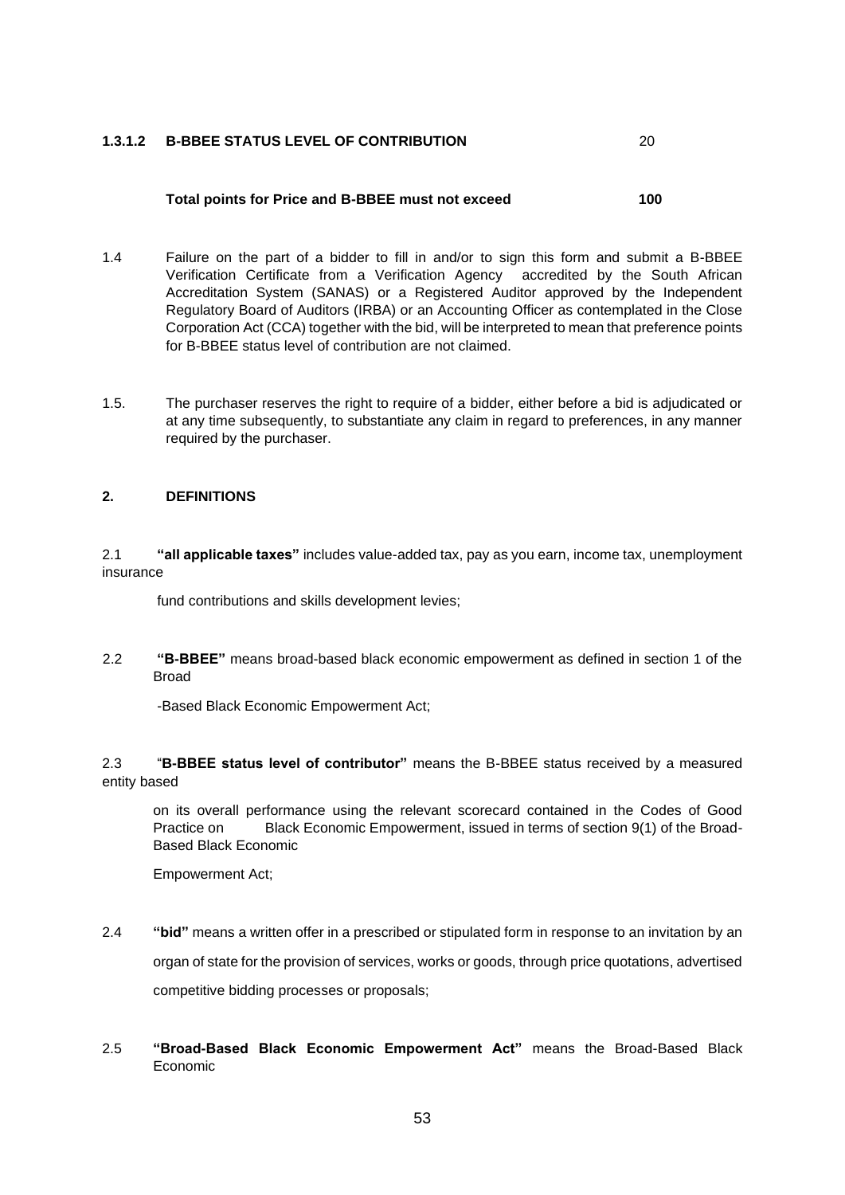**1.3.1.2 B-BBEE STATUS LEVEL OF CONTRIBUTION** 20

**Total points for Price and B-BBEE must not exceed** **100**

1.4 Failure on the part of a bidder to fill in and/or to sign this form and submit a B-BBEE Verification Certificate from a Verification Agency accredited by the South African Accreditation System (SANAS) or a Registered Auditor approved by the Independent Regulatory Board of Auditors (IRBA) or an Accounting Officer as contemplated in the Close Corporation Act (CCA) together with the bid, will be interpreted to mean that preference points for B-BBEE status level of contribution are not claimed.

1.5. The purchaser reserves the right to require of a bidder, either before a bid is adjudicated or at any time subsequently, to substantiate any claim in regard to preferences, in any manner required by the purchaser.

**2. DEFINITIONS**

2.1 **"all applicable taxes"** includes value-added tax, pay as you earn, income tax, unemployment insurance fund contributions and skills development levies;

2.2 **"B-BBEE"** means broad-based black economic empowerment as defined in section 1 of the Broad-Based Black Economic Empowerment Act;

2.3 "**B-BBEE status level of contributor"** means the B-BBEE status received by a measured entity based on its overall performance using the relevant scorecard contained in the Codes of Good Practice on Black Economic Empowerment, issued in terms of section 9(1) of the Broad-Based Black Economic Empowerment Act;

2.4 **"bid"** means a written offer in a prescribed or stipulated form in response to an invitation by an organ of state for the provision of services, works or goods, through price quotations, advertised competitive bidding processes or proposals;

2.5 **"Broad-Based Black Economic Empowerment Act"** means the Broad-Based Black Economic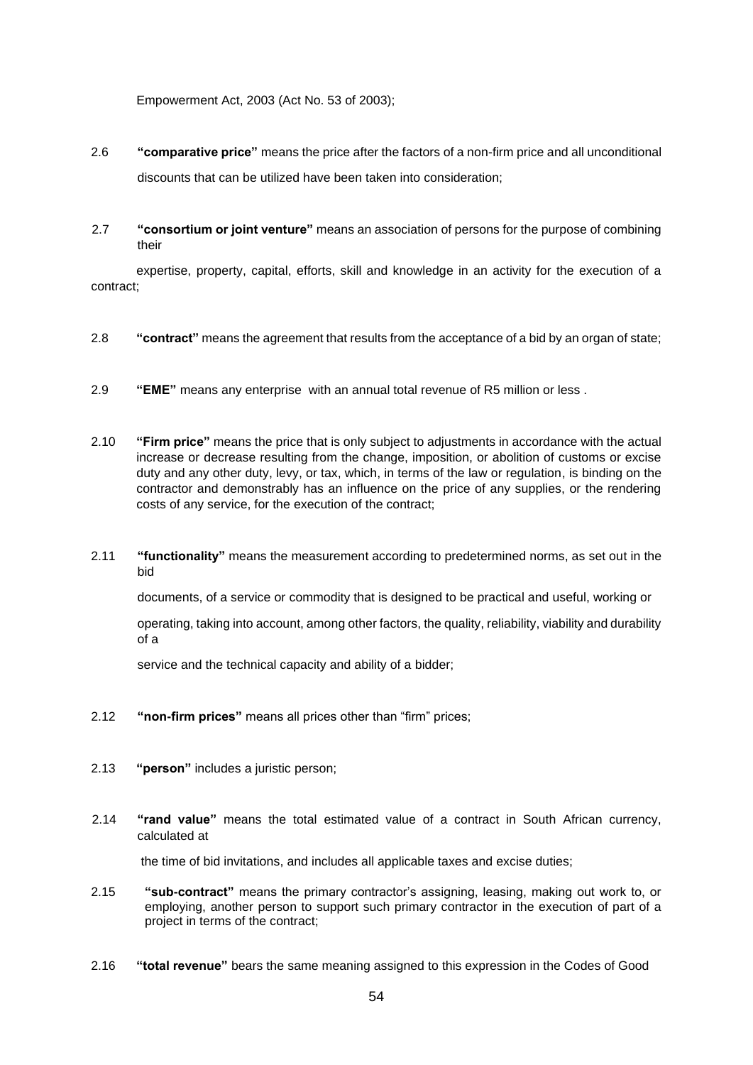Empowerment Act, 2003 (Act No. 53 of 2003);

2.6 **"comparative price"** means the price after the factors of a non-firm price and all unconditional discounts that can be utilized have been taken into consideration;

2.7 **"consortium or joint venture"** means an association of persons for the purpose of combining their expertise, property, capital, efforts, skill and knowledge in an activity for the execution of a contract;

2.8 **"contract"** means the agreement that results from the acceptance of a bid by an organ of state;

2.9 **"EME"** means any enterprise with an annual total revenue of R5 million or less .

2.10 **"Firm price"** means the price that is only subject to adjustments in accordance with the actual increase or decrease resulting from the change, imposition, or abolition of customs or excise duty and any other duty, levy, or tax, which, in terms of the law or regulation, is binding on the contractor and demonstrably has an influence on the price of any supplies, or the rendering costs of any service, for the execution of the contract;

2.11 **"functionality"** means the measurement according to predetermined norms, as set out in the bid documents, of a service or commodity that is designed to be practical and useful, working or operating, taking into account, among other factors, the quality, reliability, viability and durability of a service and the technical capacity and ability of a bidder;

2.12 **"non-firm prices"** means all prices other than "firm" prices;

2.13 **"person"** includes a juristic person;

2.14 **"rand value"** means the total estimated value of a contract in South African currency, calculated at the time of bid invitations, and includes all applicable taxes and excise duties;

2.15 **"sub-contract"** means the primary contractor's assigning, leasing, making out work to, or employing, another person to support such primary contractor in the execution of part of a project in terms of the contract;

2.16 **"total revenue"** bears the same meaning assigned to this expression in the Codes of Good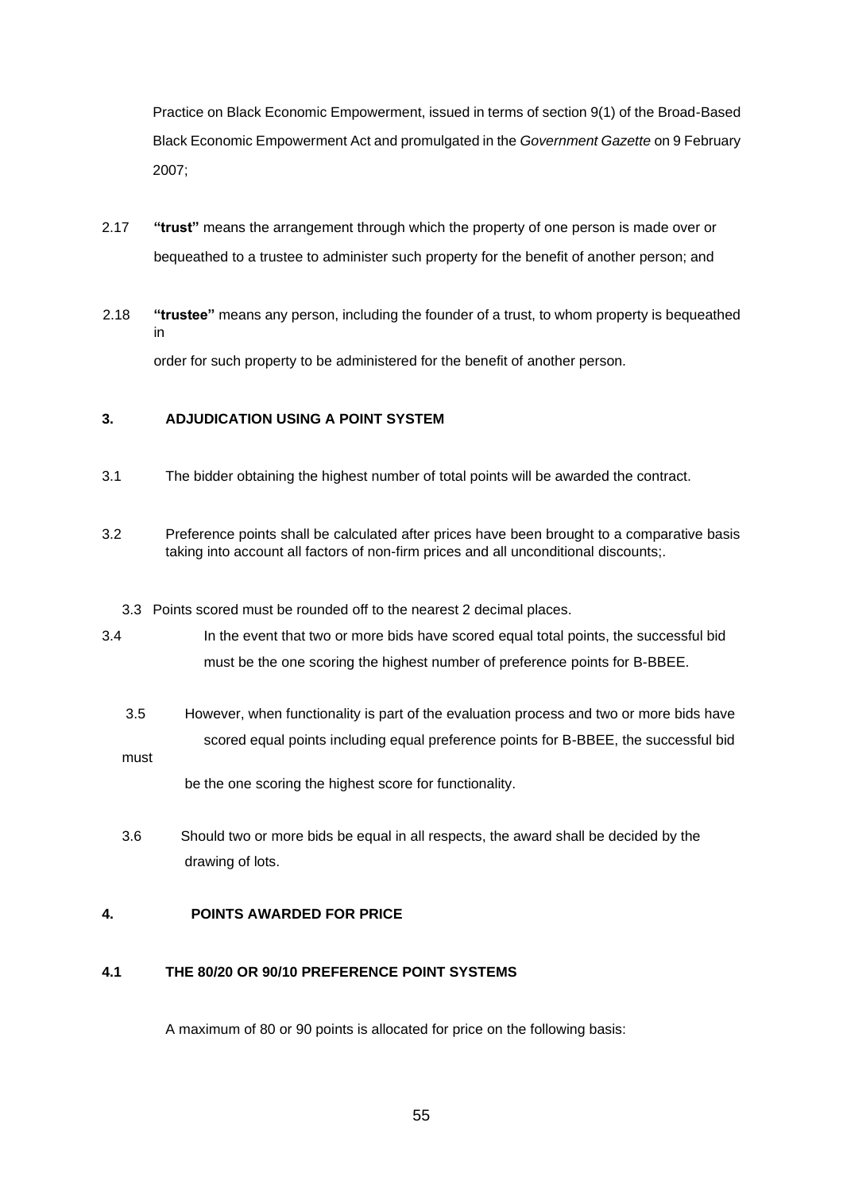Practice on Black Economic Empowerment, issued in terms of section 9(1) of the Broad-Based Black Economic Empowerment Act and promulgated in the *Government Gazette* on 9 February 2007;

2.17 **"trust"** means the arrangement through which the property of one person is made over or bequeathed to a trustee to administer such property for the benefit of another person; and

2.18 **"trustee"** means any person, including the founder of a trust, to whom property is bequeathed in order for such property to be administered for the benefit of another person.

## 3. ADJUDICATION USING A POINT SYSTEM

3.1 The bidder obtaining the highest number of total points will be awarded the contract.

3.2 Preference points shall be calculated after prices have been brought to a comparative basis taking into account all factors of non-firm prices and all unconditional discounts;.

3.3 Points scored must be rounded off to the nearest 2 decimal places.

3.4 In the event that two or more bids have scored equal total points, the successful bid must be the one scoring the highest number of preference points for B-BBEE.

3.5 However, when functionality is part of the evaluation process and two or more bids have scored equal points including equal preference points for B-BBEE, the successful bid must be the one scoring the highest score for functionality.

3.6 Should two or more bids be equal in all respects, the award shall be decided by the drawing of lots.

## 4. POINTS AWARDED FOR PRICE

### 4.1 THE 80/20 OR 90/10 PREFERENCE POINT SYSTEMS

A maximum of 80 or 90 points is allocated for price on the following basis: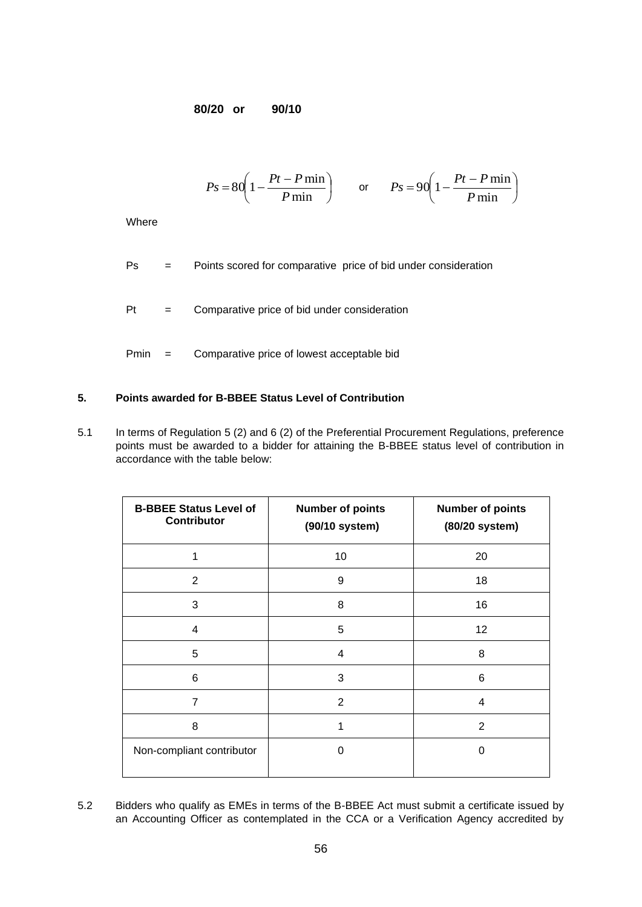**80/20 or 90/10**

$$Ps = 80\left(1 - \frac{Pt - P\min}{P\min}\right) \quad \text{or} \quad Ps = 90\left(1 - \frac{Pt - P\min}{P\min}\right)$$

Where

Ps = Points scored for comparative price of bid under consideration

Pt = Comparative price of bid under consideration

Pmin = Comparative price of lowest acceptable bid

**5. Points awarded for B-BBEE Status Level of Contribution**

5.1 In terms of Regulation 5 (2) and 6 (2) of the Preferential Procurement Regulations, preference points must be awarded to a bidder for attaining the B-BBEE status level of contribution in accordance with the table below:

| B-BBEE Status Level of Contributor | Number of points (90/10 system) | Number of points (80/20 system) |
|---|---|---|
| 1 | 10 | 20 |
| 2 | 9 | 18 |
| 3 | 8 | 16 |
| 4 | 5 | 12 |
| 5 | 4 | 8 |
| 6 | 3 | 6 |
| 7 | 2 | 4 |
| 8 | 1 | 2 |
| Non-compliant contributor | 0 | 0 |

5.2 Bidders who qualify as EMEs in terms of the B-BBEE Act must submit a certificate issued by an Accounting Officer as contemplated in the CCA or a Verification Agency accredited by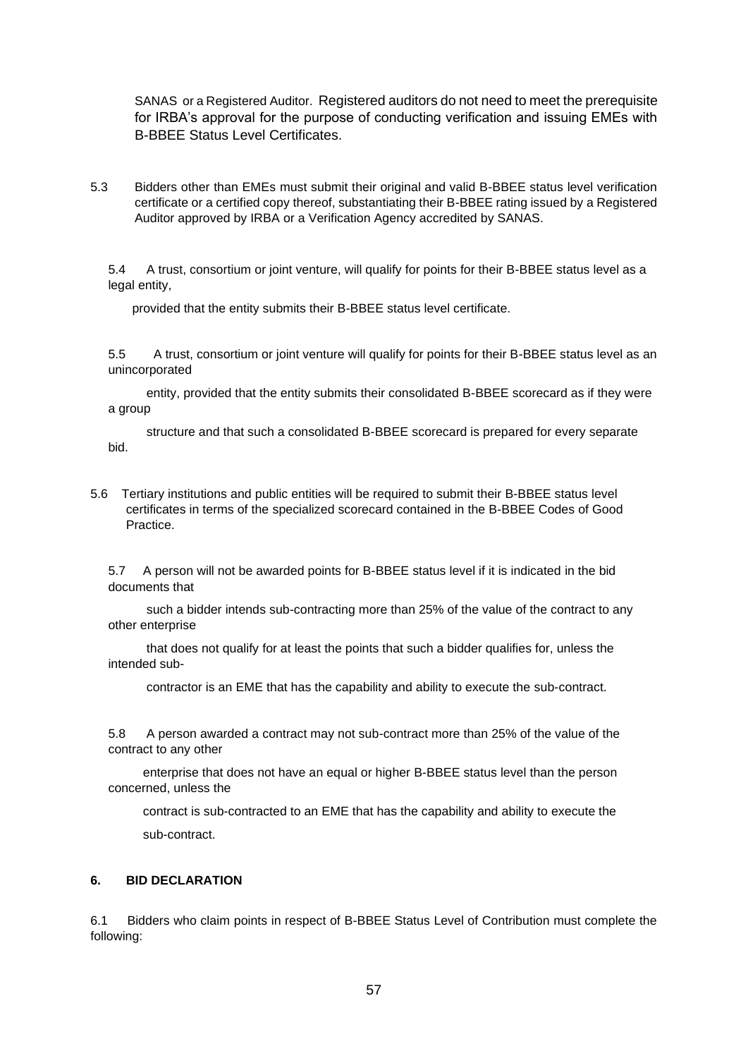SANAS or a Registered Auditor. Registered auditors do not need to meet the prerequisite for IRBA's approval for the purpose of conducting verification and issuing EMEs with B-BBEE Status Level Certificates.

5.3 Bidders other than EMEs must submit their original and valid B-BBEE status level verification certificate or a certified copy thereof, substantiating their B-BBEE rating issued by a Registered Auditor approved by IRBA or a Verification Agency accredited by SANAS.

5.4 A trust, consortium or joint venture, will qualify for points for their B-BBEE status level as a legal entity, provided that the entity submits their B-BBEE status level certificate.

5.5 A trust, consortium or joint venture will qualify for points for their B-BBEE status level as an unincorporated entity, provided that the entity submits their consolidated B-BBEE scorecard as if they were a group structure and that such a consolidated B-BBEE scorecard is prepared for every separate bid.

5.6 Tertiary institutions and public entities will be required to submit their B-BBEE status level certificates in terms of the specialized scorecard contained in the B-BBEE Codes of Good Practice.

5.7 A person will not be awarded points for B-BBEE status level if it is indicated in the bid documents that such a bidder intends sub-contracting more than 25% of the value of the contract to any other enterprise that does not qualify for at least the points that such a bidder qualifies for, unless the intended sub-contractor is an EME that has the capability and ability to execute the sub-contract.

5.8 A person awarded a contract may not sub-contract more than 25% of the value of the contract to any other enterprise that does not have an equal or higher B-BBEE status level than the person concerned, unless the contract is sub-contracted to an EME that has the capability and ability to execute the sub-contract.

**6. BID DECLARATION**

6.1 Bidders who claim points in respect of B-BBEE Status Level of Contribution must complete the following: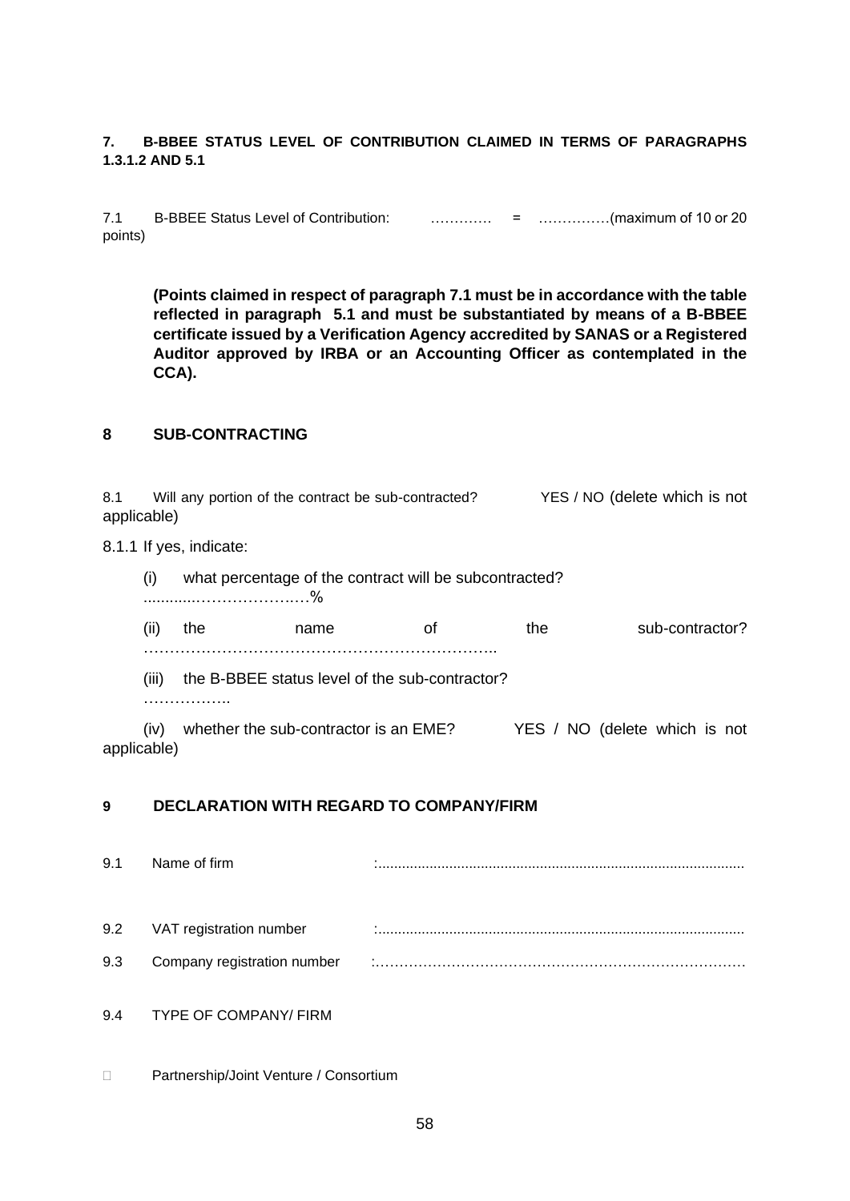**7. B-BBEE STATUS LEVEL OF CONTRIBUTION CLAIMED IN TERMS OF PARAGRAPHS 1.3.1.2 AND 5.1**

7.1 B-BBEE Status Level of Contribution: ………… = ……………(maximum of 10 or 20 points)

**(Points claimed in respect of paragraph 7.1 must be in accordance with the table reflected in paragraph 5.1 and must be substantiated by means of a B-BBEE certificate issued by a Verification Agency accredited by SANAS or a Registered Auditor approved by IRBA or an Accounting Officer as contemplated in the CCA).**

**8 SUB-CONTRACTING**

8.1 Will any portion of the contract be sub-contracted? YES / NO (delete which is not applicable)

8.1.1 If yes, indicate:

(i) what percentage of the contract will be subcontracted? ............…………….…%

(ii) the name of the sub-contractor? …………………………………………………………..

(iii) the B-BBEE status level of the sub-contractor? ……………..

(iv) whether the sub-contractor is an EME? YES / NO (delete which is not applicable)

**9 DECLARATION WITH REGARD TO COMPANY/FIRM**

9.1 Name of firm :.............................................................................................

9.2 VAT registration number :.............................................................................................

9.3 Company registration number :…………………………………………………………………….

9.4 TYPE OF COMPANY/ FIRM

□ Partnership/Joint Venture / Consortium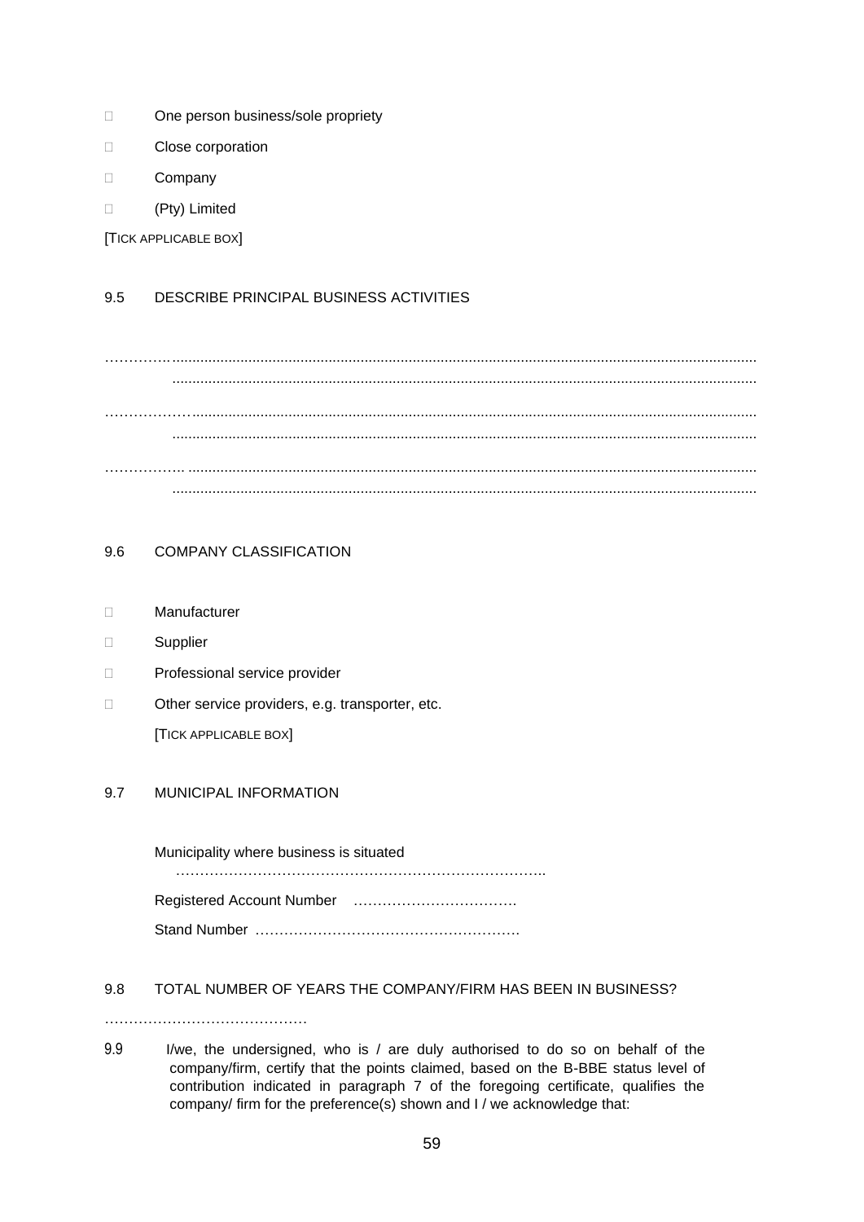- ☐ One person business/sole propriety
- ☐ Close corporation
- ☐ Company
- ☐ (Pty) Limited

[TICK APPLICABLE BOX]

9.5 DESCRIBE PRINCIPAL BUSINESS ACTIVITIES

………….............................................................................................................................................
...............................................................................................................................................
………………..........................................................................................................................................
...............................................................................................................................................
…………….. ..........................................................................................................................................
...............................................................................................................................................

9.6 COMPANY CLASSIFICATION

- ☐ Manufacturer
- ☐ Supplier
- ☐ Professional service provider
- ☐ Other service providers, e.g. transporter, etc.

[TICK APPLICABLE BOX]

9.7 MUNICIPAL INFORMATION

Municipality where business is situated
…………………………………………………………………..

Registered Account Number …………………………….

Stand Number ……………………………………………….

9.8 TOTAL NUMBER OF YEARS THE COMPANY/FIRM HAS BEEN IN BUSINESS?

……………………………………

9.9 I/we, the undersigned, who is / are duly authorised to do so on behalf of the company/firm, certify that the points claimed, based on the B-BBE status level of contribution indicated in paragraph 7 of the foregoing certificate, qualifies the company/ firm for the preference(s) shown and I / we acknowledge that: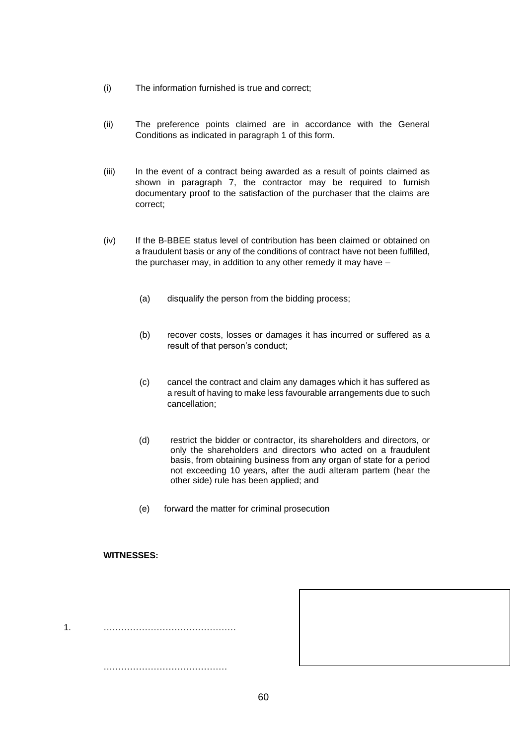(i) The information furnished is true and correct;

(ii) The preference points claimed are in accordance with the General Conditions as indicated in paragraph 1 of this form.

(iii) In the event of a contract being awarded as a result of points claimed as shown in paragraph 7, the contractor may be required to furnish documentary proof to the satisfaction of the purchaser that the claims are correct;

(iv) If the B-BBEE status level of contribution has been claimed or obtained on a fraudulent basis or any of the conditions of contract have not been fulfilled, the purchaser may, in addition to any other remedy it may have –

   (a) disqualify the person from the bidding process;

   (b) recover costs, losses or damages it has incurred or suffered as a result of that person's conduct;

   (c) cancel the contract and claim any damages which it has suffered as a result of having to make less favourable arrangements due to such cancellation;

   (d) restrict the bidder or contractor, its shareholders and directors, or only the shareholders and directors who acted on a fraudulent basis, from obtaining business from any organ of state for a period not exceeding 10 years, after the audi alteram partem (hear the other side) rule has been applied; and

   (e) forward the matter for criminal prosecution

**WITNESSES:**

1. ………………………………………

   ……………………………………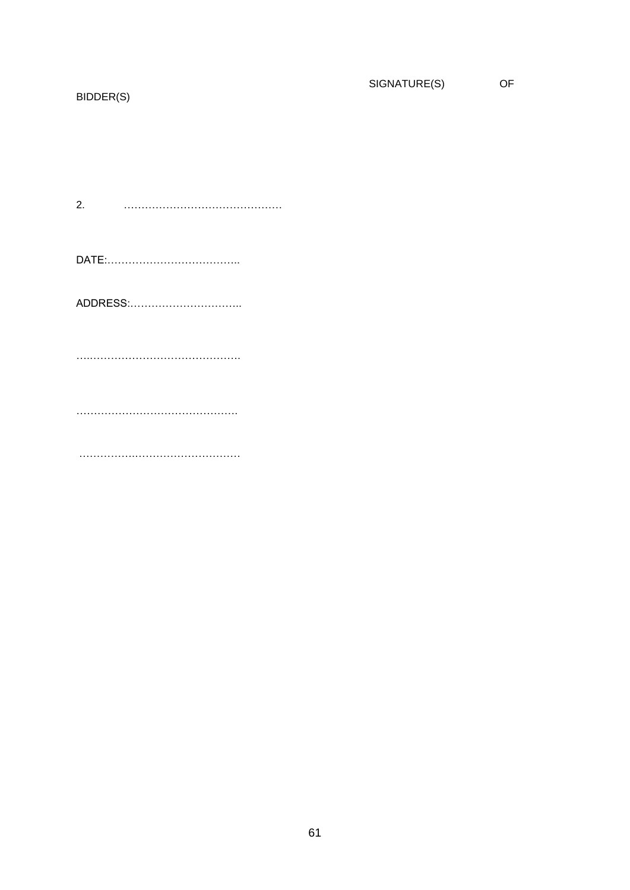SIGNATURE(S) OF BIDDER(S)

2. ………………………………………

DATE:………………………………..

ADDRESS:…………………………..

….……………………………………..

……………………………………….

………….…………………………….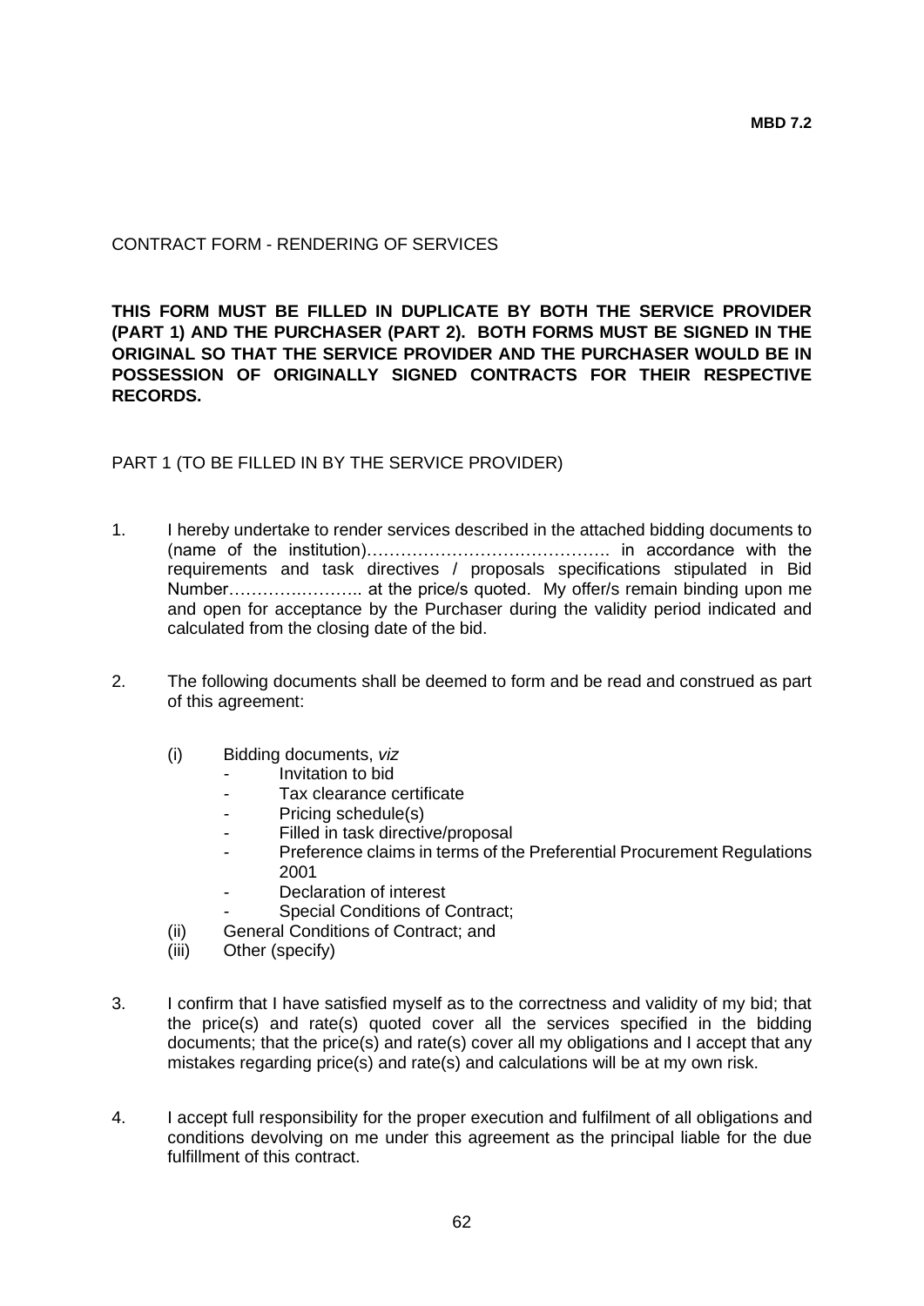**MBD 7.2**

CONTRACT FORM - RENDERING OF SERVICES

**THIS FORM MUST BE FILLED IN DUPLICATE BY BOTH THE SERVICE PROVIDER (PART 1) AND THE PURCHASER (PART 2). BOTH FORMS MUST BE SIGNED IN THE ORIGINAL SO THAT THE SERVICE PROVIDER AND THE PURCHASER WOULD BE IN POSSESSION OF ORIGINALLY SIGNED CONTRACTS FOR THEIR RESPECTIVE RECORDS.**

PART 1 (TO BE FILLED IN BY THE SERVICE PROVIDER)

1. I hereby undertake to render services described in the attached bidding documents to (name of the institution)……………………………………. in accordance with the requirements and task directives / proposals specifications stipulated in Bid Number……….……….. at the price/s quoted. My offer/s remain binding upon me and open for acceptance by the Purchaser during the validity period indicated and calculated from the closing date of the bid.

2. The following documents shall be deemed to form and be read and construed as part of this agreement:

   (i) Bidding documents, *viz*
      - Invitation to bid
      - Tax clearance certificate
      - Pricing schedule(s)
      - Filled in task directive/proposal
      - Preference claims in terms of the Preferential Procurement Regulations 2001
      - Declaration of interest
      - Special Conditions of Contract;

   (ii) General Conditions of Contract; and

   (iii) Other (specify)

3. I confirm that I have satisfied myself as to the correctness and validity of my bid; that the price(s) and rate(s) quoted cover all the services specified in the bidding documents; that the price(s) and rate(s) cover all my obligations and I accept that any mistakes regarding price(s) and rate(s) and calculations will be at my own risk.

4. I accept full responsibility for the proper execution and fulfilment of all obligations and conditions devolving on me under this agreement as the principal liable for the due fulfillment of this contract.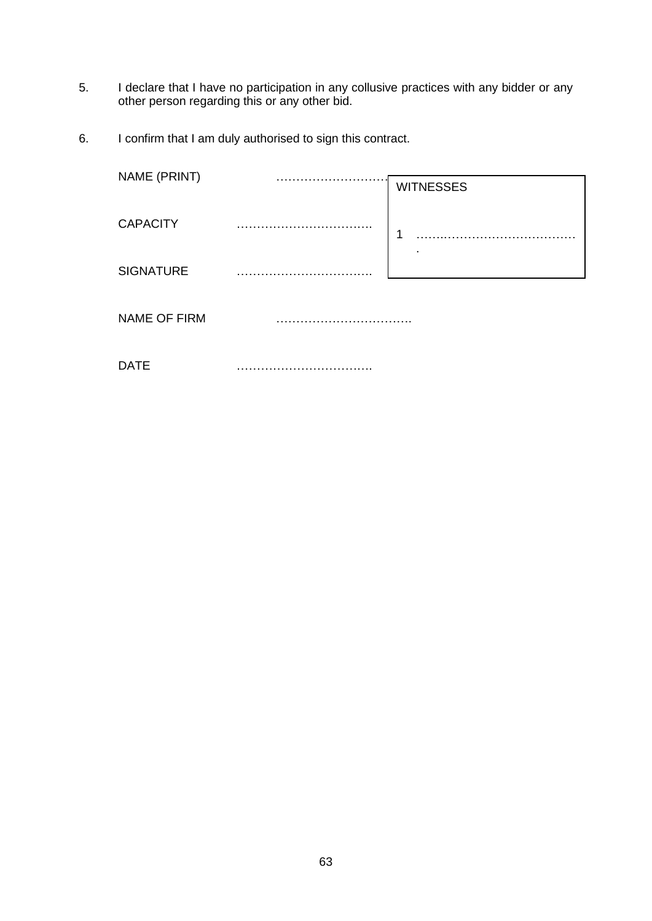5. I declare that I have no participation in any collusive practices with any bidder or any other person regarding this or any other bid.

6. I confirm that I am duly authorised to sign this contract.

NAME (PRINT) …………………………

CAPACITY ……………………………

SIGNATURE ……………………………

NAME OF FIRM ……………………………

DATE ……………………………

| WITNESSES |
| --- |
| 1 …………………………………… |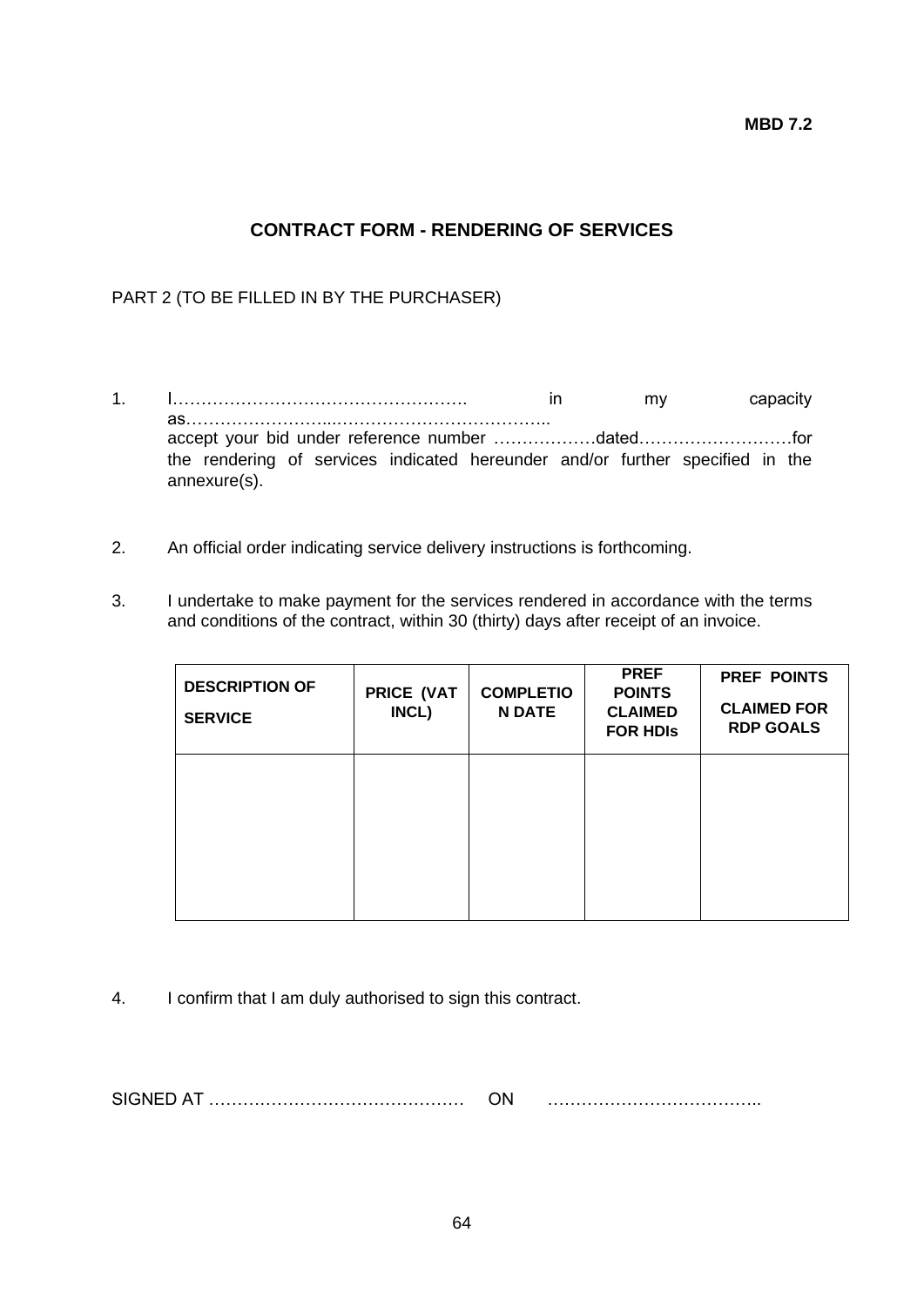**MBD 7.2**

## CONTRACT FORM - RENDERING OF SERVICES

PART 2 (TO BE FILLED IN BY THE PURCHASER)

1. I……………………………………………. in my capacity as……………………...……………………………….. accept your bid under reference number ………………dated………………………for the rendering of services indicated hereunder and/or further specified in the annexure(s).

2. An official order indicating service delivery instructions is forthcoming.

3. I undertake to make payment for the services rendered in accordance with the terms and conditions of the contract, within 30 (thirty) days after receipt of an invoice.

| DESCRIPTION OF SERVICE | PRICE (VAT INCL) | COMPLETION DATE | PREF POINTS CLAIMED FOR HDIs | PREF POINTS CLAIMED FOR RDP GOALS |
|---|---|---|---|---|
| | | | | |

4. I confirm that I am duly authorised to sign this contract.

SIGNED AT ……………………………………… ON ………………………………..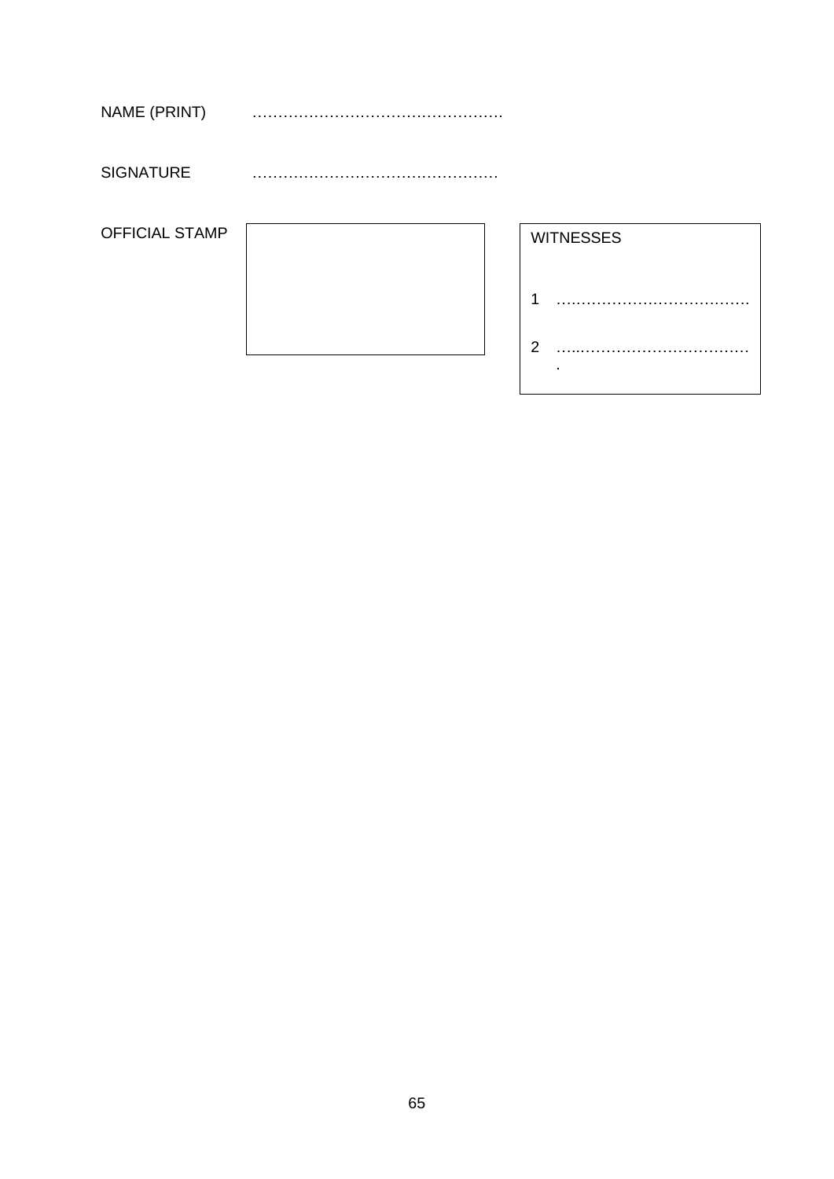NAME (PRINT) ………………………………………….

SIGNATURE ………………………………………….

OFFICIAL STAMP

| WITNESSES |
| --- |
| 1 ………………………………. |
| 2 ………………………………. |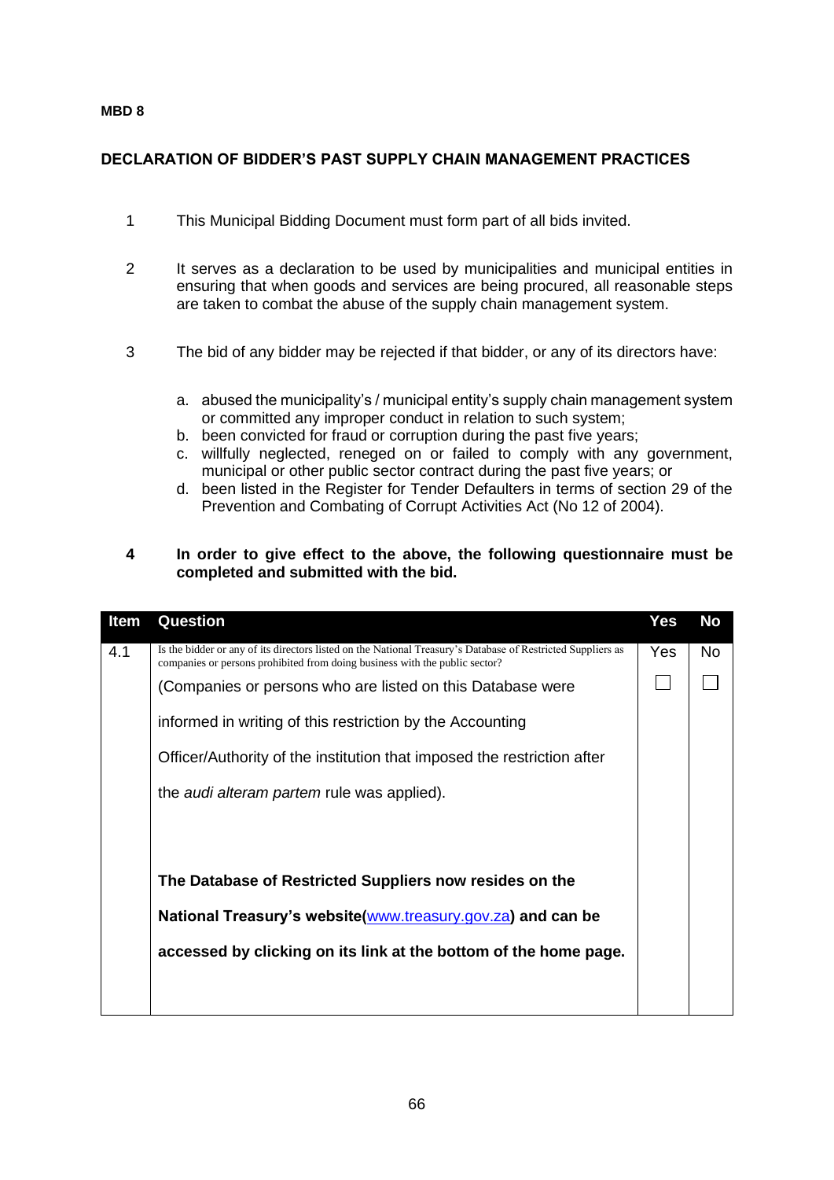**MBD 8**

**DECLARATION OF BIDDER'S PAST SUPPLY CHAIN MANAGEMENT PRACTICES**

1. This Municipal Bidding Document must form part of all bids invited.

2. It serves as a declaration to be used by municipalities and municipal entities in ensuring that when goods and services are being procured, all reasonable steps are taken to combat the abuse of the supply chain management system.

3. The bid of any bidder may be rejected if that bidder, or any of its directors have:

   a. abused the municipality's / municipal entity's supply chain management system or committed any improper conduct in relation to such system;
   b. been convicted for fraud or corruption during the past five years;
   c. willfully neglected, reneged on or failed to comply with any government, municipal or other public sector contract during the past five years; or
   d. been listed in the Register for Tender Defaulters in terms of section 29 of the Prevention and Combating of Corrupt Activities Act (No 12 of 2004).

4. **In order to give effect to the above, the following questionnaire must be completed and submitted with the bid.**

| Item | Question | Yes | No |
|---|---|---|---|
| 4.1 | Is the bidder or any of its directors listed on the National Treasury's Database of Restricted Suppliers as companies or persons prohibited from doing business with the public sector?<br><br>(Companies or persons who are listed on this Database were informed in writing of this restriction by the Accounting Officer/Authority of the institution that imposed the restriction after the *audi alteram partem* rule was applied).<br><br>**The Database of Restricted Suppliers now resides on the National Treasury's website(www.treasury.gov.za) and can be accessed by clicking on its link at the bottom of the home page.** | Yes<br>☐ | No<br>☐ |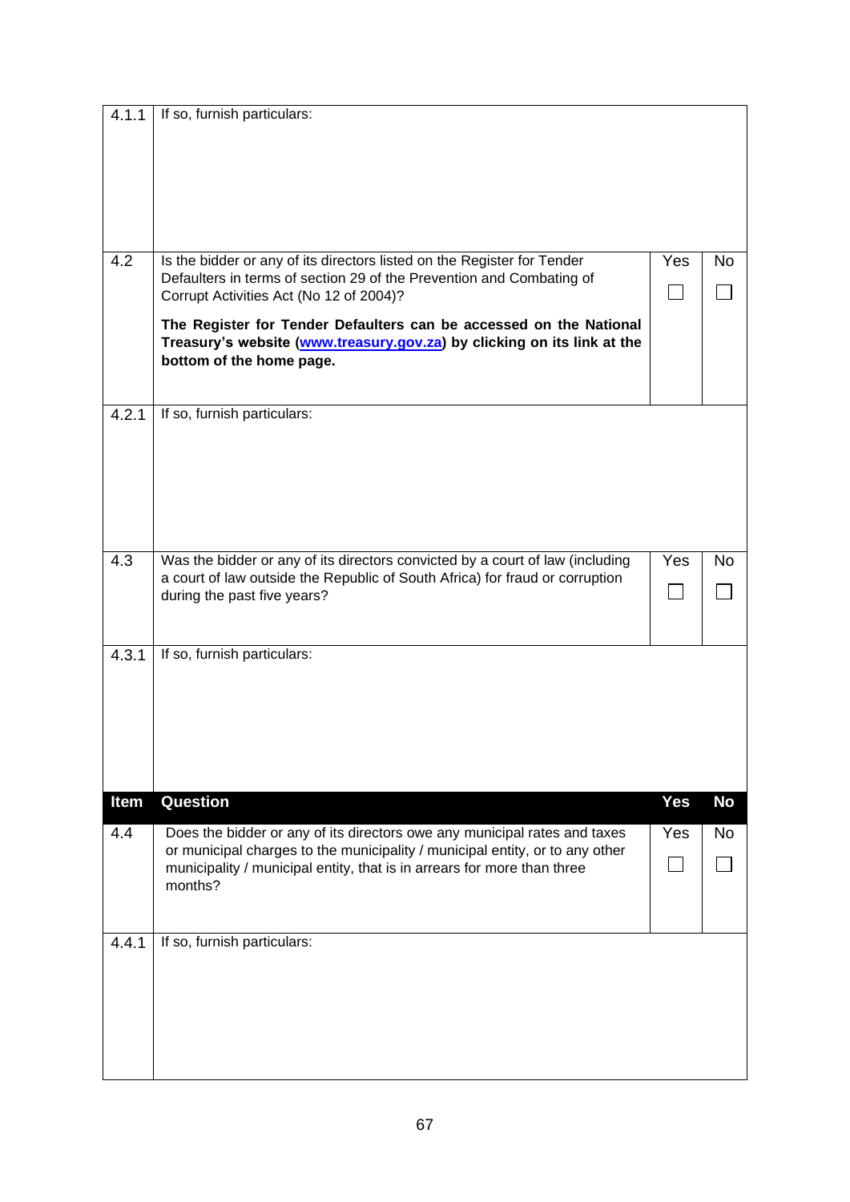| 4.1.1 | If so, furnish particulars: | | |
|---|---|---|---|
| 4.2 | Is the bidder or any of its directors listed on the Register for Tender Defaulters in terms of section 29 of the Prevention and Combating of Corrupt Activities Act (No 12 of 2004)?<br><br>**The Register for Tender Defaulters can be accessed on the National Treasury's website ([www.treasury.gov.za](http://www.treasury.gov.za)) by clicking on its link at the bottom of the home page.** | Yes ☐ | No ☐ |
| 4.2.1 | If so, furnish particulars: | | |
| 4.3 | Was the bidder or any of its directors convicted by a court of law (including a court of law outside the Republic of South Africa) for fraud or corruption during the past five years? | Yes ☐ | No ☐ |
| 4.3.1 | If so, furnish particulars: | | |
| **Item** | **Question** | **Yes** | **No** |
| 4.4 | Does the bidder or any of its directors owe any municipal rates and taxes or municipal charges to the municipality / municipal entity, or to any other municipality / municipal entity, that is in arrears for more than three months? | Yes ☐ | No ☐ |
| 4.4.1 | If so, furnish particulars: | | |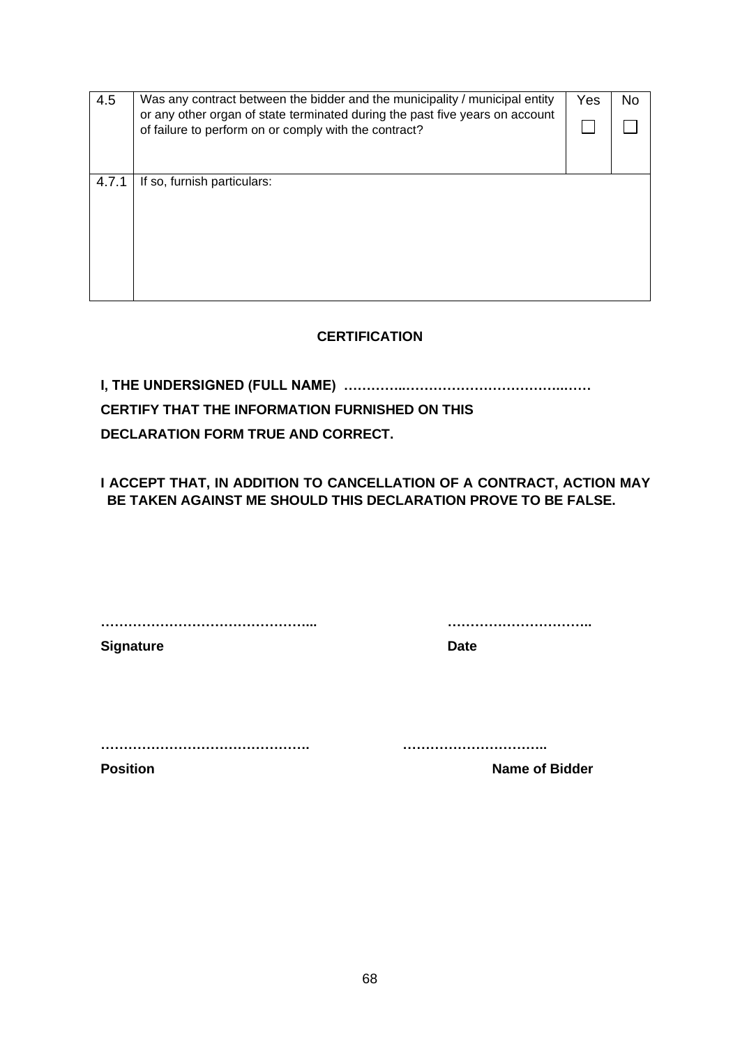| | | Yes | No |
|---|---|---|---|
| 4.5 | Was any contract between the bidder and the municipality / municipal entity or any other organ of state terminated during the past five years on account of failure to perform on or comply with the contract? | ☐ | ☐ |
| 4.7.1 | If so, furnish particulars: | | |

**CERTIFICATION**

**I, THE UNDERSIGNED (FULL NAME) …………..………………………………..……**

**CERTIFY THAT THE INFORMATION FURNISHED ON THIS**

**DECLARATION FORM TRUE AND CORRECT.**

**I ACCEPT THAT, IN ADDITION TO CANCELLATION OF A CONTRACT, ACTION MAY BE TAKEN AGAINST ME SHOULD THIS DECLARATION PROVE TO BE FALSE.**

**………………………………………...** **…………………………..**

**Signature** **Date**

**……………………………………….** **…………………………..**

**Position** **Name of Bidder**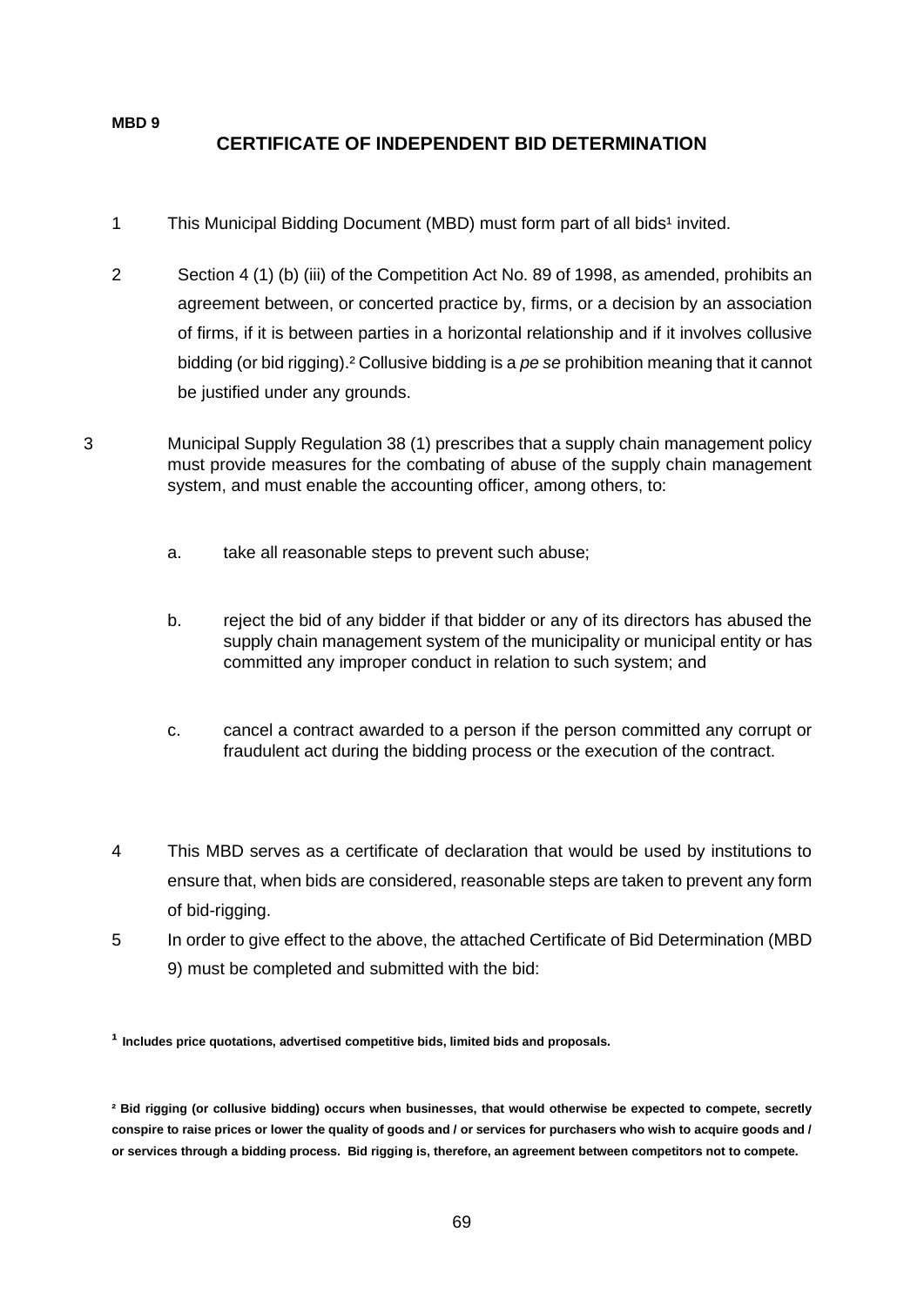**MBD 9**

# CERTIFICATE OF INDEPENDENT BID DETERMINATION

1. This Municipal Bidding Document (MBD) must form part of all bids[1] invited.

2. Section 4 (1) (b) (iii) of the Competition Act No. 89 of 1998, as amended, prohibits an agreement between, or concerted practice by, firms, or a decision by an association of firms, if it is between parties in a horizontal relationship and if it involves collusive bidding (or bid rigging).[2] Collusive bidding is a *pe se* prohibition meaning that it cannot be justified under any grounds.

3. Municipal Supply Regulation 38 (1) prescribes that a supply chain management policy must provide measures for the combating of abuse of the supply chain management system, and must enable the accounting officer, among others, to:

   a. take all reasonable steps to prevent such abuse;

   b. reject the bid of any bidder if that bidder or any of its directors has abused the supply chain management system of the municipality or municipal entity or has committed any improper conduct in relation to such system; and

   c. cancel a contract awarded to a person if the person committed any corrupt or fraudulent act during the bidding process or the execution of the contract.

4. This MBD serves as a certificate of declaration that would be used by institutions to ensure that, when bids are considered, reasonable steps are taken to prevent any form of bid-rigging.

5. In order to give effect to the above, the attached Certificate of Bid Determination (MBD 9) must be completed and submitted with the bid:

---

**[1] Includes price quotations, advertised competitive bids, limited bids and proposals.**

**[2] Bid rigging (or collusive bidding) occurs when businesses, that would otherwise be expected to compete, secretly conspire to raise prices or lower the quality of goods and / or services for purchasers who wish to acquire goods and / or services through a bidding process. Bid rigging is, therefore, an agreement between competitors not to compete.**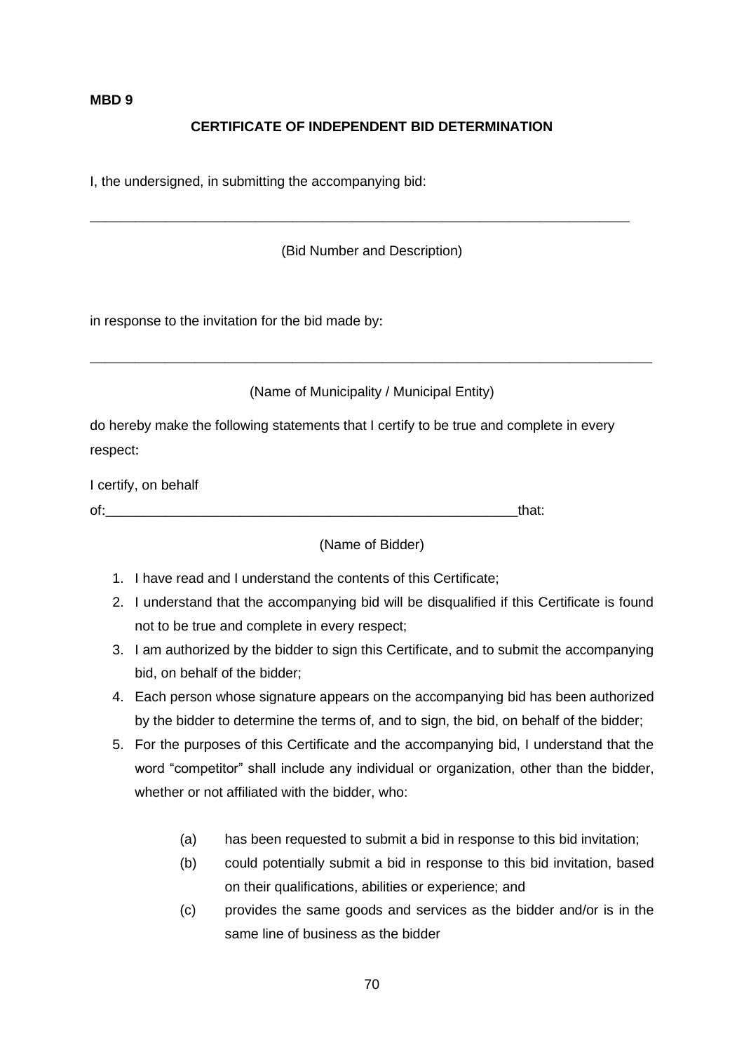**MBD 9**

**CERTIFICATE OF INDEPENDENT BID DETERMINATION**

I, the undersigned, in submitting the accompanying bid:

___________________________________________________________________________

(Bid Number and Description)

in response to the invitation for the bid made by:

___________________________________________________________________________

(Name of Municipality / Municipal Entity)

do hereby make the following statements that I certify to be true and complete in every respect:

I certify, on behalf of:_______________________________________________________that:

(Name of Bidder)

1. I have read and I understand the contents of this Certificate;
2. I understand that the accompanying bid will be disqualified if this Certificate is found not to be true and complete in every respect;
3. I am authorized by the bidder to sign this Certificate, and to submit the accompanying bid, on behalf of the bidder;
4. Each person whose signature appears on the accompanying bid has been authorized by the bidder to determine the terms of, and to sign, the bid, on behalf of the bidder;
5. For the purposes of this Certificate and the accompanying bid, I understand that the word "competitor" shall include any individual or organization, other than the bidder, whether or not affiliated with the bidder, who:

    (a) has been requested to submit a bid in response to this bid invitation;

    (b) could potentially submit a bid in response to this bid invitation, based on their qualifications, abilities or experience; and

    (c) provides the same goods and services as the bidder and/or is in the same line of business as the bidder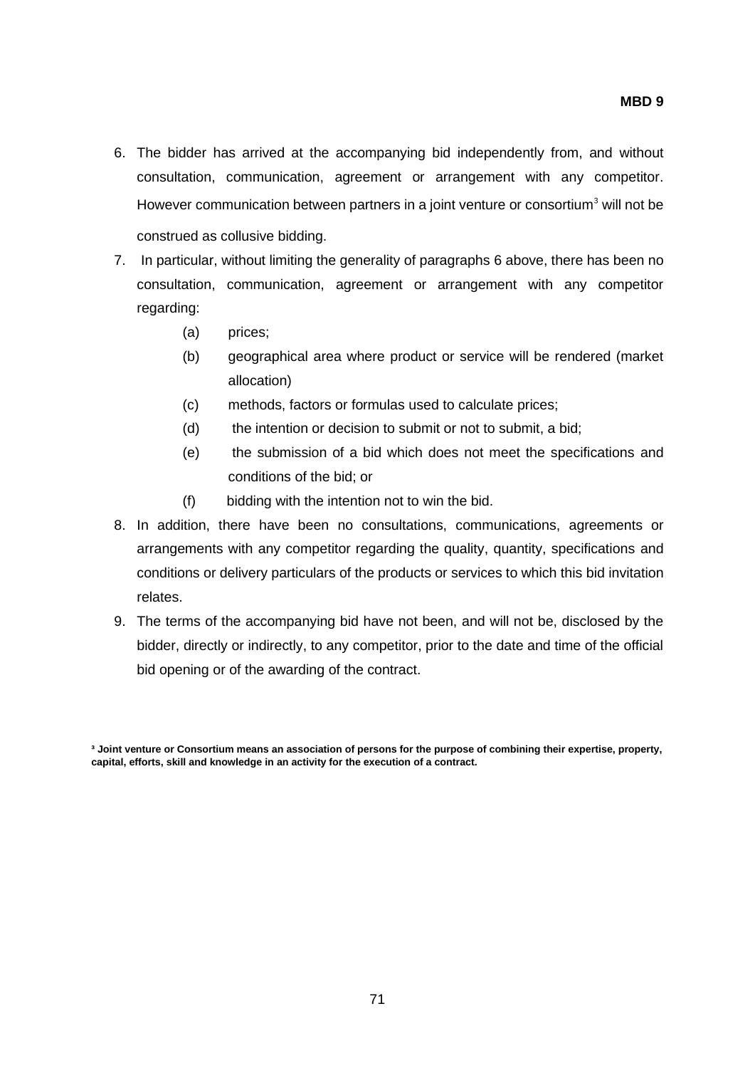6. The bidder has arrived at the accompanying bid independently from, and without consultation, communication, agreement or arrangement with any competitor. However communication between partners in a joint venture or consortium[3] will not be construed as collusive bidding.
7. In particular, without limiting the generality of paragraphs 6 above, there has been no consultation, communication, agreement or arrangement with any competitor regarding:
   - (a) prices;
   - (b) geographical area where product or service will be rendered (market allocation)
   - (c) methods, factors or formulas used to calculate prices;
   - (d) the intention or decision to submit or not to submit, a bid;
   - (e) the submission of a bid which does not meet the specifications and conditions of the bid; or
   - (f) bidding with the intention not to win the bid.
8. In addition, there have been no consultations, communications, agreements or arrangements with any competitor regarding the quality, quantity, specifications and conditions or delivery particulars of the products or services to which this bid invitation relates.
9. The terms of the accompanying bid have not been, and will not be, disclosed by the bidder, directly or indirectly, to any competitor, prior to the date and time of the official bid opening or of the awarding of the contract.

**[3] Joint venture or Consortium means an association of persons for the purpose of combining their expertise, property, capital, efforts, skill and knowledge in an activity for the execution of a contract.**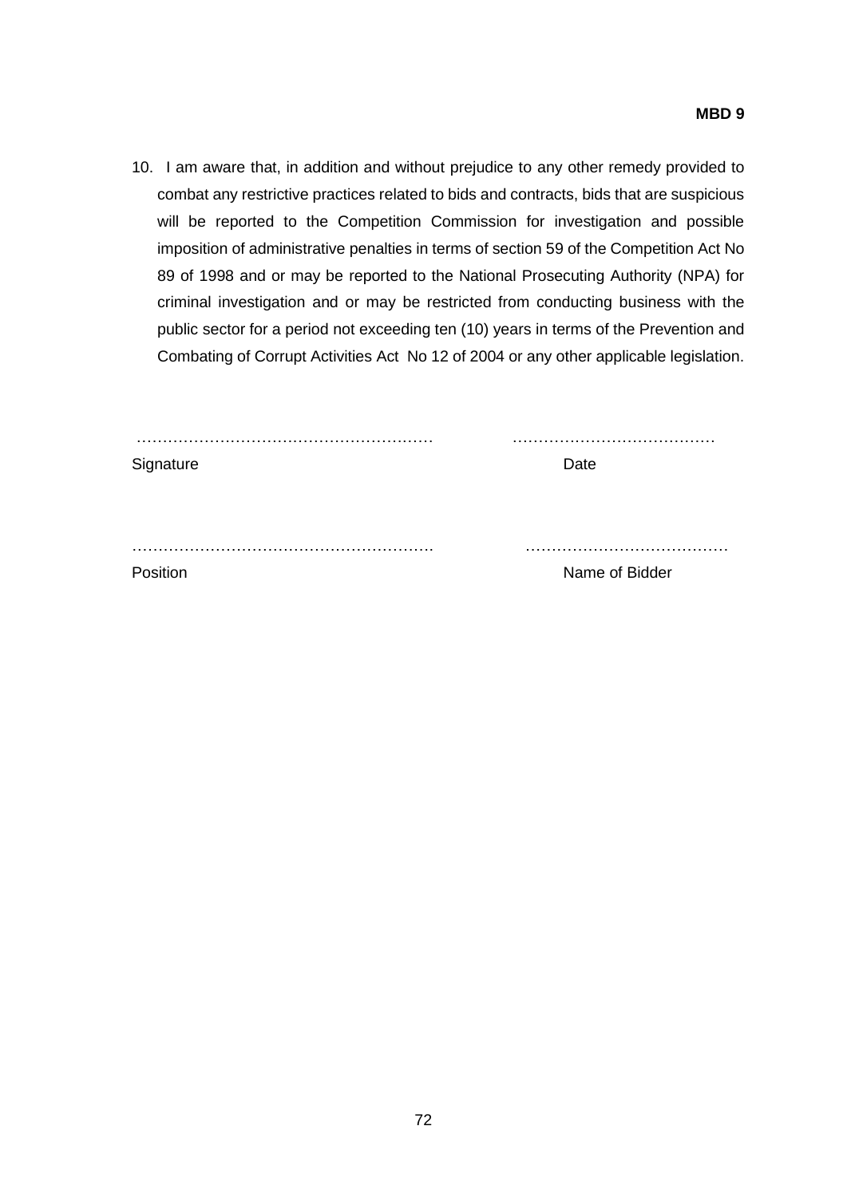**MBD 9**

10. I am aware that, in addition and without prejudice to any other remedy provided to combat any restrictive practices related to bids and contracts, bids that are suspicious will be reported to the Competition Commission for investigation and possible imposition of administrative penalties in terms of section 59 of the Competition Act No 89 of 1998 and or may be reported to the National Prosecuting Authority (NPA) for criminal investigation and or may be restricted from conducting business with the public sector for a period not exceeding ten (10) years in terms of the Prevention and Combating of Corrupt Activities Act No 12 of 2004 or any other applicable legislation.

| | |
|---|---|
| ……………………………………………… | ………………………………… |
| Signature | Date |
| | |
| ……………………………………………… | ………………………………… |
| Position | Name of Bidder |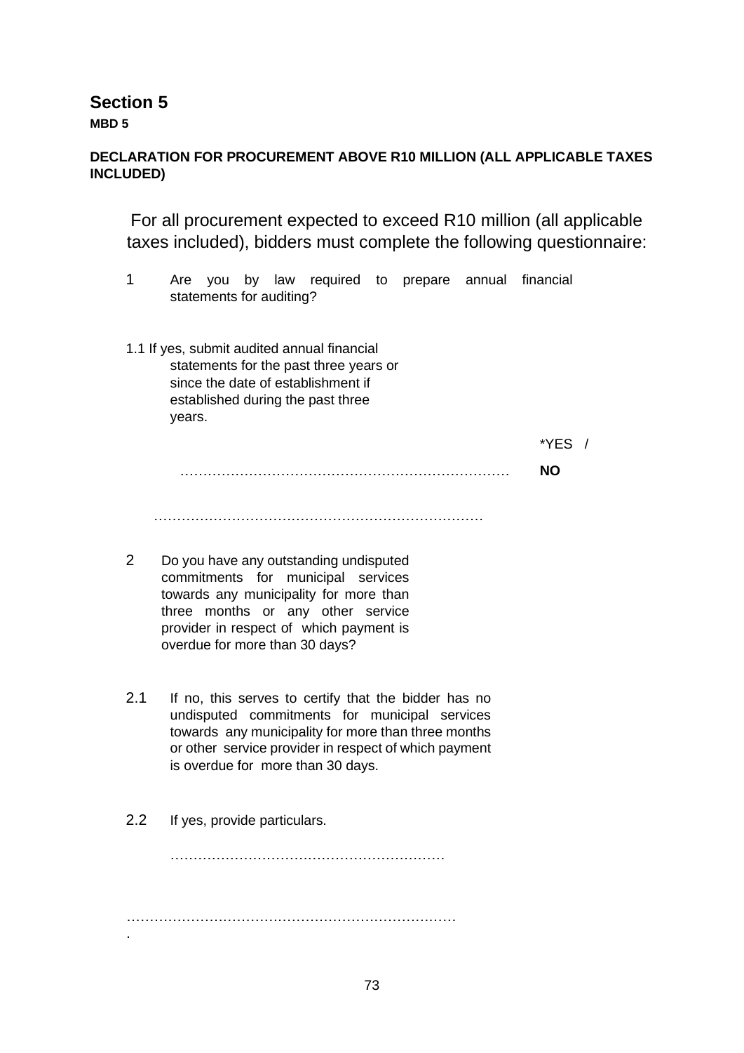# Section 5

**MBD 5**

**DECLARATION FOR PROCUREMENT ABOVE R10 MILLION (ALL APPLICABLE TAXES INCLUDED)**

For all procurement expected to exceed R10 million (all applicable taxes included), bidders must complete the following questionnaire:

1 Are you by law required to prepare annual financial statements for auditing?

1.1 If yes, submit audited annual financial statements for the past three years or since the date of establishment if established during the past three years.

*YES / **NO**

………………………………………………………………

………………………………………………………………

2 Do you have any outstanding undisputed commitments for municipal services towards any municipality for more than three months or any other service provider in respect of which payment is overdue for more than 30 days?

2.1 If no, this serves to certify that the bidder has no undisputed commitments for municipal services towards any municipality for more than three months or other service provider in respect of which payment is overdue for more than 30 days.

2.2 If yes, provide particulars.

……………………………………………………

………………………………………………………………
.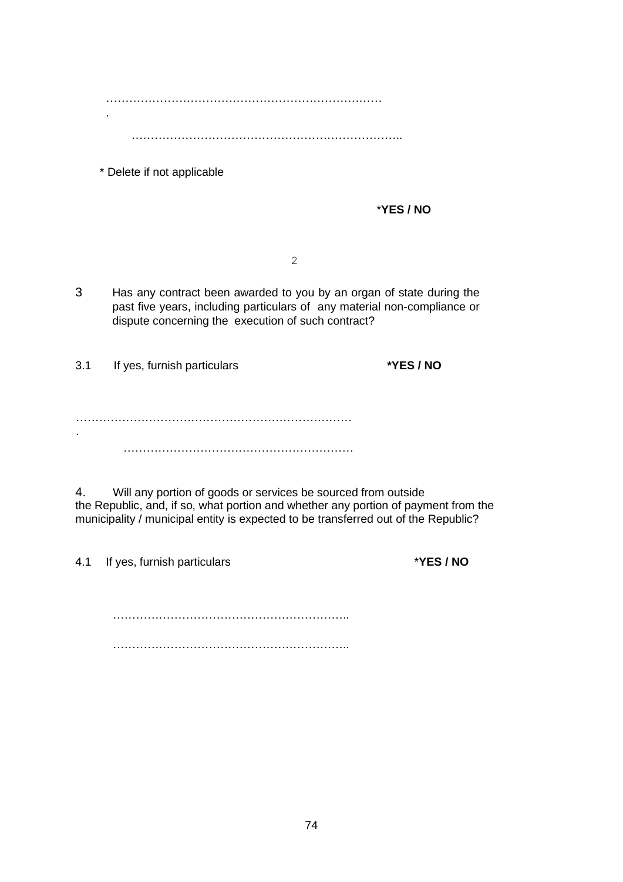…………………………………………………………………
.

………………………………………………………………..

\* Delete if not applicable

\*YES / NO

2

3 Has any contract been awarded to you by an organ of state during the past five years, including particulars of any material non-compliance or dispute concerning the execution of such contract?

3.1 If yes, furnish particulars **\*YES / NO**

…………………………………………………………………
.

……………………………………………………

4. Will any portion of goods or services be sourced from outside the Republic, and, if so, what portion and whether any portion of payment from the municipality / municipal entity is expected to be transferred out of the Republic?

4.1 If yes, furnish particulars \***YES / NO**

……………………………………………………..

……………………………………………………..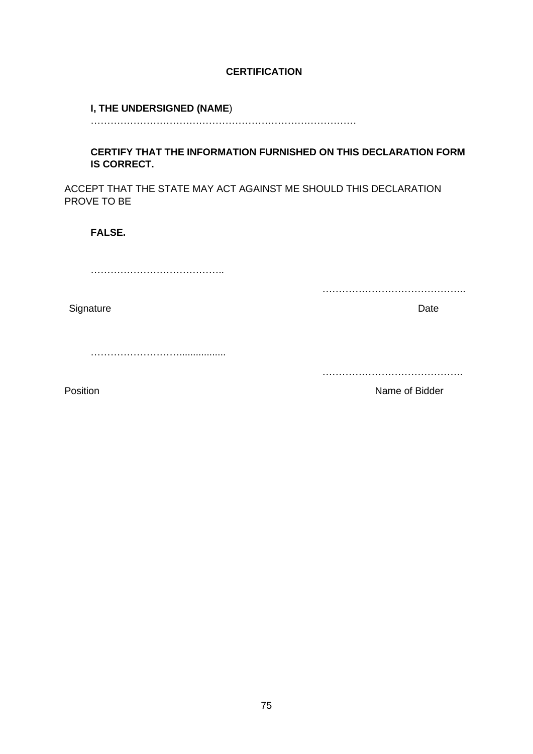**CERTIFICATION**

**I, THE UNDERSIGNED (NAME**)
…………………………………………………………………………

**CERTIFY THAT THE INFORMATION FURNISHED ON THIS DECLARATION FORM IS CORRECT.**

ACCEPT THAT THE STATE MAY ACT AGAINST ME SHOULD THIS DECLARATION PROVE TO BE

**FALSE.**

…………………………………..

……………………………………..

Signature Date

………………………................

…………………………………….

Position Name of Bidder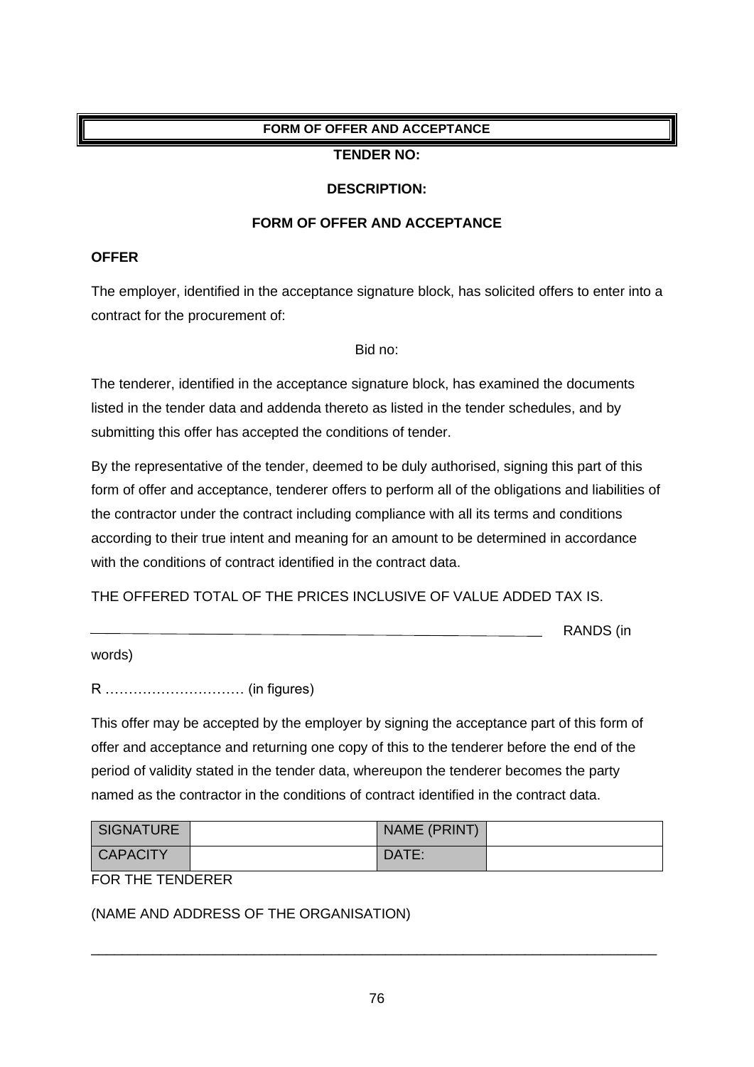**FORM OF OFFER AND ACCEPTANCE**

**TENDER NO:**

**DESCRIPTION:**

**FORM OF OFFER AND ACCEPTANCE**

**OFFER**

The employer, identified in the acceptance signature block, has solicited offers to enter into a contract for the procurement of:

Bid no:

The tenderer, identified in the acceptance signature block, has examined the documents listed in the tender data and addenda thereto as listed in the tender schedules, and by submitting this offer has accepted the conditions of tender.

By the representative of the tender, deemed to be duly authorised, signing this part of this form of offer and acceptance, tenderer offers to perform all of the obligations and liabilities of the contractor under the contract including compliance with all its terms and conditions according to their true intent and meaning for an amount to be determined in accordance with the conditions of contract identified in the contract data.

THE OFFERED TOTAL OF THE PRICES INCLUSIVE OF VALUE ADDED TAX IS.

______________________________________________ RANDS (in words)

R ………………………… (in figures)

This offer may be accepted by the employer by signing the acceptance part of this form of offer and acceptance and returning one copy of this to the tenderer before the end of the period of validity stated in the tender data, whereupon the tenderer becomes the party named as the contractor in the conditions of contract identified in the contract data.

| SIGNATURE | | NAME (PRINT) | |
|---|---|---|---|
| CAPACITY | | DATE: | |

FOR THE TENDERER

(NAME AND ADDRESS OF THE ORGANISATION)

_______________________________________________________________________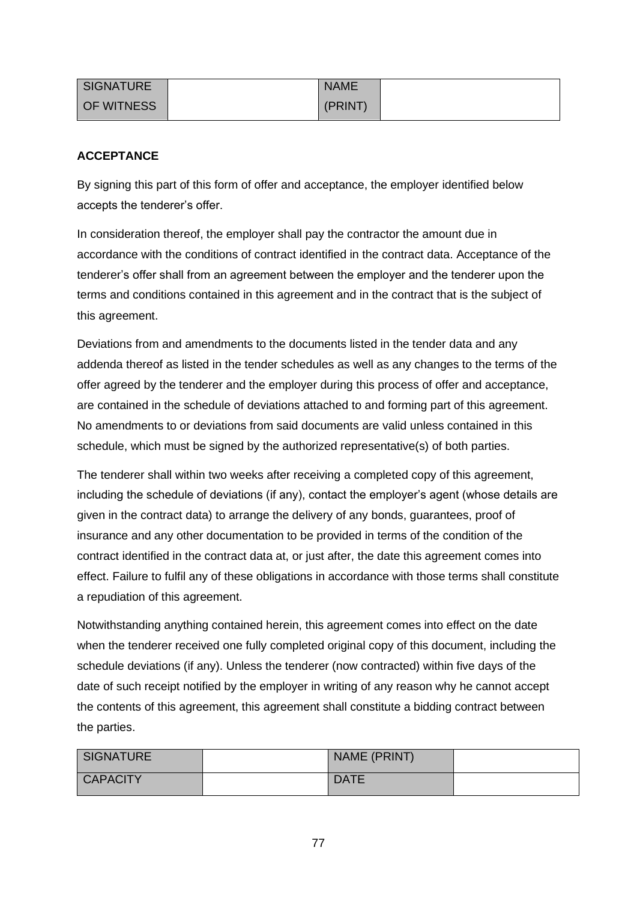| SIGNATURE OF WITNESS | | NAME (PRINT) | |
|---|---|---|---|

**ACCEPTANCE**

By signing this part of this form of offer and acceptance, the employer identified below accepts the tenderer's offer.

In consideration thereof, the employer shall pay the contractor the amount due in accordance with the conditions of contract identified in the contract data. Acceptance of the tenderer's offer shall from an agreement between the employer and the tenderer upon the terms and conditions contained in this agreement and in the contract that is the subject of this agreement.

Deviations from and amendments to the documents listed in the tender data and any addenda thereof as listed in the tender schedules as well as any changes to the terms of the offer agreed by the tenderer and the employer during this process of offer and acceptance, are contained in the schedule of deviations attached to and forming part of this agreement. No amendments to or deviations from said documents are valid unless contained in this schedule, which must be signed by the authorized representative(s) of both parties.

The tenderer shall within two weeks after receiving a completed copy of this agreement, including the schedule of deviations (if any), contact the employer's agent (whose details are given in the contract data) to arrange the delivery of any bonds, guarantees, proof of insurance and any other documentation to be provided in terms of the condition of the contract identified in the contract data at, or just after, the date this agreement comes into effect. Failure to fulfil any of these obligations in accordance with those terms shall constitute a repudiation of this agreement.

Notwithstanding anything contained herein, this agreement comes into effect on the date when the tenderer received one fully completed original copy of this document, including the schedule deviations (if any). Unless the tenderer (now contracted) within five days of the date of such receipt notified by the employer in writing of any reason why he cannot accept the contents of this agreement, this agreement shall constitute a bidding contract between the parties.

| SIGNATURE | | NAME (PRINT) | |
|---|---|---|---|
| CAPACITY | | DATE | |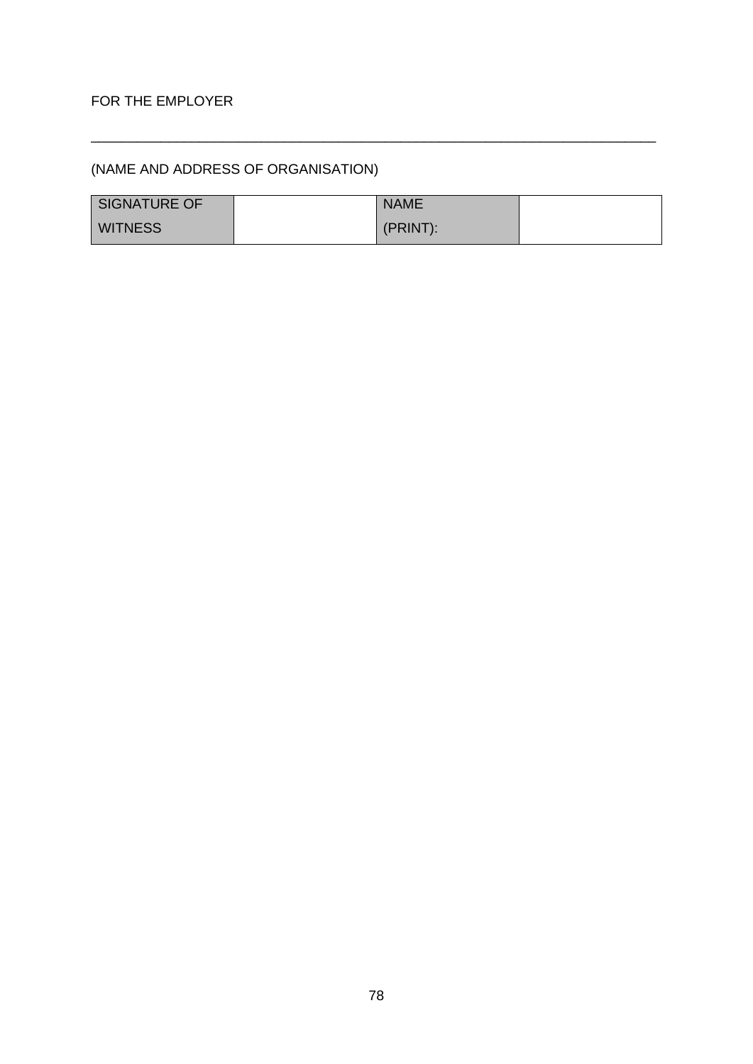FOR THE EMPLOYER

\_\_\_\_\_\_\_\_\_\_\_\_\_\_\_\_\_\_\_\_\_\_\_\_\_\_\_\_\_\_\_\_\_\_\_\_\_\_\_\_\_\_\_\_\_\_\_\_\_\_\_\_\_\_\_\_\_\_\_\_\_\_\_\_\_\_\_\_\_\_

(NAME AND ADDRESS OF ORGANISATION)

| | | | |
|---|---|---|---|
| SIGNATURE OF WITNESS | | NAME (PRINT): | |